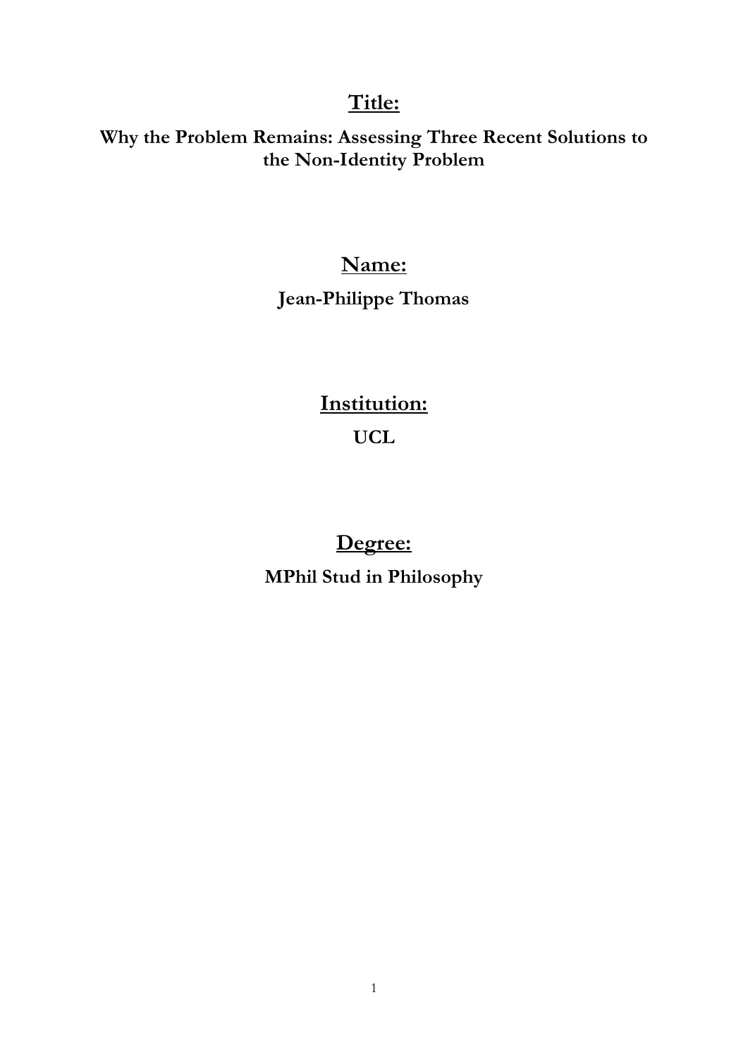**<u>Title:</u>**

**Why the Problem Remains: Assessing Three Recent Solutions to the Non-Identity Problem**

**<u>Name:</u>**

**Jean-Philippe Thomas**

**<u>Institution:</u>**

**UCL**

**<u>Degree:</u>**

**MPhil Stud in Philosophy**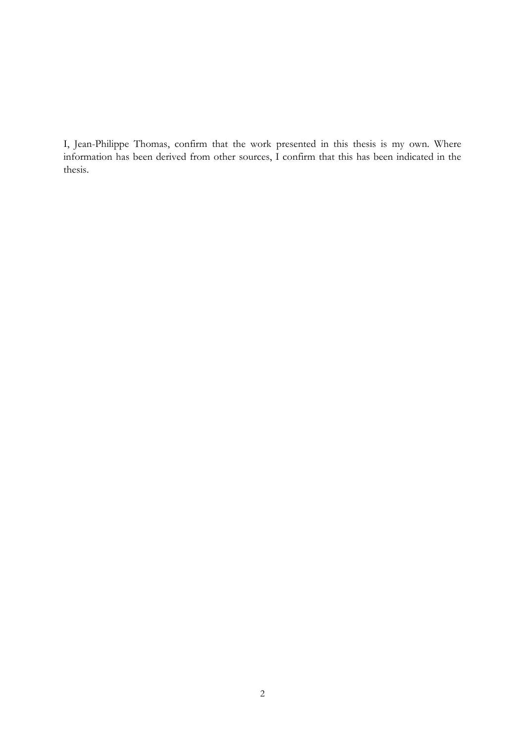I, Jean-Philippe Thomas, confirm that the work presented in this thesis is my own. Where information has been derived from other sources, I confirm that this has been indicated in the thesis.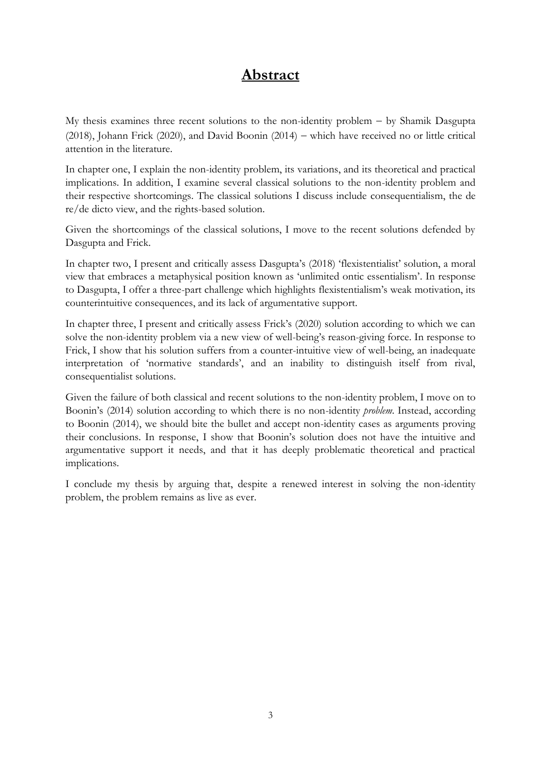# Abstract

My thesis examines three recent solutions to the non-identity problem – by Shamik Dasgupta (2018), Johann Frick (2020), and David Boonin (2014) – which have received no or little critical attention in the literature.

In chapter one, I explain the non-identity problem, its variations, and its theoretical and practical implications. In addition, I examine several classical solutions to the non-identity problem and their respective shortcomings. The classical solutions I discuss include consequentialism, the de re/de dicto view, and the rights-based solution.

Given the shortcomings of the classical solutions, I move to the recent solutions defended by Dasgupta and Frick.

In chapter two, I present and critically assess Dasgupta's (2018) 'flexistentialist' solution, a moral view that embraces a metaphysical position known as 'unlimited ontic essentialism'. In response to Dasgupta, I offer a three-part challenge which highlights flexistentialism's weak motivation, its counterintuitive consequences, and its lack of argumentative support.

In chapter three, I present and critically assess Frick's (2020) solution according to which we can solve the non-identity problem via a new view of well-being's reason-giving force. In response to Frick, I show that his solution suffers from a counter-intuitive view of well-being, an inadequate interpretation of 'normative standards', and an inability to distinguish itself from rival, consequentialist solutions.

Given the failure of both classical and recent solutions to the non-identity problem, I move on to Boonin's (2014) solution according to which there is no non-identity *problem*. Instead, according to Boonin (2014), we should bite the bullet and accept non-identity cases as arguments proving their conclusions. In response, I show that Boonin's solution does not have the intuitive and argumentative support it needs, and that it has deeply problematic theoretical and practical implications.

I conclude my thesis by arguing that, despite a renewed interest in solving the non-identity problem, the problem remains as live as ever.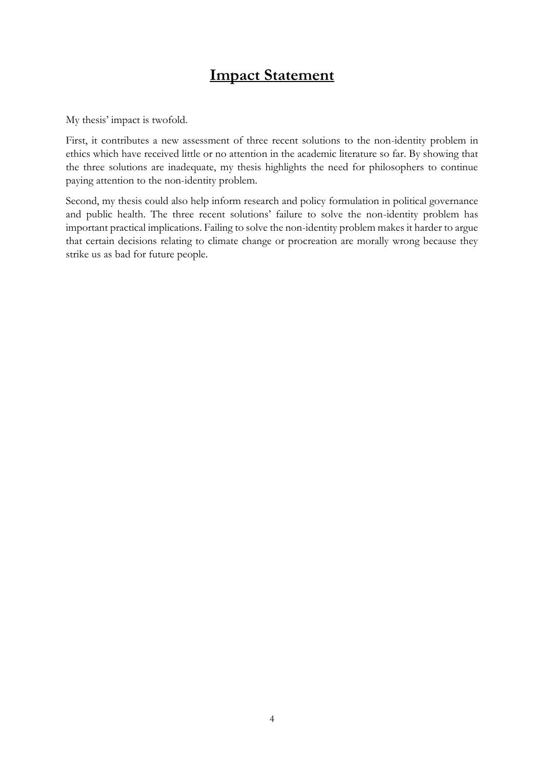# Impact Statement

My thesis' impact is twofold.

First, it contributes a new assessment of three recent solutions to the non-identity problem in ethics which have received little or no attention in the academic literature so far. By showing that the three solutions are inadequate, my thesis highlights the need for philosophers to continue paying attention to the non-identity problem.

Second, my thesis could also help inform research and policy formulation in political governance and public health. The three recent solutions' failure to solve the non-identity problem has important practical implications. Failing to solve the non-identity problem makes it harder to argue that certain decisions relating to climate change or procreation are morally wrong because they strike us as bad for future people.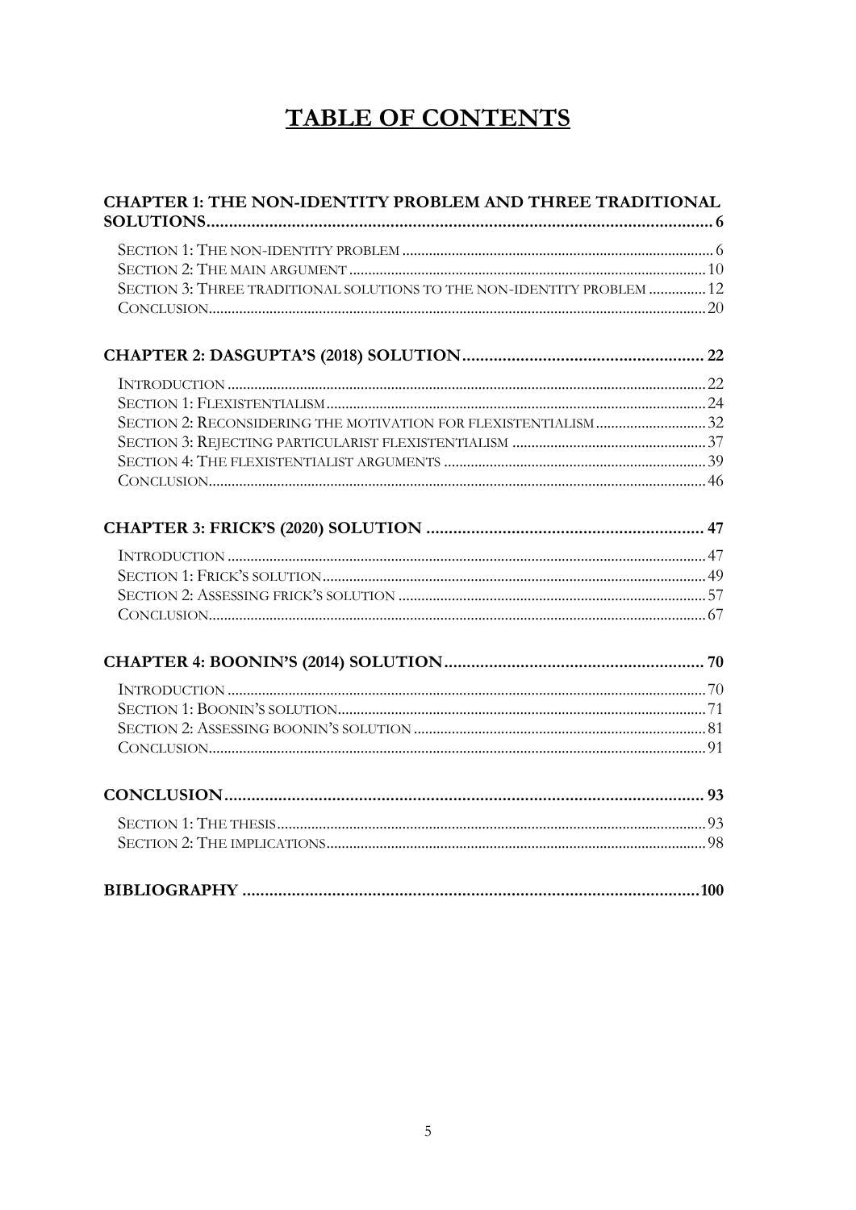# TABLE OF CONTENTS

**CHAPTER 1: THE NON-IDENTITY PROBLEM AND THREE TRADITIONAL SOLUTIONS** .......... 6

- Section 1: The non-identity problem .......... 6
- Section 2: The main argument .......... 10
- Section 3: Three traditional solutions to the non-identity problem .......... 12
- Conclusion .......... 20

**CHAPTER 2: DASGUPTA'S (2018) SOLUTION** .......... 22

- Introduction .......... 22
- Section 1: Flexistentialism .......... 24
- Section 2: Reconsidering the motivation for flexistentialism .......... 32
- Section 3: Rejecting particularist flexistentialism .......... 37
- Section 4: The flexistentialist arguments .......... 39
- Conclusion .......... 46

**CHAPTER 3: FRICK'S (2020) SOLUTION** .......... 47

- Introduction .......... 47
- Section 1: Frick's solution .......... 49
- Section 2: Assessing Frick's solution .......... 57
- Conclusion .......... 67

**CHAPTER 4: BOONIN'S (2014) SOLUTION** .......... 70

- Introduction .......... 70
- Section 1: Boonin's solution .......... 71
- Section 2: Assessing Boonin's solution .......... 81
- Conclusion .......... 91

**CONCLUSION** .......... 93

- Section 1: The thesis .......... 93
- Section 2: The implications .......... 98

**BIBLIOGRAPHY** .......... 100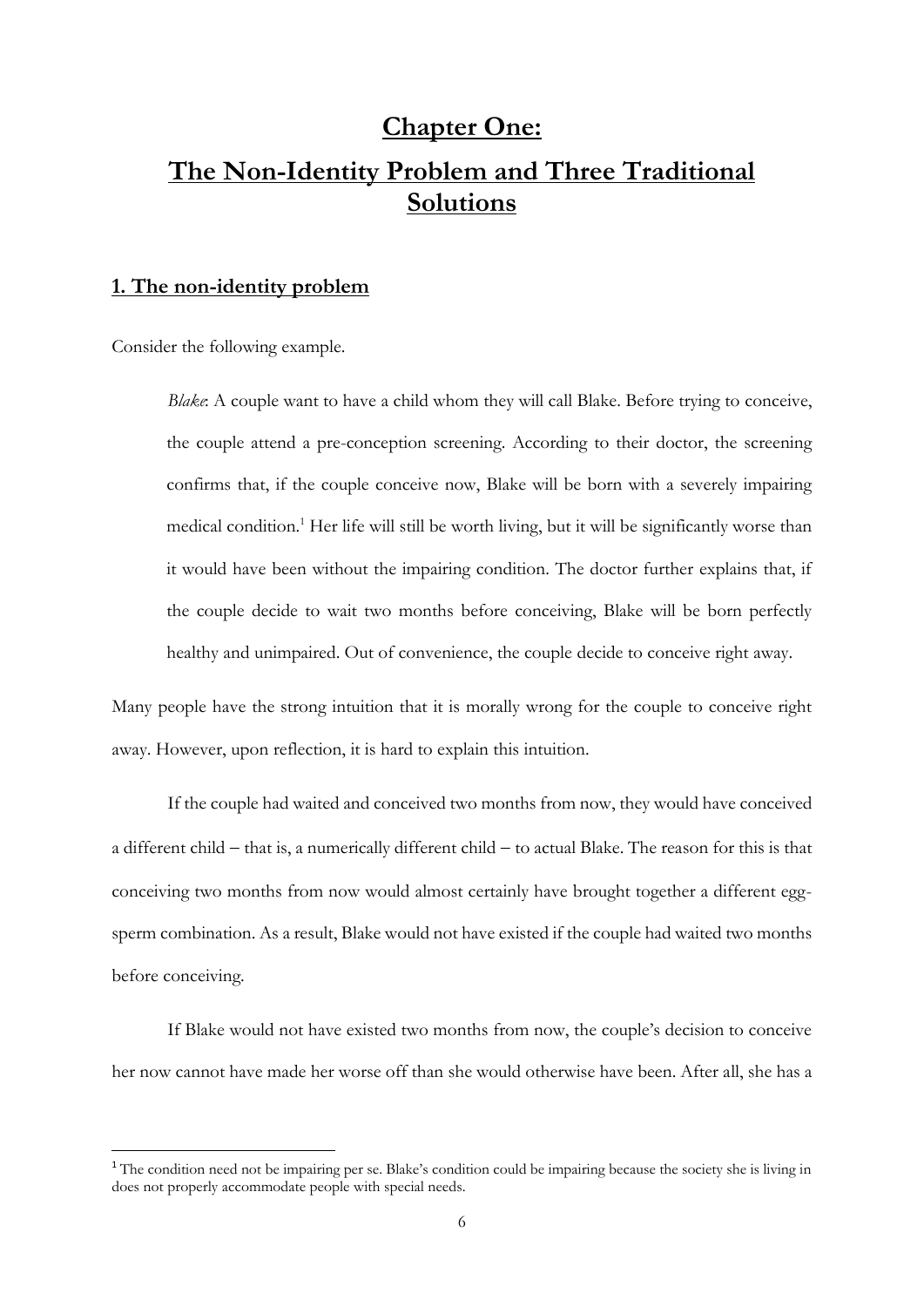# Chapter One:

# The Non-Identity Problem and Three Traditional Solutions

## 1. The non-identity problem

Consider the following example.

> *Blake*: A couple want to have a child whom they will call Blake. Before trying to conceive, the couple attend a pre-conception screening. According to their doctor, the screening confirms that, if the couple conceive now, Blake will be born with a severely impairing medical condition.[1] Her life will still be worth living, but it will be significantly worse than it would have been without the impairing condition. The doctor further explains that, if the couple decide to wait two months before conceiving, Blake will be born perfectly healthy and unimpaired. Out of convenience, the couple decide to conceive right away.

Many people have the strong intuition that it is morally wrong for the couple to conceive right away. However, upon reflection, it is hard to explain this intuition.

If the couple had waited and conceived two months from now, they would have conceived a different child – that is, a numerically different child – to actual Blake. The reason for this is that conceiving two months from now would almost certainly have brought together a different egg-sperm combination. As a result, Blake would not have existed if the couple had waited two months before conceiving.

If Blake would not have existed two months from now, the couple's decision to conceive her now cannot have made her worse off than she would otherwise have been. After all, she has a

[1] The condition need not be impairing per se. Blake's condition could be impairing because the society she is living in does not properly accommodate people with special needs.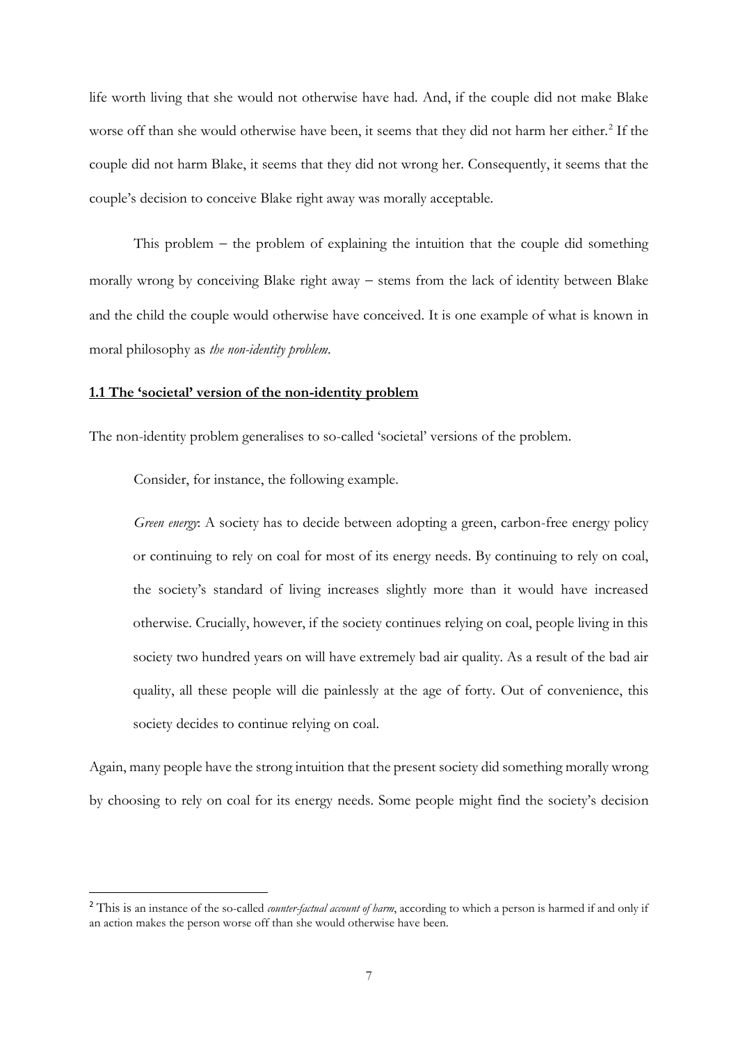life worth living that she would not otherwise have had. And, if the couple did not make Blake worse off than she would otherwise have been, it seems that they did not harm her either.[2] If the couple did not harm Blake, it seems that they did not wrong her. Consequently, it seems that the couple's decision to conceive Blake right away was morally acceptable.

This problem – the problem of explaining the intuition that the couple did something morally wrong by conceiving Blake right away – stems from the lack of identity between Blake and the child the couple would otherwise have conceived. It is one example of what is known in moral philosophy as *the non-identity problem*.

## 1.1 The 'societal' version of the non-identity problem

The non-identity problem generalises to so-called 'societal' versions of the problem.

Consider, for instance, the following example.

> *Green energy*: A society has to decide between adopting a green, carbon-free energy policy or continuing to rely on coal for most of its energy needs. By continuing to rely on coal, the society's standard of living increases slightly more than it would have increased otherwise. Crucially, however, if the society continues relying on coal, people living in this society two hundred years on will have extremely bad air quality. As a result of the bad air quality, all these people will die painlessly at the age of forty. Out of convenience, this society decides to continue relying on coal.

Again, many people have the strong intuition that the present society did something morally wrong by choosing to rely on coal for its energy needs. Some people might find the society's decision

---

[2] This is an instance of the so-called *counter-factual account of harm*, according to which a person is harmed if and only if an action makes the person worse off than she would otherwise have been.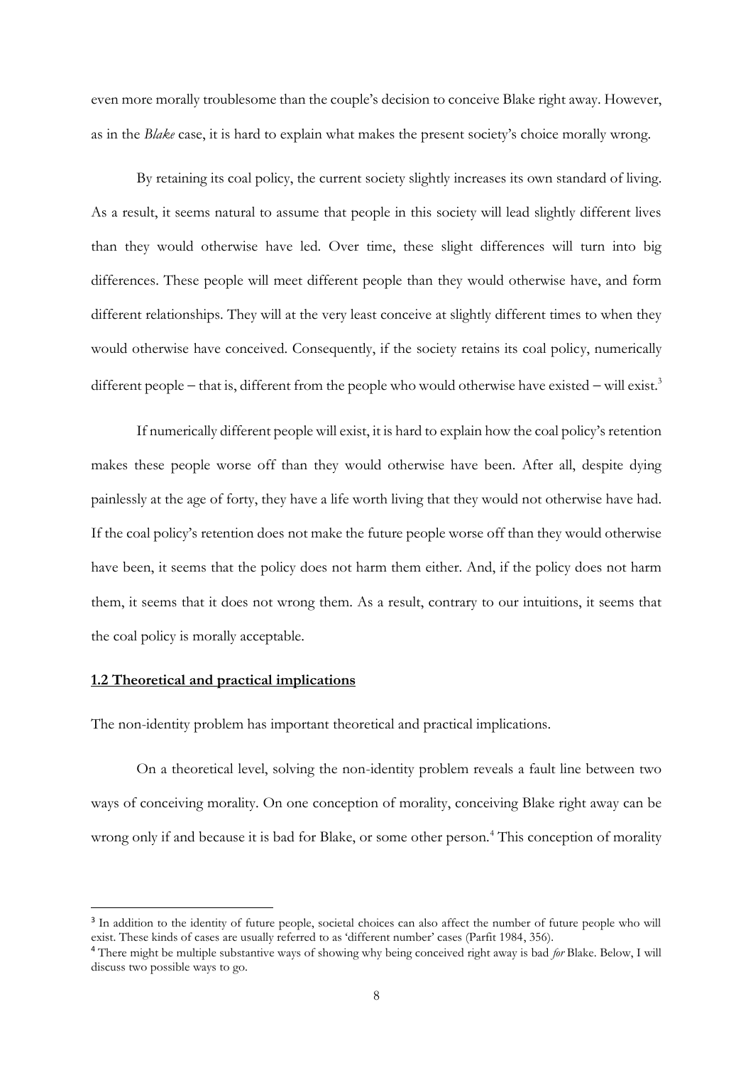even more morally troublesome than the couple's decision to conceive Blake right away. However, as in the *Blake* case, it is hard to explain what makes the present society's choice morally wrong.

By retaining its coal policy, the current society slightly increases its own standard of living. As a result, it seems natural to assume that people in this society will lead slightly different lives than they would otherwise have led. Over time, these slight differences will turn into big differences. These people will meet different people than they would otherwise have, and form different relationships. They will at the very least conceive at slightly different times to when they would otherwise have conceived. Consequently, if the society retains its coal policy, numerically different people – that is, different from the people who would otherwise have existed – will exist.[3]

If numerically different people will exist, it is hard to explain how the coal policy's retention makes these people worse off than they would otherwise have been. After all, despite dying painlessly at the age of forty, they have a life worth living that they would not otherwise have had. If the coal policy's retention does not make the future people worse off than they would otherwise have been, it seems that the policy does not harm them either. And, if the policy does not harm them, it seems that it does not wrong them. As a result, contrary to our intuitions, it seems that the coal policy is morally acceptable.

### **1.2 Theoretical and practical implications**

The non-identity problem has important theoretical and practical implications.

On a theoretical level, solving the non-identity problem reveals a fault line between two ways of conceiving morality. On one conception of morality, conceiving Blake right away can be wrong only if and because it is bad for Blake, or some other person.[4] This conception of morality

---

[3] In addition to the identity of future people, societal choices can also affect the number of future people who will exist. These kinds of cases are usually referred to as 'different number' cases (Parfit 1984, 356).

[4] There might be multiple substantive ways of showing why being conceived right away is bad *for* Blake. Below, I will discuss two possible ways to go.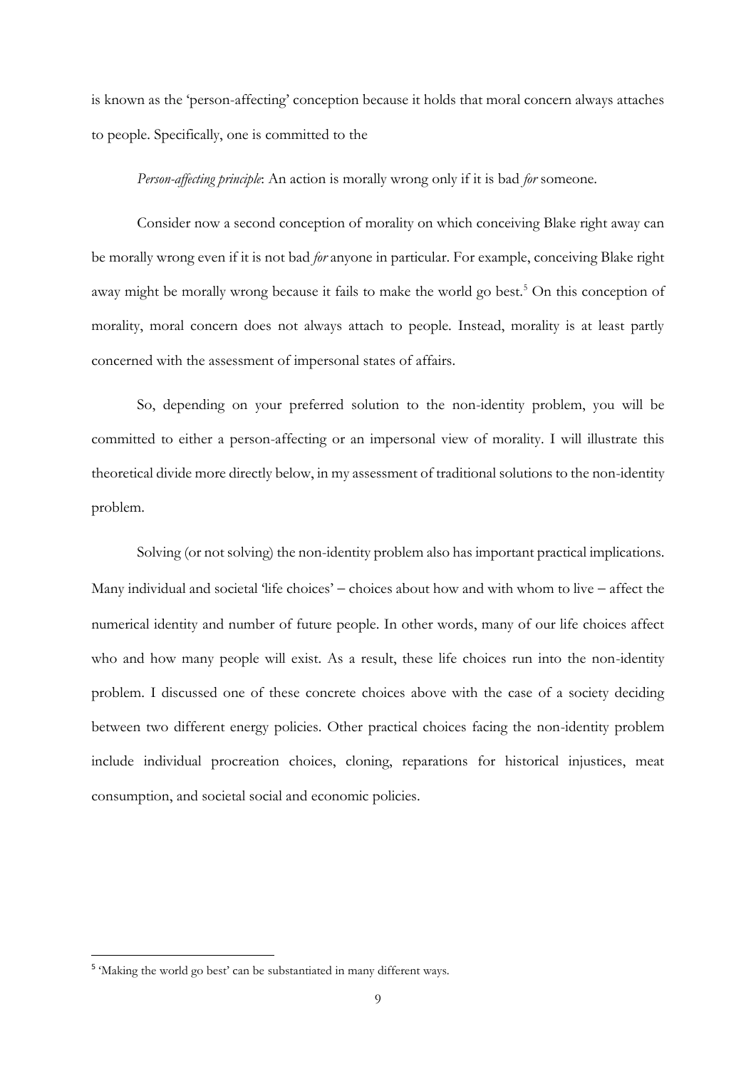is known as the 'person-affecting' conception because it holds that moral concern always attaches to people. Specifically, one is committed to the

*Person-affecting principle*: An action is morally wrong only if it is bad *for* someone.

Consider now a second conception of morality on which conceiving Blake right away can be morally wrong even if it is not bad *for* anyone in particular. For example, conceiving Blake right away might be morally wrong because it fails to make the world go best.[5] On this conception of morality, moral concern does not always attach to people. Instead, morality is at least partly concerned with the assessment of impersonal states of affairs.

So, depending on your preferred solution to the non-identity problem, you will be committed to either a person-affecting or an impersonal view of morality. I will illustrate this theoretical divide more directly below, in my assessment of traditional solutions to the non-identity problem.

Solving (or not solving) the non-identity problem also has important practical implications. Many individual and societal 'life choices' – choices about how and with whom to live – affect the numerical identity and number of future people. In other words, many of our life choices affect who and how many people will exist. As a result, these life choices run into the non-identity problem. I discussed one of these concrete choices above with the case of a society deciding between two different energy policies. Other practical choices facing the non-identity problem include individual procreation choices, cloning, reparations for historical injustices, meat consumption, and societal social and economic policies.

[5] 'Making the world go best' can be substantiated in many different ways.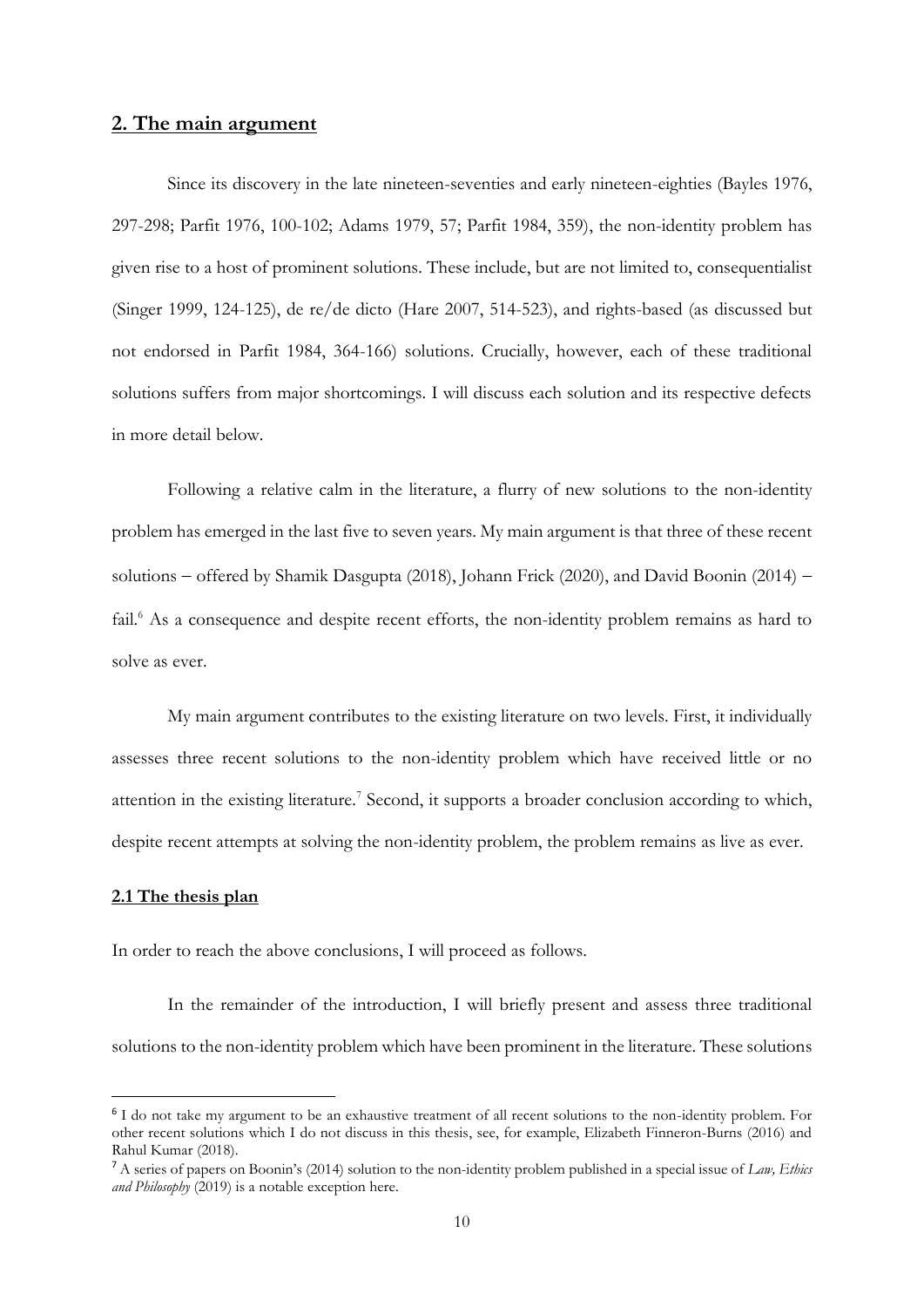## 2. The main argument

Since its discovery in the late nineteen-seventies and early nineteen-eighties (Bayles 1976, 297-298; Parfit 1976, 100-102; Adams 1979, 57; Parfit 1984, 359), the non-identity problem has given rise to a host of prominent solutions. These include, but are not limited to, consequentialist (Singer 1999, 124-125), de re/de dicto (Hare 2007, 514-523), and rights-based (as discussed but not endorsed in Parfit 1984, 364-166) solutions. Crucially, however, each of these traditional solutions suffers from major shortcomings. I will discuss each solution and its respective defects in more detail below.

Following a relative calm in the literature, a flurry of new solutions to the non-identity problem has emerged in the last five to seven years. My main argument is that three of these recent solutions – offered by Shamik Dasgupta (2018), Johann Frick (2020), and David Boonin (2014) – fail.[6] As a consequence and despite recent efforts, the non-identity problem remains as hard to solve as ever.

My main argument contributes to the existing literature on two levels. First, it individually assesses three recent solutions to the non-identity problem which have received little or no attention in the existing literature.[7] Second, it supports a broader conclusion according to which, despite recent attempts at solving the non-identity problem, the problem remains as live as ever.

### 2.1 The thesis plan

In order to reach the above conclusions, I will proceed as follows.

In the remainder of the introduction, I will briefly present and assess three traditional solutions to the non-identity problem which have been prominent in the literature. These solutions

[6] I do not take my argument to be an exhaustive treatment of all recent solutions to the non-identity problem. For other recent solutions which I do not discuss in this thesis, see, for example, Elizabeth Finneron-Burns (2016) and Rahul Kumar (2018).

[7] A series of papers on Boonin's (2014) solution to the non-identity problem published in a special issue of *Law, Ethics and Philosophy* (2019) is a notable exception here.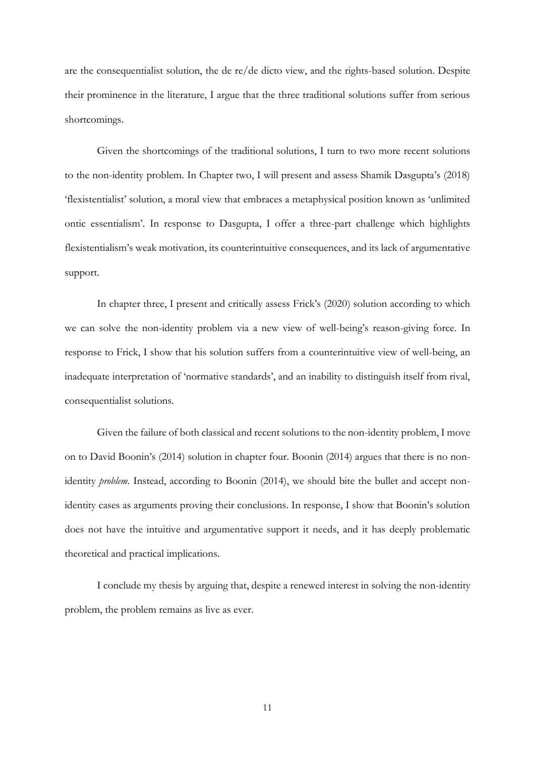are the consequentialist solution, the de re/de dicto view, and the rights-based solution. Despite their prominence in the literature, I argue that the three traditional solutions suffer from serious shortcomings.

Given the shortcomings of the traditional solutions, I turn to two more recent solutions to the non-identity problem. In Chapter two, I will present and assess Shamik Dasgupta's (2018) 'flexistentialist' solution, a moral view that embraces a metaphysical position known as 'unlimited ontic essentialism'. In response to Dasgupta, I offer a three-part challenge which highlights flexistentialism's weak motivation, its counterintuitive consequences, and its lack of argumentative support.

In chapter three, I present and critically assess Frick's (2020) solution according to which we can solve the non-identity problem via a new view of well-being's reason-giving force. In response to Frick, I show that his solution suffers from a counterintuitive view of well-being, an inadequate interpretation of 'normative standards', and an inability to distinguish itself from rival, consequentialist solutions.

Given the failure of both classical and recent solutions to the non-identity problem, I move on to David Boonin's (2014) solution in chapter four. Boonin (2014) argues that there is no non-identity *problem*. Instead, according to Boonin (2014), we should bite the bullet and accept non-identity cases as arguments proving their conclusions. In response, I show that Boonin's solution does not have the intuitive and argumentative support it needs, and it has deeply problematic theoretical and practical implications.

I conclude my thesis by arguing that, despite a renewed interest in solving the non-identity problem, the problem remains as live as ever.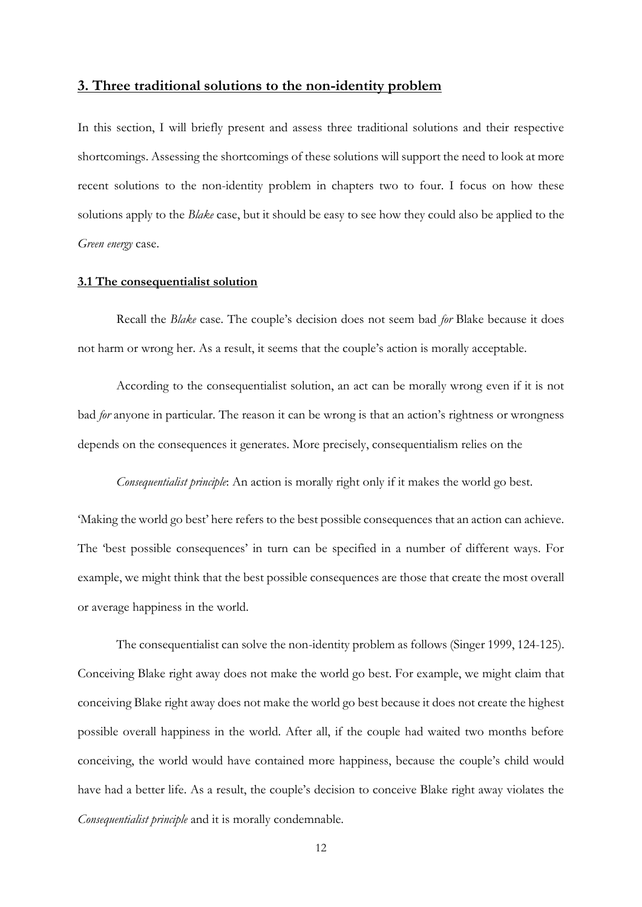## 3. Three traditional solutions to the non-identity problem

In this section, I will briefly present and assess three traditional solutions and their respective shortcomings. Assessing the shortcomings of these solutions will support the need to look at more recent solutions to the non-identity problem in chapters two to four. I focus on how these solutions apply to the *Blake* case, but it should be easy to see how they could also be applied to the *Green energy* case.

### 3.1 The consequentialist solution

Recall the *Blake* case. The couple's decision does not seem bad *for* Blake because it does not harm or wrong her. As a result, it seems that the couple's action is morally acceptable.

According to the consequentialist solution, an act can be morally wrong even if it is not bad *for* anyone in particular. The reason it can be wrong is that an action's rightness or wrongness depends on the consequences it generates. More precisely, consequentialism relies on the

*Consequentialist principle*: An action is morally right only if it makes the world go best.

'Making the world go best' here refers to the best possible consequences that an action can achieve. The 'best possible consequences' in turn can be specified in a number of different ways. For example, we might think that the best possible consequences are those that create the most overall or average happiness in the world.

The consequentialist can solve the non-identity problem as follows (Singer 1999, 124-125). Conceiving Blake right away does not make the world go best. For example, we might claim that conceiving Blake right away does not make the world go best because it does not create the highest possible overall happiness in the world. After all, if the couple had waited two months before conceiving, the world would have contained more happiness, because the couple's child would have had a better life. As a result, the couple's decision to conceive Blake right away violates the *Consequentialist principle* and it is morally condemnable.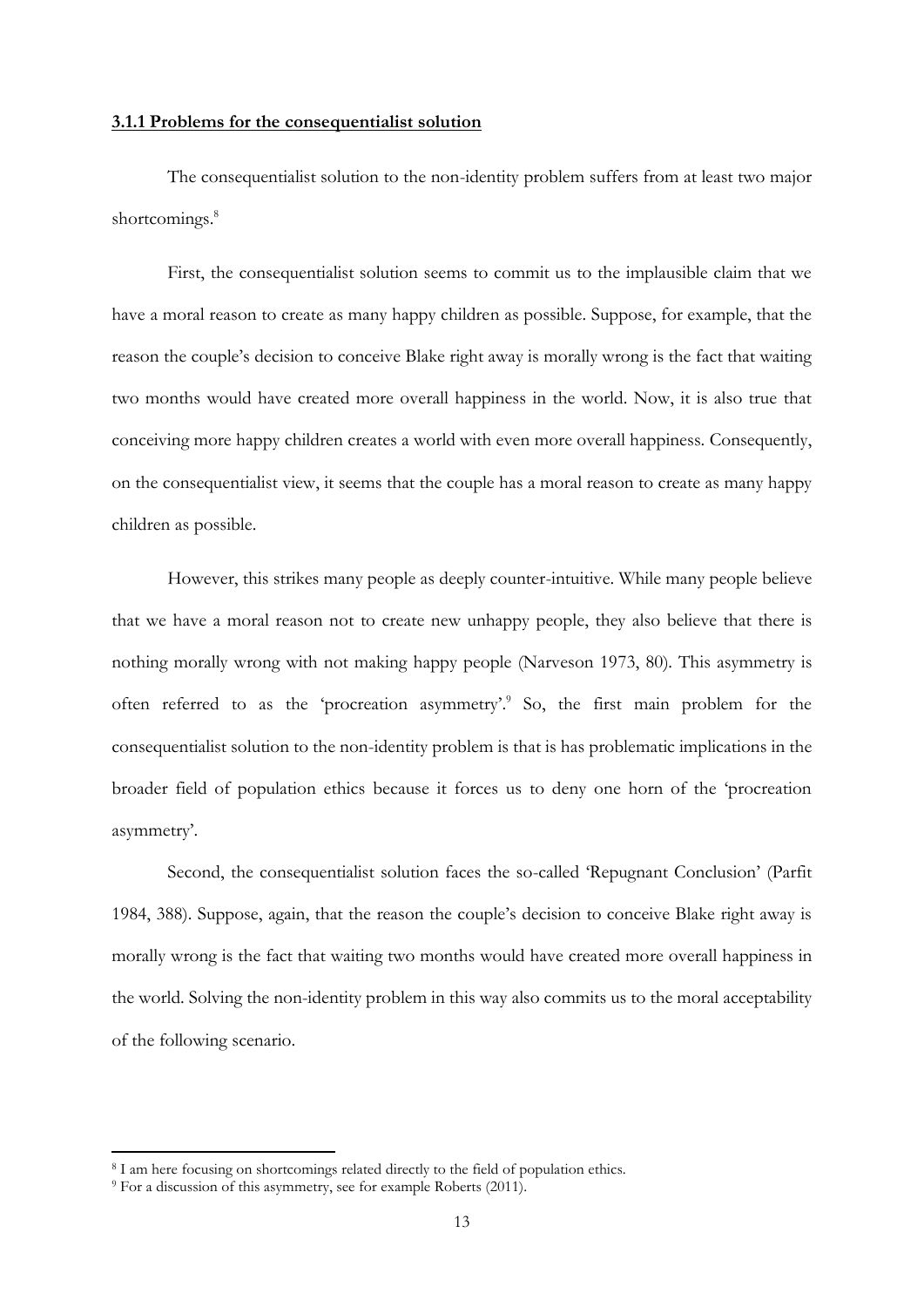### **3.1.1 Problems for the consequentialist solution**

The consequentialist solution to the non-identity problem suffers from at least two major shortcomings.[8]

First, the consequentialist solution seems to commit us to the implausible claim that we have a moral reason to create as many happy children as possible. Suppose, for example, that the reason the couple's decision to conceive Blake right away is morally wrong is the fact that waiting two months would have created more overall happiness in the world. Now, it is also true that conceiving more happy children creates a world with even more overall happiness. Consequently, on the consequentialist view, it seems that the couple has a moral reason to create as many happy children as possible.

However, this strikes many people as deeply counter-intuitive. While many people believe that we have a moral reason not to create new unhappy people, they also believe that there is nothing morally wrong with not making happy people (Narveson 1973, 80). This asymmetry is often referred to as the 'procreation asymmetry'.[9] So, the first main problem for the consequentialist solution to the non-identity problem is that is has problematic implications in the broader field of population ethics because it forces us to deny one horn of the 'procreation asymmetry'.

Second, the consequentialist solution faces the so-called 'Repugnant Conclusion' (Parfit 1984, 388). Suppose, again, that the reason the couple's decision to conceive Blake right away is morally wrong is the fact that waiting two months would have created more overall happiness in the world. Solving the non-identity problem in this way also commits us to the moral acceptability of the following scenario.

---

[8] I am here focusing on shortcomings related directly to the field of population ethics.

[9] For a discussion of this asymmetry, see for example Roberts (2011).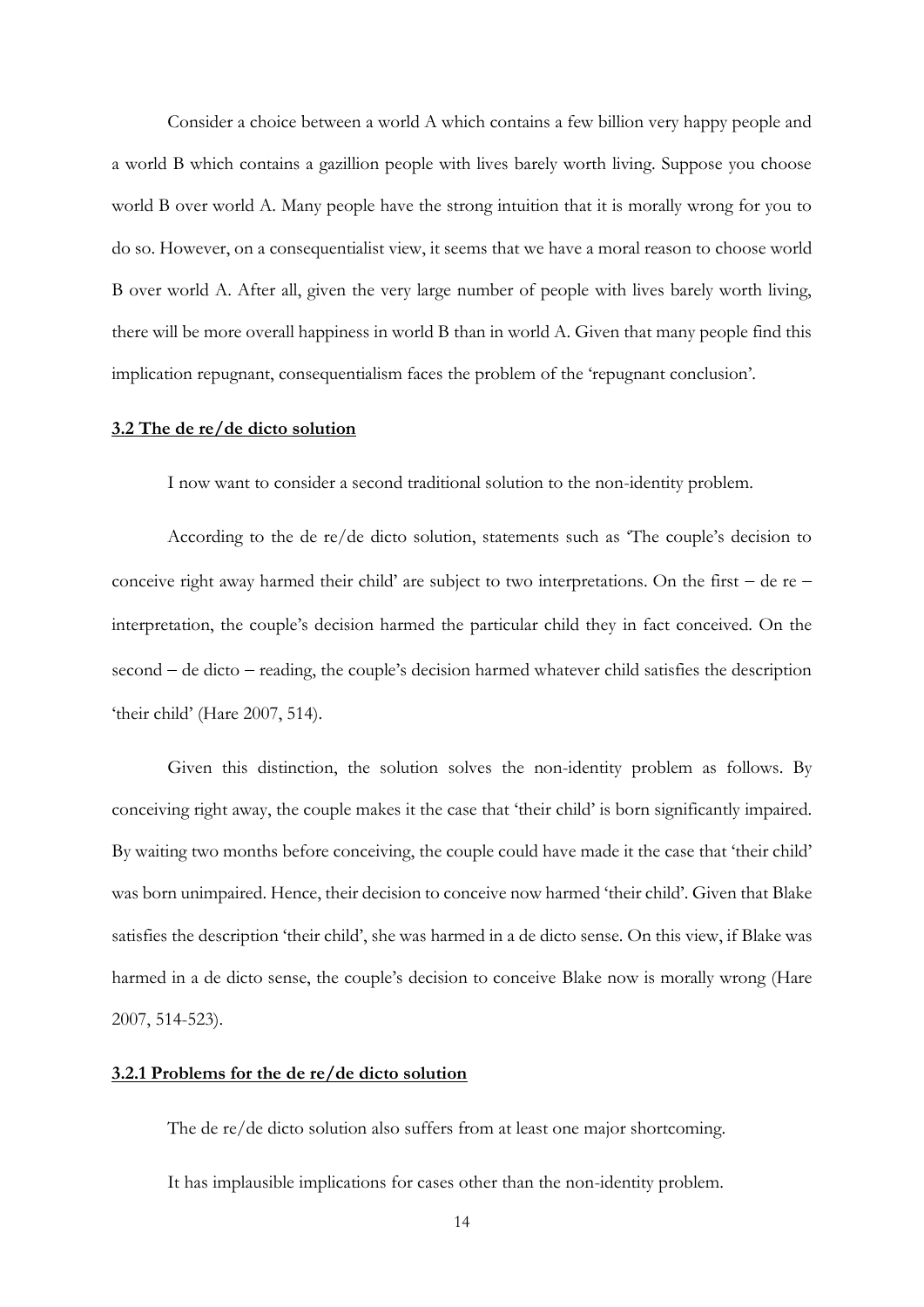Consider a choice between a world A which contains a few billion very happy people and a world B which contains a gazillion people with lives barely worth living. Suppose you choose world B over world A. Many people have the strong intuition that it is morally wrong for you to do so. However, on a consequentialist view, it seems that we have a moral reason to choose world B over world A. After all, given the very large number of people with lives barely worth living, there will be more overall happiness in world B than in world A. Given that many people find this implication repugnant, consequentialism faces the problem of the 'repugnant conclusion'.

### 3.2 The de re/de dicto solution

I now want to consider a second traditional solution to the non-identity problem.

According to the de re/de dicto solution, statements such as 'The couple's decision to conceive right away harmed their child' are subject to two interpretations. On the first – de re – interpretation, the couple's decision harmed the particular child they in fact conceived. On the second – de dicto – reading, the couple's decision harmed whatever child satisfies the description 'their child' (Hare 2007, 514).

Given this distinction, the solution solves the non-identity problem as follows. By conceiving right away, the couple makes it the case that 'their child' is born significantly impaired. By waiting two months before conceiving, the couple could have made it the case that 'their child' was born unimpaired. Hence, their decision to conceive now harmed 'their child'. Given that Blake satisfies the description 'their child', she was harmed in a de dicto sense. On this view, if Blake was harmed in a de dicto sense, the couple's decision to conceive Blake now is morally wrong (Hare 2007, 514-523).

#### 3.2.1 Problems for the de re/de dicto solution

The de re/de dicto solution also suffers from at least one major shortcoming.

It has implausible implications for cases other than the non-identity problem.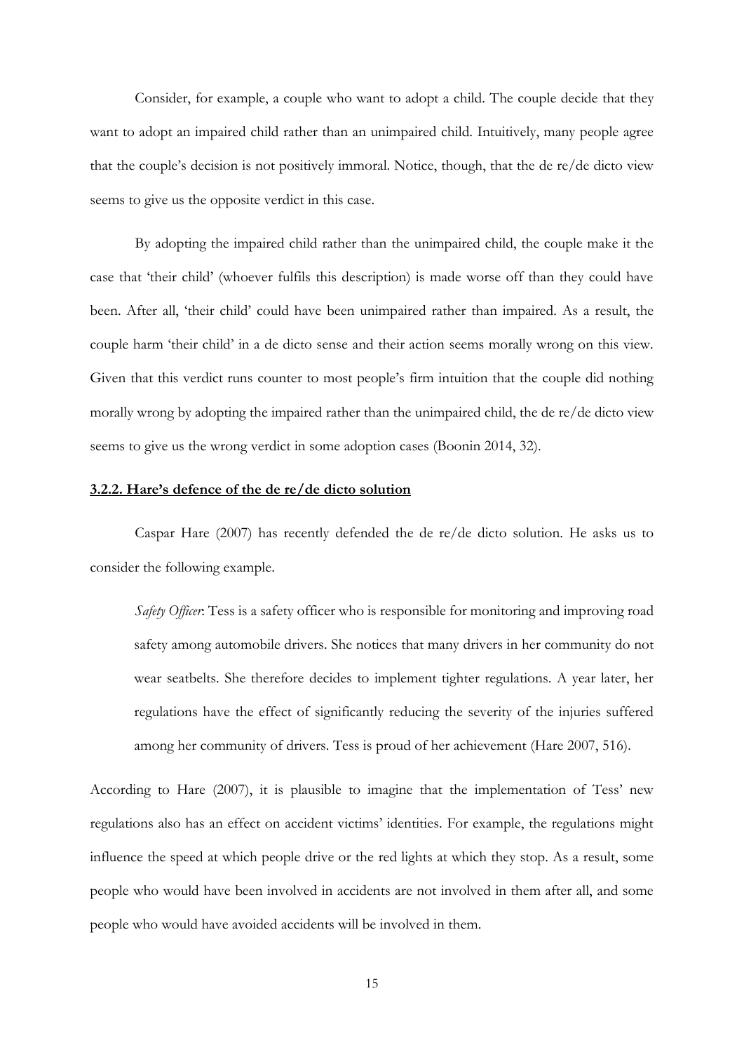Consider, for example, a couple who want to adopt a child. The couple decide that they want to adopt an impaired child rather than an unimpaired child. Intuitively, many people agree that the couple's decision is not positively immoral. Notice, though, that the de re/de dicto view seems to give us the opposite verdict in this case.

By adopting the impaired child rather than the unimpaired child, the couple make it the case that 'their child' (whoever fulfils this description) is made worse off than they could have been. After all, 'their child' could have been unimpaired rather than impaired. As a result, the couple harm 'their child' in a de dicto sense and their action seems morally wrong on this view. Given that this verdict runs counter to most people's firm intuition that the couple did nothing morally wrong by adopting the impaired rather than the unimpaired child, the de re/de dicto view seems to give us the wrong verdict in some adoption cases (Boonin 2014, 32).

### 3.2.2. Hare's defence of the de re/de dicto solution

Caspar Hare (2007) has recently defended the de re/de dicto solution. He asks us to consider the following example.

> *Safety Officer*: Tess is a safety officer who is responsible for monitoring and improving road safety among automobile drivers. She notices that many drivers in her community do not wear seatbelts. She therefore decides to implement tighter regulations. A year later, her regulations have the effect of significantly reducing the severity of the injuries suffered among her community of drivers. Tess is proud of her achievement (Hare 2007, 516).

According to Hare (2007), it is plausible to imagine that the implementation of Tess' new regulations also has an effect on accident victims' identities. For example, the regulations might influence the speed at which people drive or the red lights at which they stop. As a result, some people who would have been involved in accidents are not involved in them after all, and some people who would have avoided accidents will be involved in them.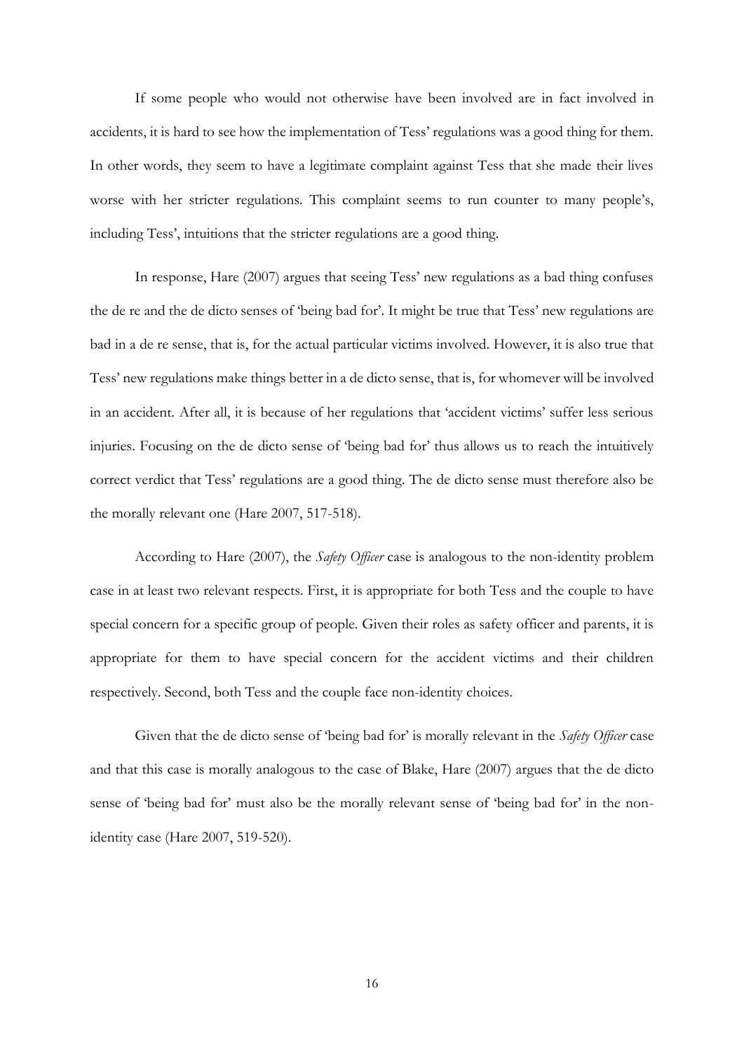If some people who would not otherwise have been involved are in fact involved in accidents, it is hard to see how the implementation of Tess' regulations was a good thing for them. In other words, they seem to have a legitimate complaint against Tess that she made their lives worse with her stricter regulations. This complaint seems to run counter to many people's, including Tess', intuitions that the stricter regulations are a good thing.

In response, Hare (2007) argues that seeing Tess' new regulations as a bad thing confuses the de re and the de dicto senses of 'being bad for'. It might be true that Tess' new regulations are bad in a de re sense, that is, for the actual particular victims involved. However, it is also true that Tess' new regulations make things better in a de dicto sense, that is, for whomever will be involved in an accident. After all, it is because of her regulations that 'accident victims' suffer less serious injuries. Focusing on the de dicto sense of 'being bad for' thus allows us to reach the intuitively correct verdict that Tess' regulations are a good thing. The de dicto sense must therefore also be the morally relevant one (Hare 2007, 517-518).

According to Hare (2007), the *Safety Officer* case is analogous to the non-identity problem case in at least two relevant respects. First, it is appropriate for both Tess and the couple to have special concern for a specific group of people. Given their roles as safety officer and parents, it is appropriate for them to have special concern for the accident victims and their children respectively. Second, both Tess and the couple face non-identity choices.

Given that the de dicto sense of 'being bad for' is morally relevant in the *Safety Officer* case and that this case is morally analogous to the case of Blake, Hare (2007) argues that the de dicto sense of 'being bad for' must also be the morally relevant sense of 'being bad for' in the non-identity case (Hare 2007, 519-520).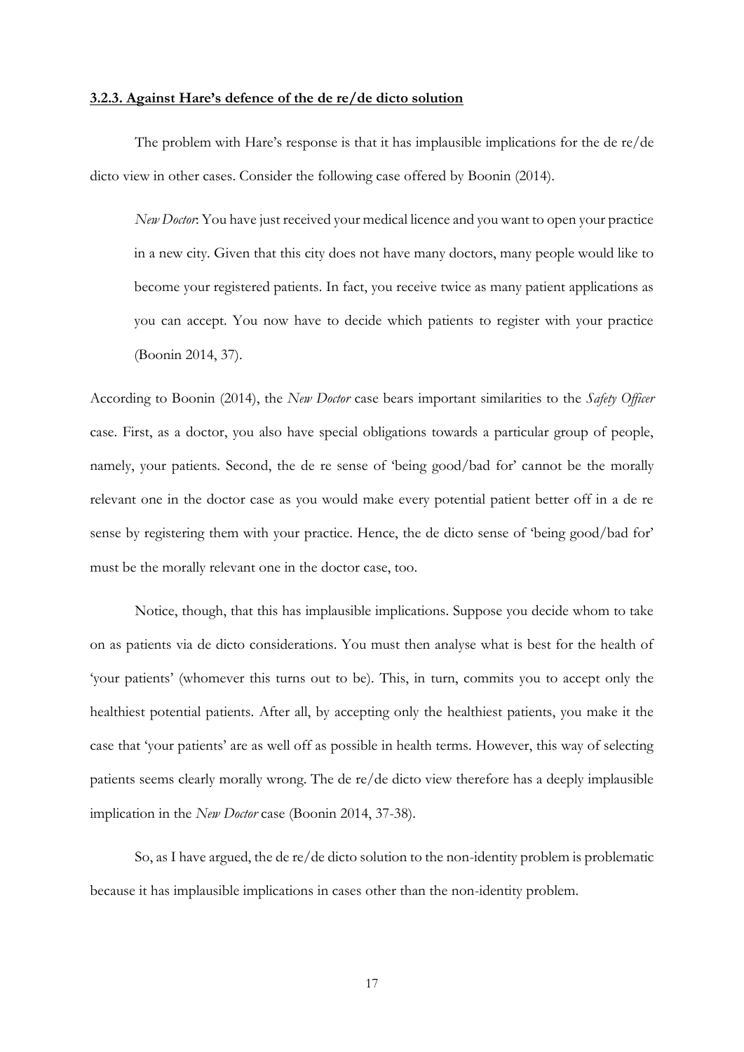#### 3.2.3. Against Hare's defence of the de re/de dicto solution

The problem with Hare's response is that it has implausible implications for the de re/de dicto view in other cases. Consider the following case offered by Boonin (2014).

> *New Doctor*: You have just received your medical licence and you want to open your practice in a new city. Given that this city does not have many doctors, many people would like to become your registered patients. In fact, you receive twice as many patient applications as you can accept. You now have to decide which patients to register with your practice (Boonin 2014, 37).

According to Boonin (2014), the *New Doctor* case bears important similarities to the *Safety Officer* case. First, as a doctor, you also have special obligations towards a particular group of people, namely, your patients. Second, the de re sense of 'being good/bad for' cannot be the morally relevant one in the doctor case as you would make every potential patient better off in a de re sense by registering them with your practice. Hence, the de dicto sense of 'being good/bad for' must be the morally relevant one in the doctor case, too.

Notice, though, that this has implausible implications. Suppose you decide whom to take on as patients via de dicto considerations. You must then analyse what is best for the health of 'your patients' (whomever this turns out to be). This, in turn, commits you to accept only the healthiest potential patients. After all, by accepting only the healthiest patients, you make it the case that 'your patients' are as well off as possible in health terms. However, this way of selecting patients seems clearly morally wrong. The de re/de dicto view therefore has a deeply implausible implication in the *New Doctor* case (Boonin 2014, 37-38).

So, as I have argued, the de re/de dicto solution to the non-identity problem is problematic because it has implausible implications in cases other than the non-identity problem.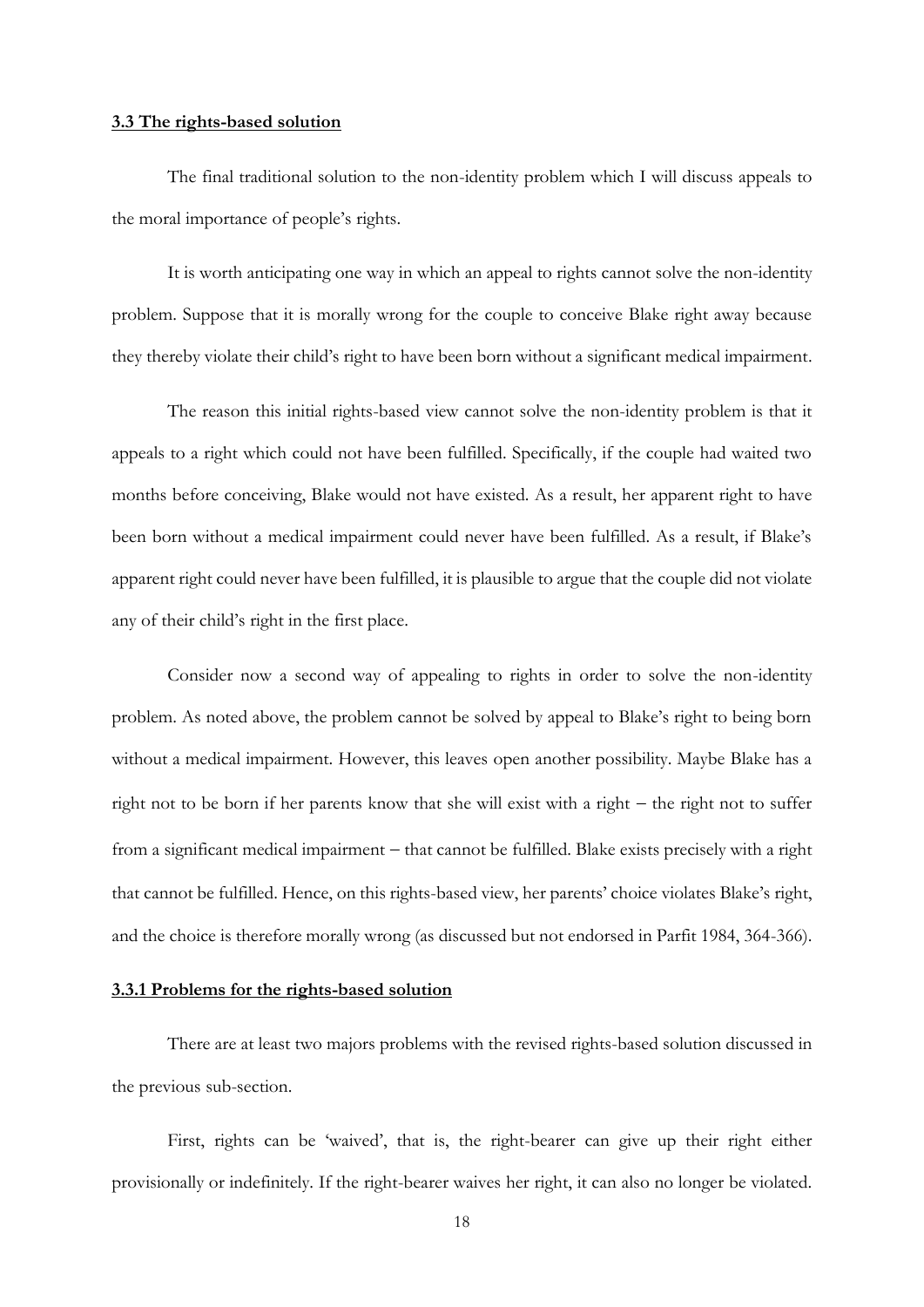### 3.3 The rights-based solution

The final traditional solution to the non-identity problem which I will discuss appeals to the moral importance of people's rights.

It is worth anticipating one way in which an appeal to rights cannot solve the non-identity problem. Suppose that it is morally wrong for the couple to conceive Blake right away because they thereby violate their child's right to have been born without a significant medical impairment.

The reason this initial rights-based view cannot solve the non-identity problem is that it appeals to a right which could not have been fulfilled. Specifically, if the couple had waited two months before conceiving, Blake would not have existed. As a result, her apparent right to have been born without a medical impairment could never have been fulfilled. As a result, if Blake's apparent right could never have been fulfilled, it is plausible to argue that the couple did not violate any of their child's right in the first place.

Consider now a second way of appealing to rights in order to solve the non-identity problem. As noted above, the problem cannot be solved by appeal to Blake's right to being born without a medical impairment. However, this leaves open another possibility. Maybe Blake has a right not to be born if her parents know that she will exist with a right – the right not to suffer from a significant medical impairment – that cannot be fulfilled. Blake exists precisely with a right that cannot be fulfilled. Hence, on this rights-based view, her parents' choice violates Blake's right, and the choice is therefore morally wrong (as discussed but not endorsed in Parfit 1984, 364-366).

#### 3.3.1 Problems for the rights-based solution

There are at least two majors problems with the revised rights-based solution discussed in the previous sub-section.

First, rights can be 'waived', that is, the right-bearer can give up their right either provisionally or indefinitely. If the right-bearer waives her right, it can also no longer be violated.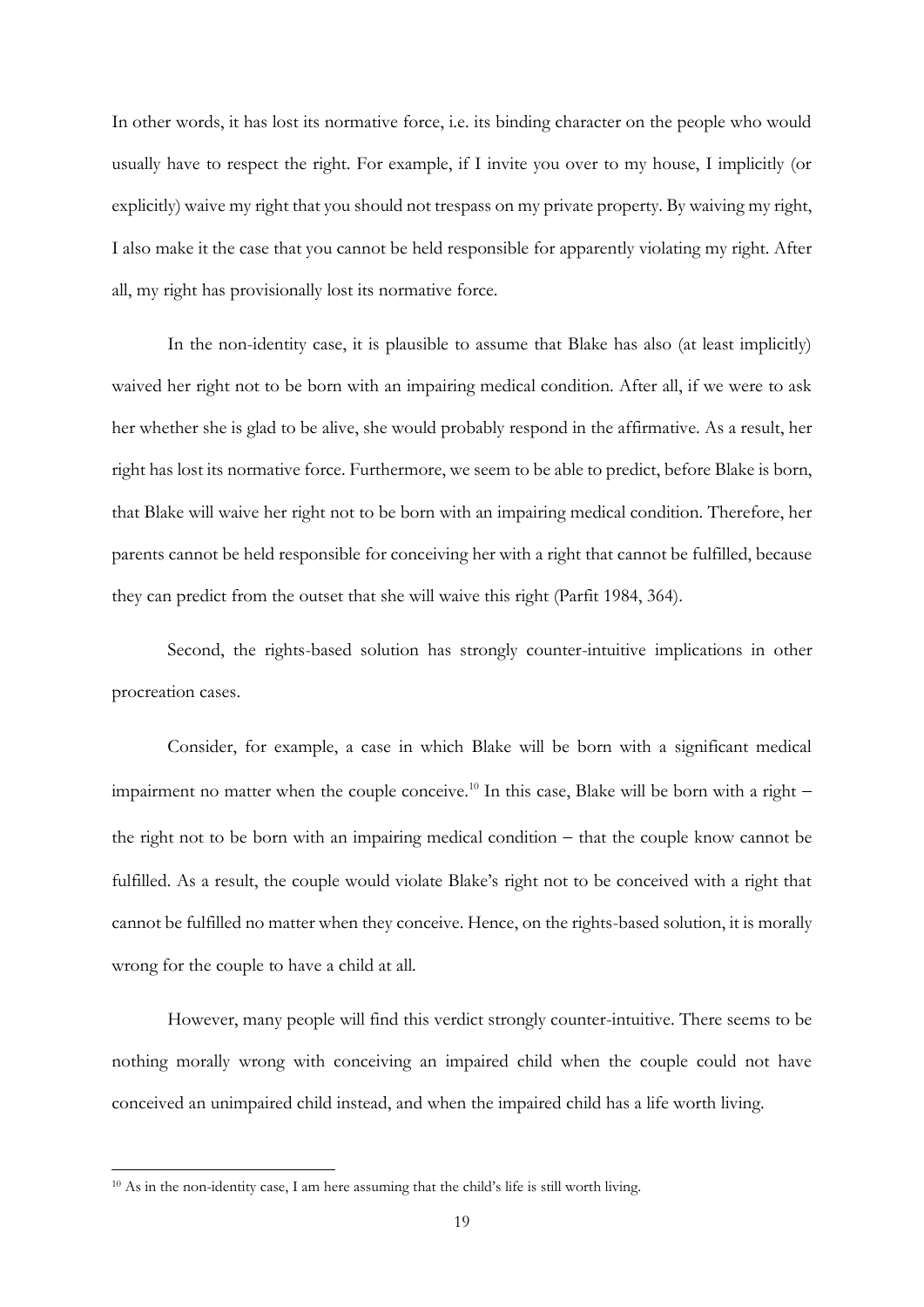In other words, it has lost its normative force, i.e. its binding character on the people who would usually have to respect the right. For example, if I invite you over to my house, I implicitly (or explicitly) waive my right that you should not trespass on my private property. By waiving my right, I also make it the case that you cannot be held responsible for apparently violating my right. After all, my right has provisionally lost its normative force.

In the non-identity case, it is plausible to assume that Blake has also (at least implicitly) waived her right not to be born with an impairing medical condition. After all, if we were to ask her whether she is glad to be alive, she would probably respond in the affirmative. As a result, her right has lost its normative force. Furthermore, we seem to be able to predict, before Blake is born, that Blake will waive her right not to be born with an impairing medical condition. Therefore, her parents cannot be held responsible for conceiving her with a right that cannot be fulfilled, because they can predict from the outset that she will waive this right (Parfit 1984, 364).

Second, the rights-based solution has strongly counter-intuitive implications in other procreation cases.

Consider, for example, a case in which Blake will be born with a significant medical impairment no matter when the couple conceive.[10] In this case, Blake will be born with a right – the right not to be born with an impairing medical condition – that the couple know cannot be fulfilled. As a result, the couple would violate Blake's right not to be conceived with a right that cannot be fulfilled no matter when they conceive. Hence, on the rights-based solution, it is morally wrong for the couple to have a child at all.

However, many people will find this verdict strongly counter-intuitive. There seems to be nothing morally wrong with conceiving an impaired child when the couple could not have conceived an unimpaired child instead, and when the impaired child has a life worth living.

---

[10] As in the non-identity case, I am here assuming that the child's life is still worth living.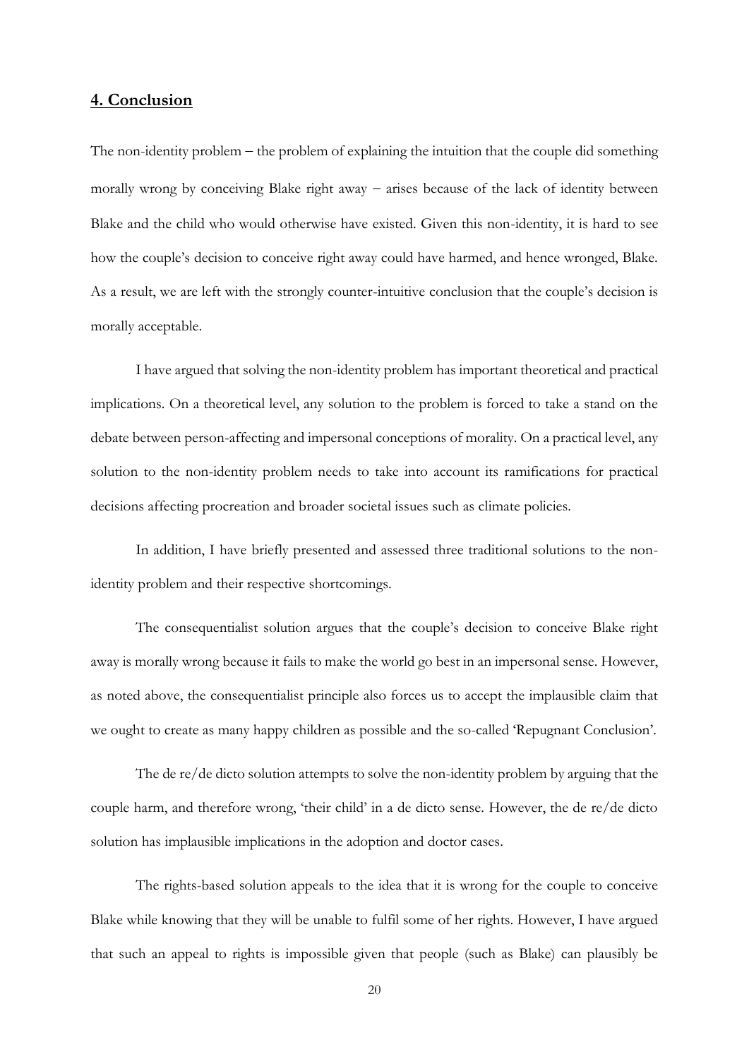## 4. Conclusion

The non-identity problem – the problem of explaining the intuition that the couple did something morally wrong by conceiving Blake right away – arises because of the lack of identity between Blake and the child who would otherwise have existed. Given this non-identity, it is hard to see how the couple's decision to conceive right away could have harmed, and hence wronged, Blake. As a result, we are left with the strongly counter-intuitive conclusion that the couple's decision is morally acceptable.

I have argued that solving the non-identity problem has important theoretical and practical implications. On a theoretical level, any solution to the problem is forced to take a stand on the debate between person-affecting and impersonal conceptions of morality. On a practical level, any solution to the non-identity problem needs to take into account its ramifications for practical decisions affecting procreation and broader societal issues such as climate policies.

In addition, I have briefly presented and assessed three traditional solutions to the non-identity problem and their respective shortcomings.

The consequentialist solution argues that the couple's decision to conceive Blake right away is morally wrong because it fails to make the world go best in an impersonal sense. However, as noted above, the consequentialist principle also forces us to accept the implausible claim that we ought to create as many happy children as possible and the so-called 'Repugnant Conclusion'.

The de re/de dicto solution attempts to solve the non-identity problem by arguing that the couple harm, and therefore wrong, 'their child' in a de dicto sense. However, the de re/de dicto solution has implausible implications in the adoption and doctor cases.

The rights-based solution appeals to the idea that it is wrong for the couple to conceive Blake while knowing that they will be unable to fulfil some of her rights. However, I have argued that such an appeal to rights is impossible given that people (such as Blake) can plausibly be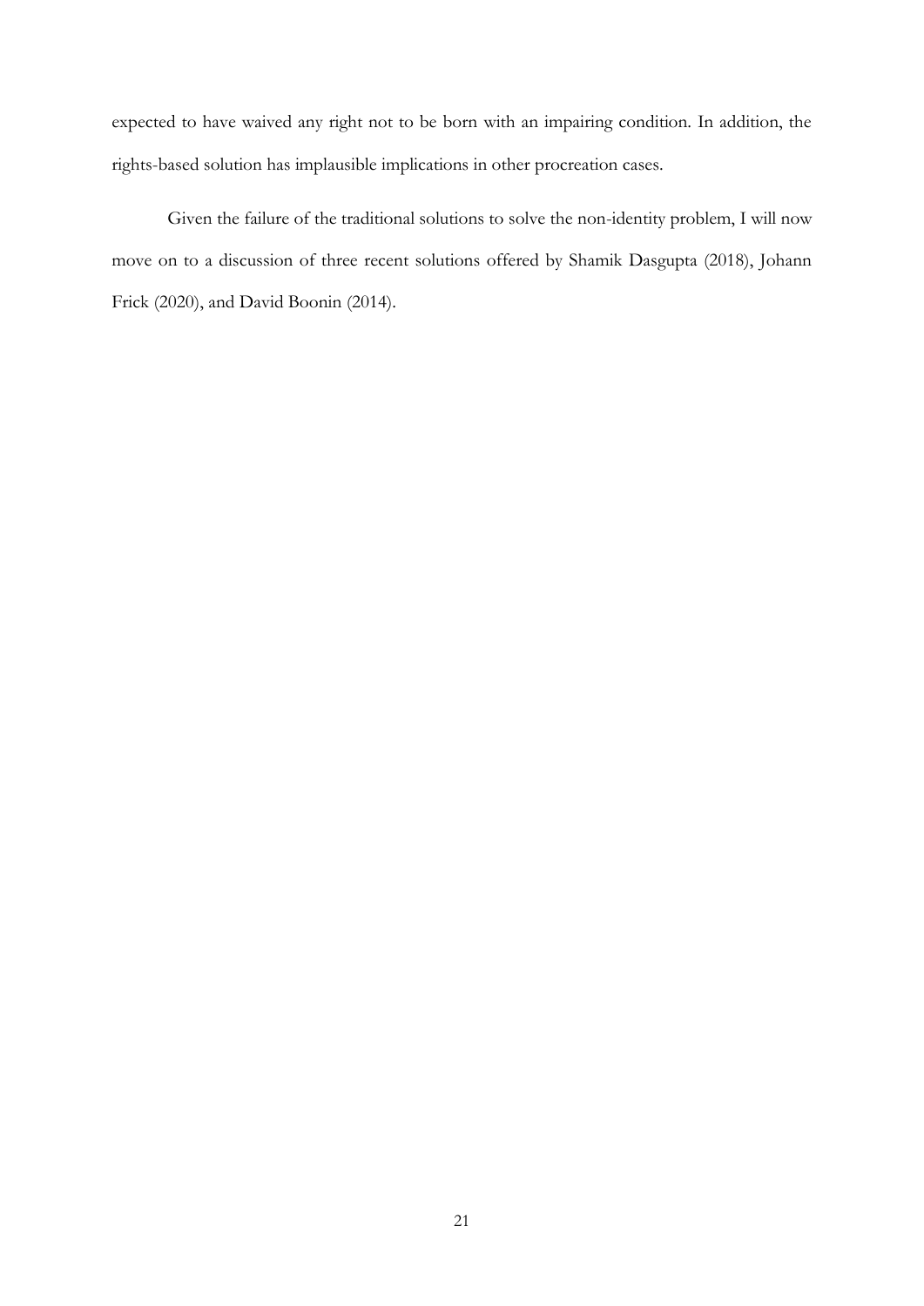expected to have waived any right not to be born with an impairing condition. In addition, the rights-based solution has implausible implications in other procreation cases.

Given the failure of the traditional solutions to solve the non-identity problem, I will now move on to a discussion of three recent solutions offered by Shamik Dasgupta (2018), Johann Frick (2020), and David Boonin (2014).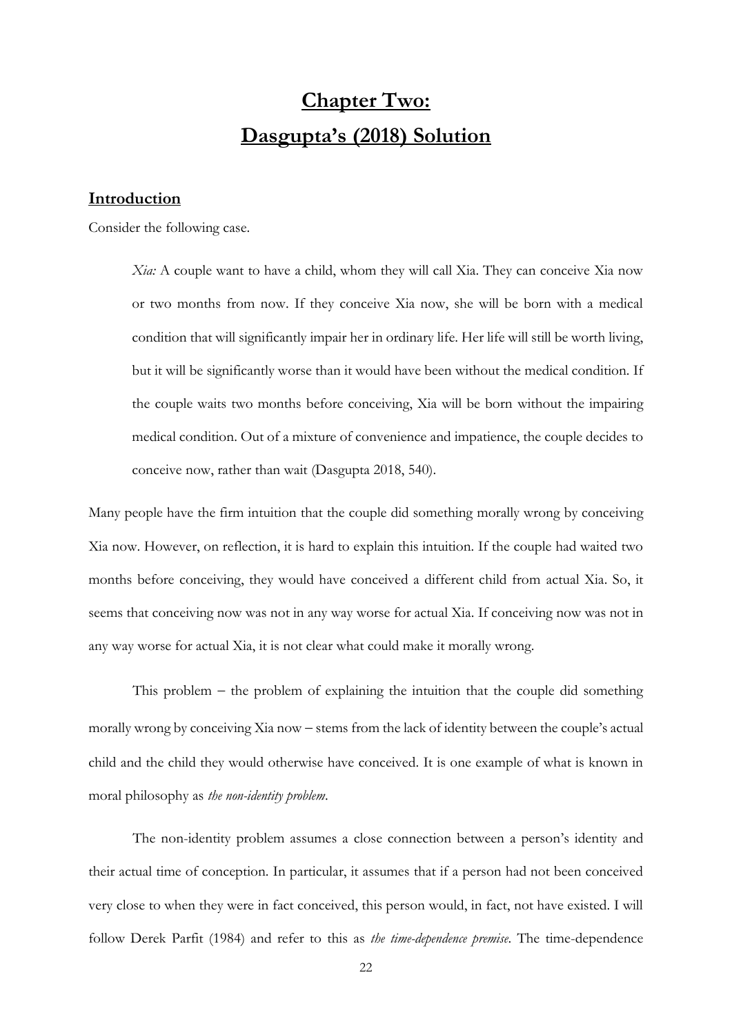# Chapter Two: Dasgupta's (2018) Solution

## Introduction

Consider the following case.

> *Xia:* A couple want to have a child, whom they will call Xia. They can conceive Xia now or two months from now. If they conceive Xia now, she will be born with a medical condition that will significantly impair her in ordinary life. Her life will still be worth living, but it will be significantly worse than it would have been without the medical condition. If the couple waits two months before conceiving, Xia will be born without the impairing medical condition. Out of a mixture of convenience and impatience, the couple decides to conceive now, rather than wait (Dasgupta 2018, 540).

Many people have the firm intuition that the couple did something morally wrong by conceiving Xia now. However, on reflection, it is hard to explain this intuition. If the couple had waited two months before conceiving, they would have conceived a different child from actual Xia. So, it seems that conceiving now was not in any way worse for actual Xia. If conceiving now was not in any way worse for actual Xia, it is not clear what could make it morally wrong.

This problem – the problem of explaining the intuition that the couple did something morally wrong by conceiving Xia now – stems from the lack of identity between the couple's actual child and the child they would otherwise have conceived. It is one example of what is known in moral philosophy as *the non-identity problem*.

The non-identity problem assumes a close connection between a person's identity and their actual time of conception. In particular, it assumes that if a person had not been conceived very close to when they were in fact conceived, this person would, in fact, not have existed. I will follow Derek Parfit (1984) and refer to this as *the time-dependence premise*. The time-dependence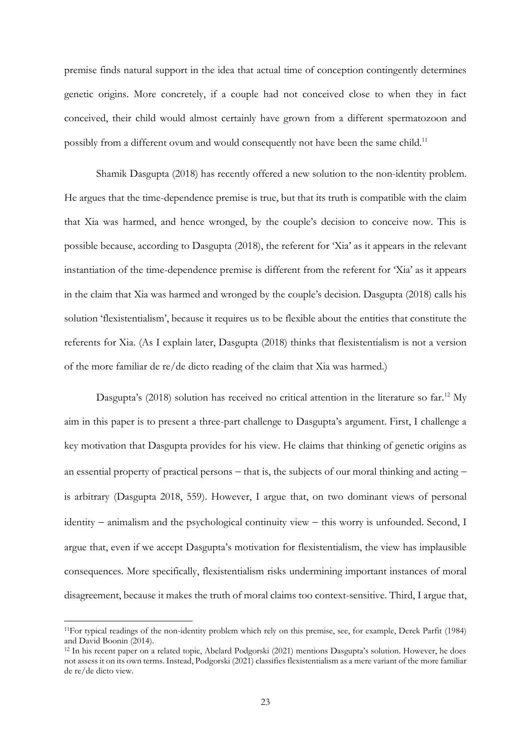premise finds natural support in the idea that actual time of conception contingently determines genetic origins. More concretely, if a couple had not conceived close to when they in fact conceived, their child would almost certainly have grown from a different spermatozoon and possibly from a different ovum and would consequently not have been the same child.[11]

Shamik Dasgupta (2018) has recently offered a new solution to the non-identity problem. He argues that the time-dependence premise is true, but that its truth is compatible with the claim that Xia was harmed, and hence wronged, by the couple's decision to conceive now. This is possible because, according to Dasgupta (2018), the referent for 'Xia' as it appears in the relevant instantiation of the time-dependence premise is different from the referent for 'Xia' as it appears in the claim that Xia was harmed and wronged by the couple's decision. Dasgupta (2018) calls his solution 'flexistentialism', because it requires us to be flexible about the entities that constitute the referents for Xia. (As I explain later, Dasgupta (2018) thinks that flexistentialism is not a version of the more familiar de re/de dicto reading of the claim that Xia was harmed.)

Dasgupta's (2018) solution has received no critical attention in the literature so far.[12] My aim in this paper is to present a three-part challenge to Dasgupta's argument. First, I challenge a key motivation that Dasgupta provides for his view. He claims that thinking of genetic origins as an essential property of practical persons – that is, the subjects of our moral thinking and acting – is arbitrary (Dasgupta 2018, 559). However, I argue that, on two dominant views of personal identity – animalism and the psychological continuity view – this worry is unfounded. Second, I argue that, even if we accept Dasgupta's motivation for flexistentialism, the view has implausible consequences. More specifically, flexistentialism risks undermining important instances of moral disagreement, because it makes the truth of moral claims too context-sensitive. Third, I argue that,

[11]For typical readings of the non-identity problem which rely on this premise, see, for example, Derek Parfit (1984) and David Boonin (2014).

[12] In his recent paper on a related topic, Abelard Podgorski (2021) mentions Dasgupta's solution. However, he does not assess it on its own terms. Instead, Podgorski (2021) classifies flexistentialism as a mere variant of the more familiar de re/de dicto view.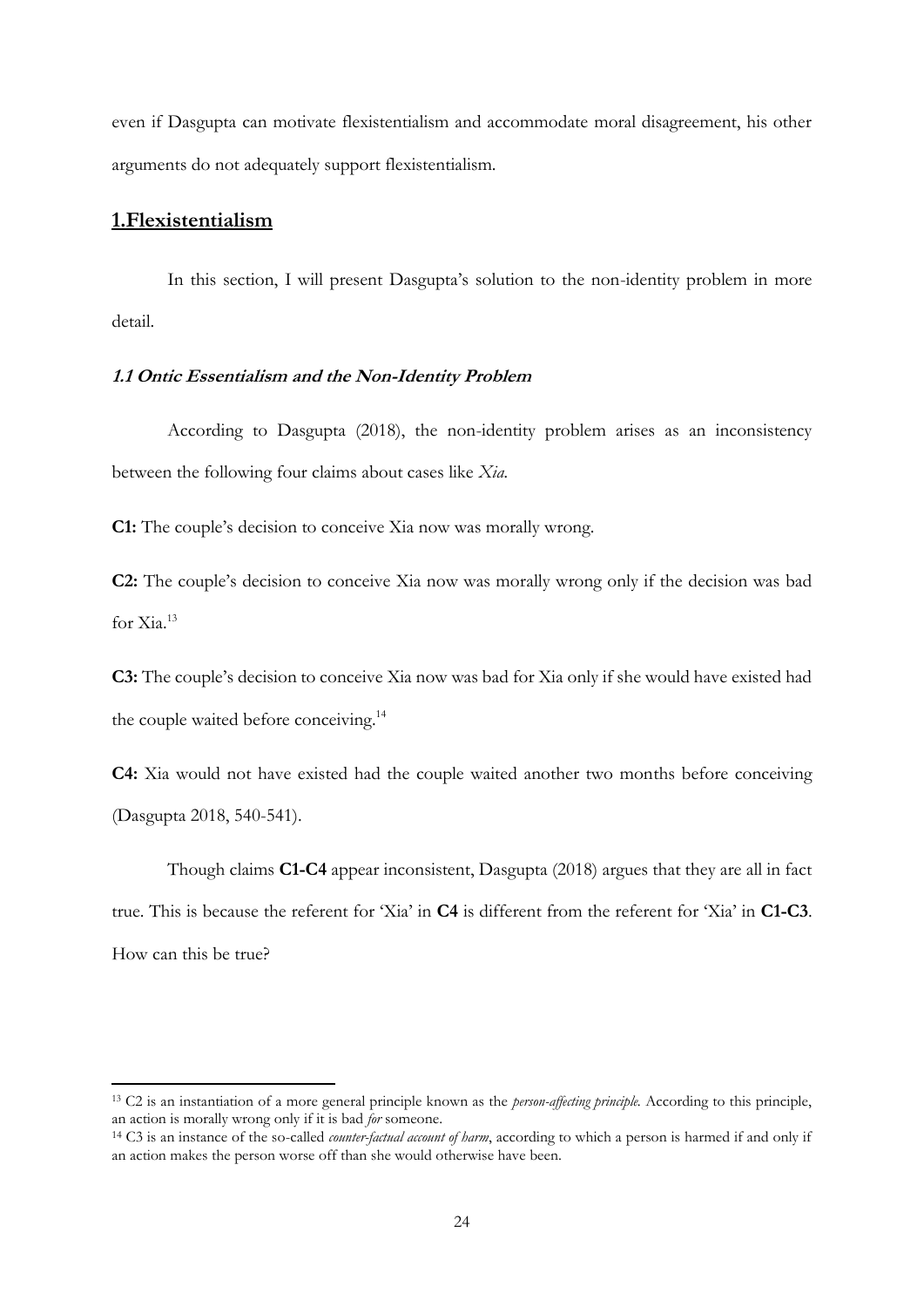even if Dasgupta can motivate flexistentialism and accommodate moral disagreement, his other arguments do not adequately support flexistentialism.

## 1.Flexistentialism

In this section, I will present Dasgupta's solution to the non-identity problem in more detail.

### *1.1 Ontic Essentialism and the Non-Identity Problem*

According to Dasgupta (2018), the non-identity problem arises as an inconsistency between the following four claims about cases like *Xia*.

**C1:** The couple's decision to conceive Xia now was morally wrong.

**C2:** The couple's decision to conceive Xia now was morally wrong only if the decision was bad for Xia.[13]

**C3:** The couple's decision to conceive Xia now was bad for Xia only if she would have existed had the couple waited before conceiving.[14]

**C4:** Xia would not have existed had the couple waited another two months before conceiving (Dasgupta 2018, 540-541).

Though claims **C1-C4** appear inconsistent, Dasgupta (2018) argues that they are all in fact true. This is because the referent for 'Xia' in **C4** is different from the referent for 'Xia' in **C1-C3**. How can this be true?

[13] C2 is an instantiation of a more general principle known as the *person-affecting principle.* According to this principle, an action is morally wrong only if it is bad *for* someone.

[14] C3 is an instance of the so-called *counter-factual account of harm*, according to which a person is harmed if and only if an action makes the person worse off than she would otherwise have been.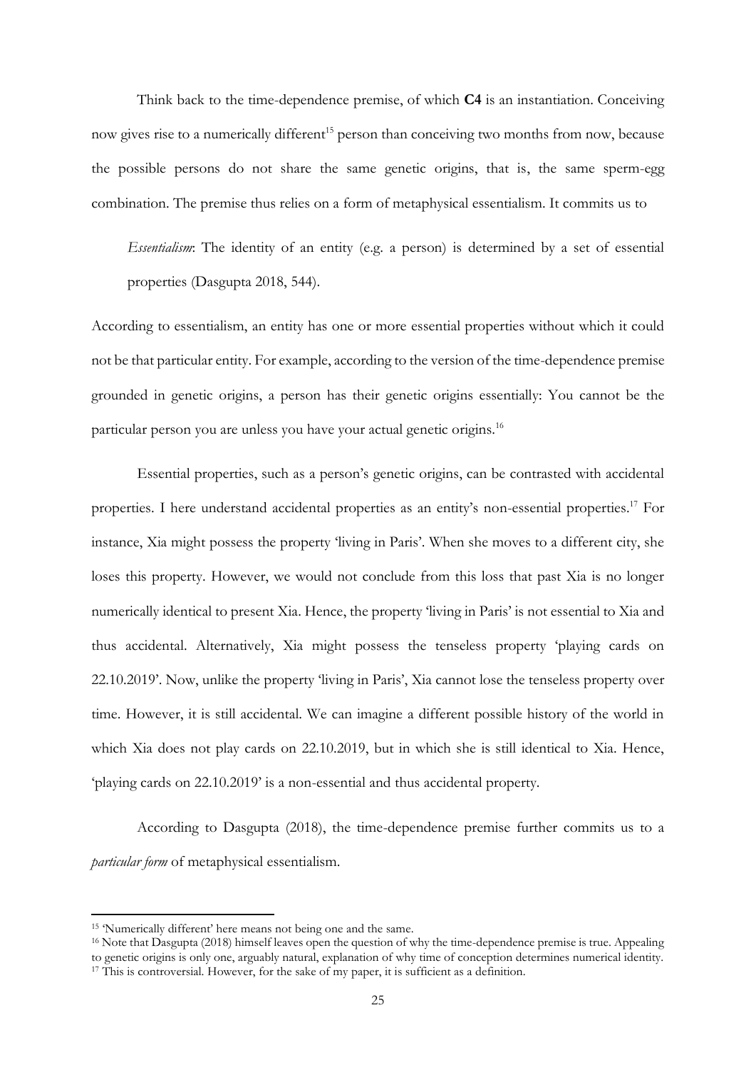Think back to the time-dependence premise, of which **C4** is an instantiation. Conceiving now gives rise to a numerically different[15] person than conceiving two months from now, because the possible persons do not share the same genetic origins, that is, the same sperm-egg combination. The premise thus relies on a form of metaphysical essentialism. It commits us to

> *Essentialism*: The identity of an entity (e.g. a person) is determined by a set of essential properties (Dasgupta 2018, 544).

According to essentialism, an entity has one or more essential properties without which it could not be that particular entity. For example, according to the version of the time-dependence premise grounded in genetic origins, a person has their genetic origins essentially: You cannot be the particular person you are unless you have your actual genetic origins.[16]

Essential properties, such as a person's genetic origins, can be contrasted with accidental properties. I here understand accidental properties as an entity's non-essential properties.[17] For instance, Xia might possess the property 'living in Paris'. When she moves to a different city, she loses this property. However, we would not conclude from this loss that past Xia is no longer numerically identical to present Xia. Hence, the property 'living in Paris' is not essential to Xia and thus accidental. Alternatively, Xia might possess the tenseless property 'playing cards on 22.10.2019'. Now, unlike the property 'living in Paris', Xia cannot lose the tenseless property over time. However, it is still accidental. We can imagine a different possible history of the world in which Xia does not play cards on 22.10.2019, but in which she is still identical to Xia. Hence, 'playing cards on 22.10.2019' is a non-essential and thus accidental property.

According to Dasgupta (2018), the time-dependence premise further commits us to a *particular form* of metaphysical essentialism.

---

[15] 'Numerically different' here means not being one and the same.

[16] Note that Dasgupta (2018) himself leaves open the question of why the time-dependence premise is true. Appealing to genetic origins is only one, arguably natural, explanation of why time of conception determines numerical identity.

[17] This is controversial. However, for the sake of my paper, it is sufficient as a definition.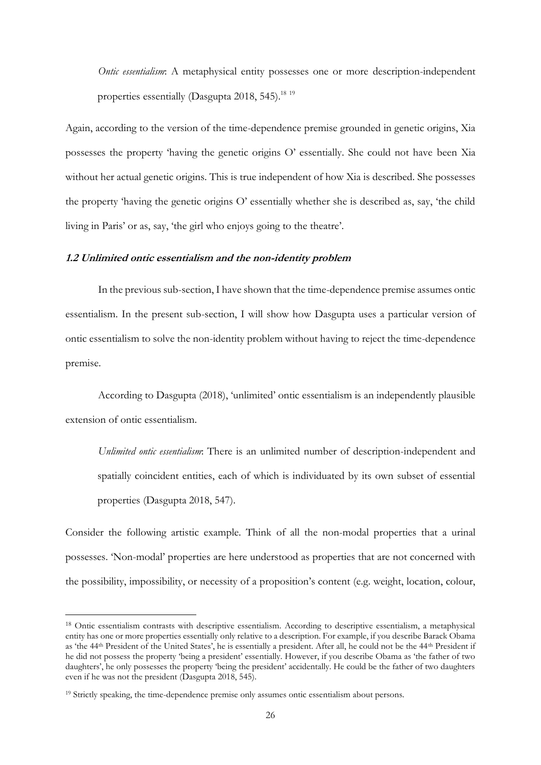> *Ontic essentialism*: A metaphysical entity possesses one or more description-independent properties essentially (Dasgupta 2018, 545).[18] [19]

Again, according to the version of the time-dependence premise grounded in genetic origins, Xia possesses the property 'having the genetic origins O' essentially. She could not have been Xia without her actual genetic origins. This is true independent of how Xia is described. She possesses the property 'having the genetic origins O' essentially whether she is described as, say, 'the child living in Paris' or as, say, 'the girl who enjoys going to the theatre'.

### *1.2 Unlimited ontic essentialism and the non-identity problem*

In the previous sub-section, I have shown that the time-dependence premise assumes ontic essentialism. In the present sub-section, I will show how Dasgupta uses a particular version of ontic essentialism to solve the non-identity problem without having to reject the time-dependence premise.

According to Dasgupta (2018), 'unlimited' ontic essentialism is an independently plausible extension of ontic essentialism.

> *Unlimited ontic essentialism*: There is an unlimited number of description-independent and spatially coincident entities, each of which is individuated by its own subset of essential properties (Dasgupta 2018, 547).

Consider the following artistic example. Think of all the non-modal properties that a urinal possesses. 'Non-modal' properties are here understood as properties that are not concerned with the possibility, impossibility, or necessity of a proposition's content (e.g. weight, location, colour,

---

[18] Ontic essentialism contrasts with descriptive essentialism. According to descriptive essentialism, a metaphysical entity has one or more properties essentially only relative to a description. For example, if you describe Barack Obama as 'the 44th President of the United States', he is essentially a president. After all, he could not be the 44th President if he did not possess the property 'being a president' essentially. However, if you describe Obama as 'the father of two daughters', he only possesses the property 'being the president' accidentally. He could be the father of two daughters even if he was not the president (Dasgupta 2018, 545).

[19] Strictly speaking, the time-dependence premise only assumes ontic essentialism about persons.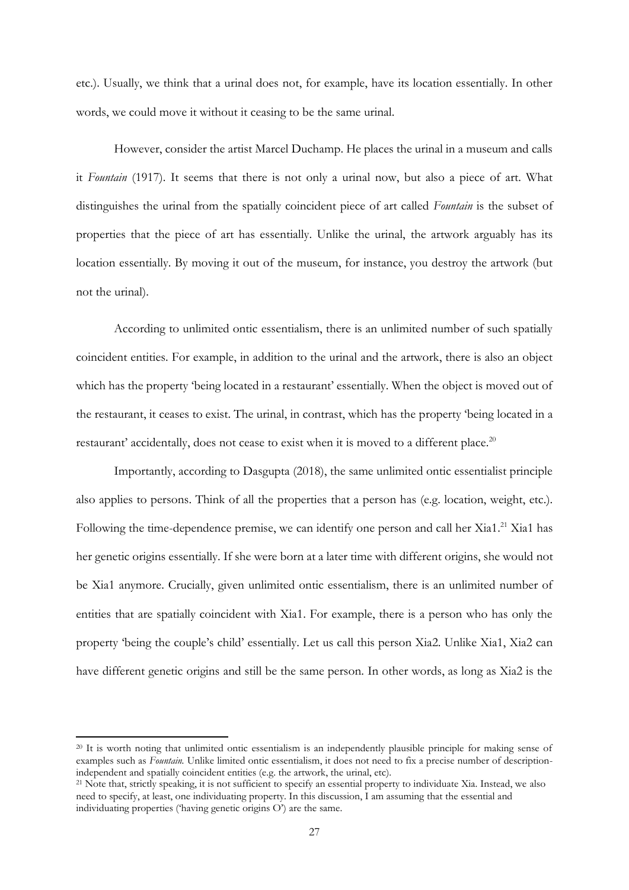etc.). Usually, we think that a urinal does not, for example, have its location essentially. In other words, we could move it without it ceasing to be the same urinal.

However, consider the artist Marcel Duchamp. He places the urinal in a museum and calls it *Fountain* (1917). It seems that there is not only a urinal now, but also a piece of art. What distinguishes the urinal from the spatially coincident piece of art called *Fountain* is the subset of properties that the piece of art has essentially. Unlike the urinal, the artwork arguably has its location essentially. By moving it out of the museum, for instance, you destroy the artwork (but not the urinal).

According to unlimited ontic essentialism, there is an unlimited number of such spatially coincident entities. For example, in addition to the urinal and the artwork, there is also an object which has the property 'being located in a restaurant' essentially. When the object is moved out of the restaurant, it ceases to exist. The urinal, in contrast, which has the property 'being located in a restaurant' accidentally, does not cease to exist when it is moved to a different place.[20]

Importantly, according to Dasgupta (2018), the same unlimited ontic essentialist principle also applies to persons. Think of all the properties that a person has (e.g. location, weight, etc.). Following the time-dependence premise, we can identify one person and call her Xia1.[21] Xia1 has her genetic origins essentially. If she were born at a later time with different origins, she would not be Xia1 anymore. Crucially, given unlimited ontic essentialism, there is an unlimited number of entities that are spatially coincident with Xia1. For example, there is a person who has only the property 'being the couple's child' essentially. Let us call this person Xia2. Unlike Xia1, Xia2 can have different genetic origins and still be the same person. In other words, as long as Xia2 is the

---

[20] It is worth noting that unlimited ontic essentialism is an independently plausible principle for making sense of examples such as *Fountain*. Unlike limited ontic essentialism, it does not need to fix a precise number of description-independent and spatially coincident entities (e.g. the artwork, the urinal, etc).

[21] Note that, strictly speaking, it is not sufficient to specify an essential property to individuate Xia. Instead, we also need to specify, at least, one individuating property. In this discussion, I am assuming that the essential and individuating properties ('having genetic origins O') are the same.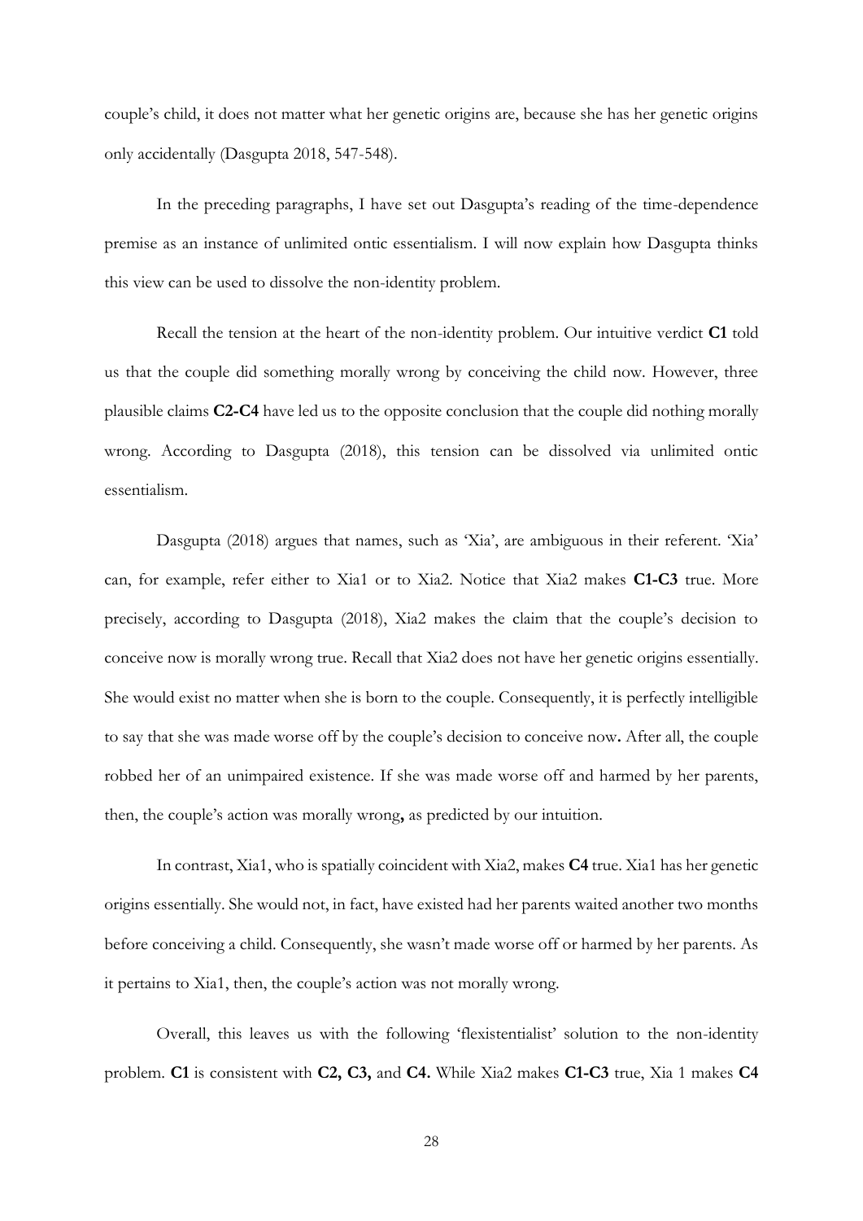couple's child, it does not matter what her genetic origins are, because she has her genetic origins only accidentally (Dasgupta 2018, 547-548).

In the preceding paragraphs, I have set out Dasgupta's reading of the time-dependence premise as an instance of unlimited ontic essentialism. I will now explain how Dasgupta thinks this view can be used to dissolve the non-identity problem.

Recall the tension at the heart of the non-identity problem. Our intuitive verdict **C1** told us that the couple did something morally wrong by conceiving the child now. However, three plausible claims **C2-C4** have led us to the opposite conclusion that the couple did nothing morally wrong. According to Dasgupta (2018), this tension can be dissolved via unlimited ontic essentialism.

Dasgupta (2018) argues that names, such as 'Xia', are ambiguous in their referent. 'Xia' can, for example, refer either to Xia1 or to Xia2. Notice that Xia2 makes **C1-C3** true. More precisely, according to Dasgupta (2018), Xia2 makes the claim that the couple's decision to conceive now is morally wrong true. Recall that Xia2 does not have her genetic origins essentially. She would exist no matter when she is born to the couple. Consequently, it is perfectly intelligible to say that she was made worse off by the couple's decision to conceive now**.** After all, the couple robbed her of an unimpaired existence. If she was made worse off and harmed by her parents, then, the couple's action was morally wrong**,** as predicted by our intuition.

In contrast, Xia1, who is spatially coincident with Xia2, makes **C4** true. Xia1 has her genetic origins essentially. She would not, in fact, have existed had her parents waited another two months before conceiving a child. Consequently, she wasn't made worse off or harmed by her parents. As it pertains to Xia1, then, the couple's action was not morally wrong.

Overall, this leaves us with the following 'flexistentialist' solution to the non-identity problem. **C1** is consistent with **C2, C3,** and **C4.** While Xia2 makes **C1-C3** true, Xia 1 makes **C4**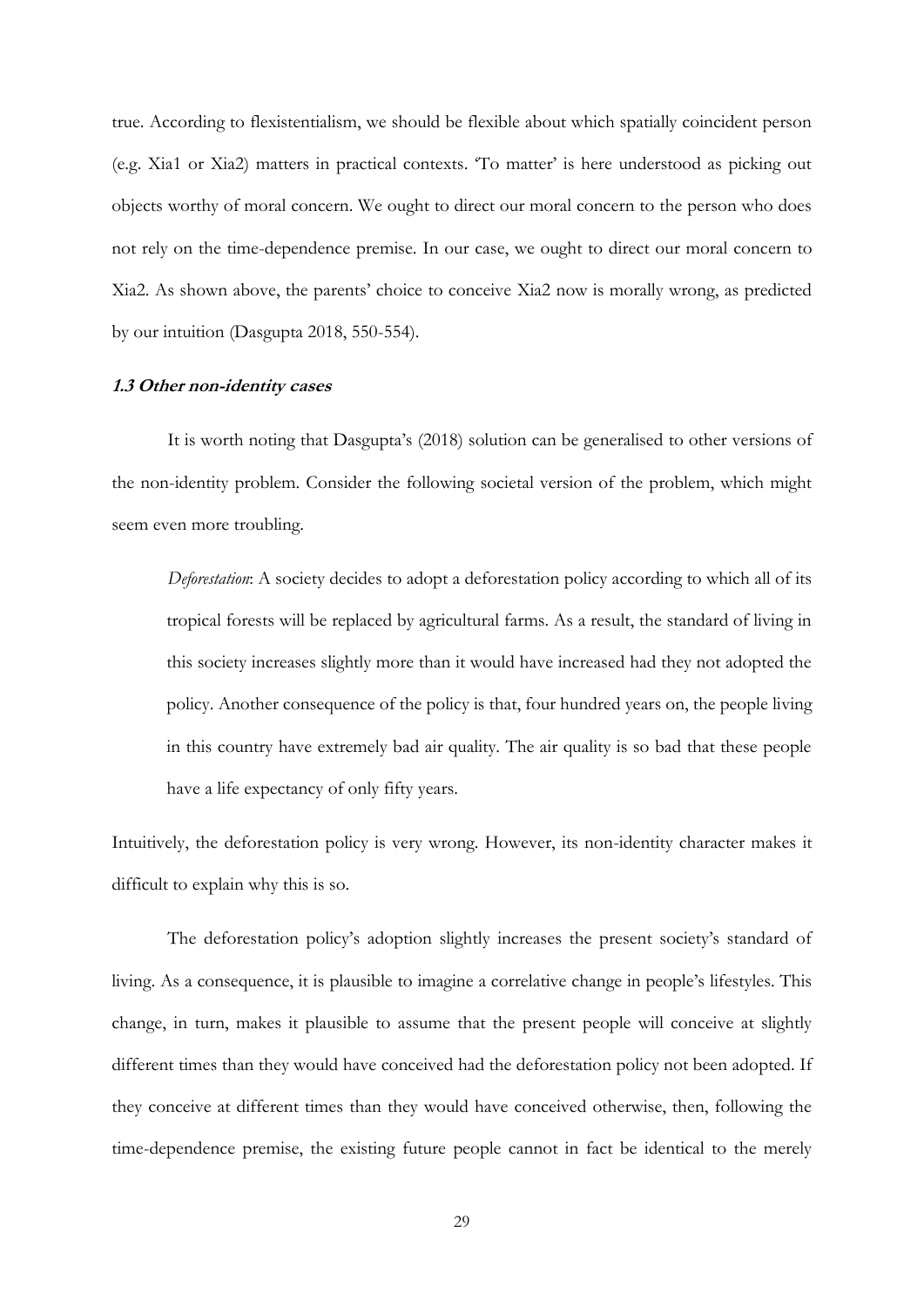true. According to flexistentialism, we should be flexible about which spatially coincident person (e.g. Xia1 or Xia2) matters in practical contexts. 'To matter' is here understood as picking out objects worthy of moral concern. We ought to direct our moral concern to the person who does not rely on the time-dependence premise. In our case, we ought to direct our moral concern to Xia2. As shown above, the parents' choice to conceive Xia2 now is morally wrong, as predicted by our intuition (Dasgupta 2018, 550-554).

### *1.3 Other non-identity cases*

It is worth noting that Dasgupta's (2018) solution can be generalised to other versions of the non-identity problem. Consider the following societal version of the problem, which might seem even more troubling.

> *Deforestation*: A society decides to adopt a deforestation policy according to which all of its tropical forests will be replaced by agricultural farms. As a result, the standard of living in this society increases slightly more than it would have increased had they not adopted the policy. Another consequence of the policy is that, four hundred years on, the people living in this country have extremely bad air quality. The air quality is so bad that these people have a life expectancy of only fifty years.

Intuitively, the deforestation policy is very wrong. However, its non-identity character makes it difficult to explain why this is so.

The deforestation policy's adoption slightly increases the present society's standard of living. As a consequence, it is plausible to imagine a correlative change in people's lifestyles. This change, in turn, makes it plausible to assume that the present people will conceive at slightly different times than they would have conceived had the deforestation policy not been adopted. If they conceive at different times than they would have conceived otherwise, then, following the time-dependence premise, the existing future people cannot in fact be identical to the merely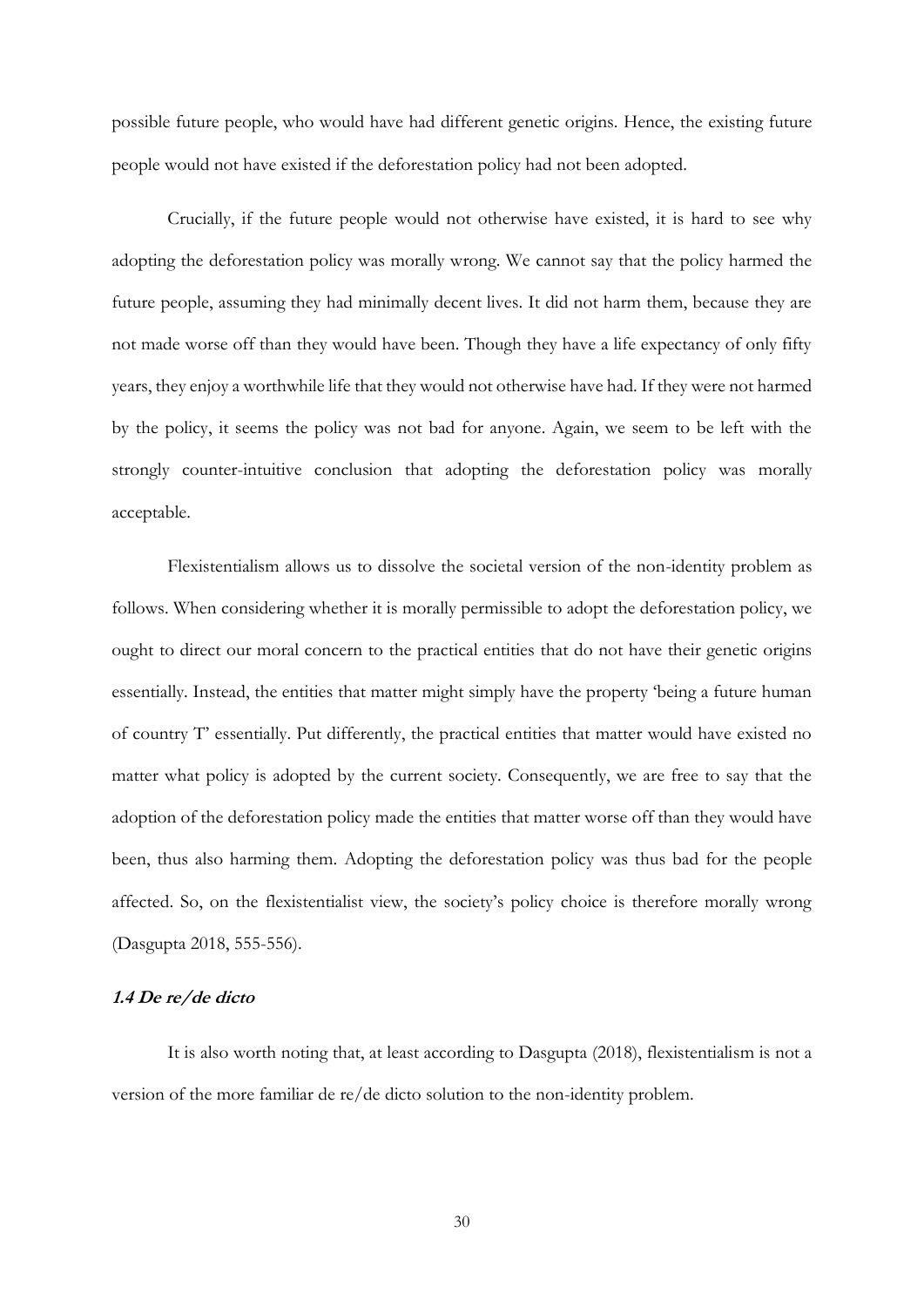possible future people, who would have had different genetic origins. Hence, the existing future people would not have existed if the deforestation policy had not been adopted.

Crucially, if the future people would not otherwise have existed, it is hard to see why adopting the deforestation policy was morally wrong. We cannot say that the policy harmed the future people, assuming they had minimally decent lives. It did not harm them, because they are not made worse off than they would have been. Though they have a life expectancy of only fifty years, they enjoy a worthwhile life that they would not otherwise have had. If they were not harmed by the policy, it seems the policy was not bad for anyone. Again, we seem to be left with the strongly counter-intuitive conclusion that adopting the deforestation policy was morally acceptable.

Flexistentialism allows us to dissolve the societal version of the non-identity problem as follows. When considering whether it is morally permissible to adopt the deforestation policy, we ought to direct our moral concern to the practical entities that do not have their genetic origins essentially. Instead, the entities that matter might simply have the property 'being a future human of country T' essentially. Put differently, the practical entities that matter would have existed no matter what policy is adopted by the current society. Consequently, we are free to say that the adoption of the deforestation policy made the entities that matter worse off than they would have been, thus also harming them. Adopting the deforestation policy was thus bad for the people affected. So, on the flexistentialist view, the society's policy choice is therefore morally wrong (Dasgupta 2018, 555-556).

### *1.4 De re/de dicto*

It is also worth noting that, at least according to Dasgupta (2018), flexistentialism is not a version of the more familiar de re/de dicto solution to the non-identity problem.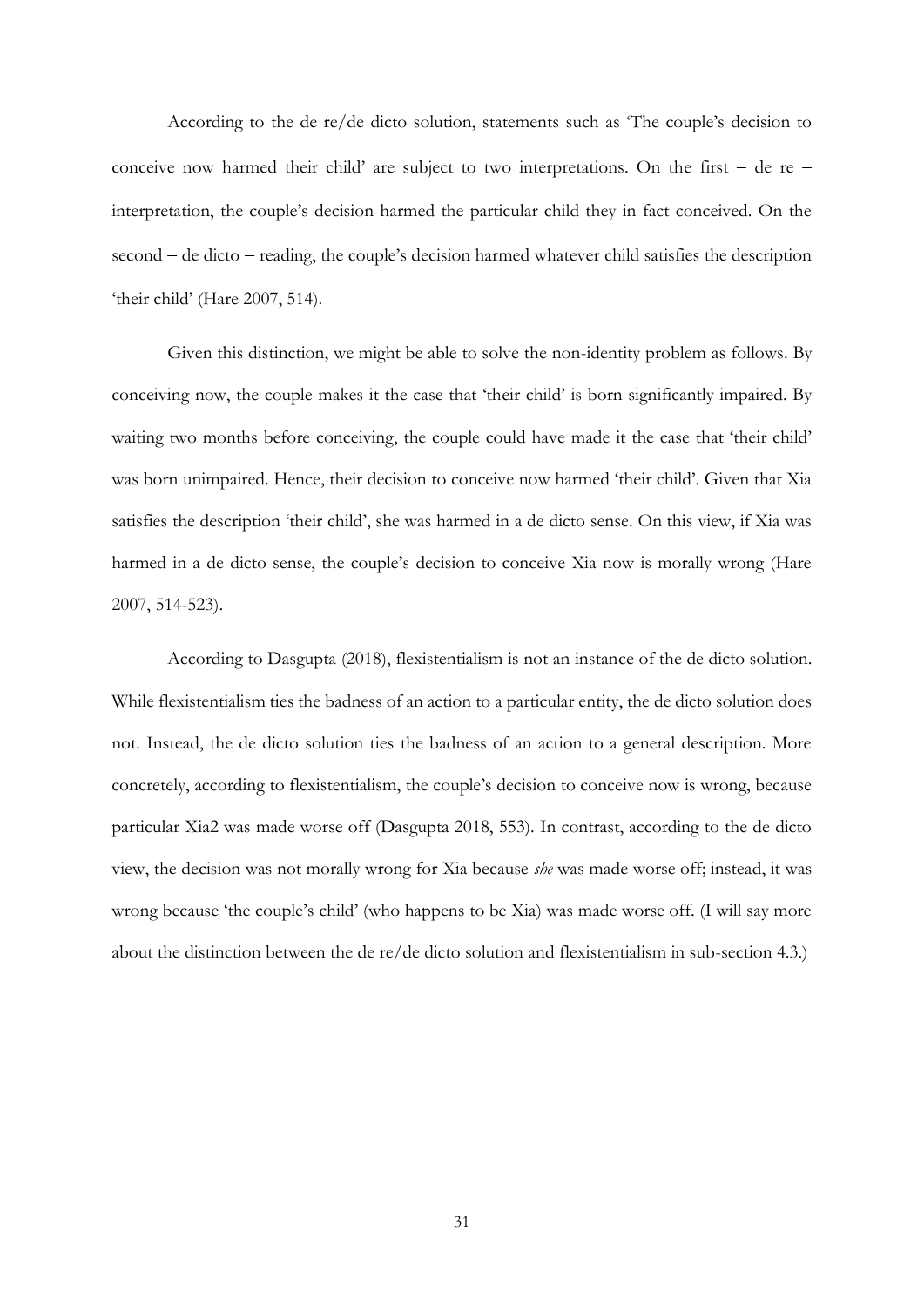According to the de re/de dicto solution, statements such as 'The couple's decision to conceive now harmed their child' are subject to two interpretations. On the first – de re – interpretation, the couple's decision harmed the particular child they in fact conceived. On the second – de dicto – reading, the couple's decision harmed whatever child satisfies the description 'their child' (Hare 2007, 514).

Given this distinction, we might be able to solve the non-identity problem as follows. By conceiving now, the couple makes it the case that 'their child' is born significantly impaired. By waiting two months before conceiving, the couple could have made it the case that 'their child' was born unimpaired. Hence, their decision to conceive now harmed 'their child'. Given that Xia satisfies the description 'their child', she was harmed in a de dicto sense. On this view, if Xia was harmed in a de dicto sense, the couple's decision to conceive Xia now is morally wrong (Hare 2007, 514-523).

According to Dasgupta (2018), flexistentialism is not an instance of the de dicto solution. While flexistentialism ties the badness of an action to a particular entity, the de dicto solution does not. Instead, the de dicto solution ties the badness of an action to a general description. More concretely, according to flexistentialism, the couple's decision to conceive now is wrong, because particular Xia2 was made worse off (Dasgupta 2018, 553). In contrast, according to the de dicto view, the decision was not morally wrong for Xia because *she* was made worse off; instead, it was wrong because 'the couple's child' (who happens to be Xia) was made worse off. (I will say more about the distinction between the de re/de dicto solution and flexistentialism in sub-section 4.3.)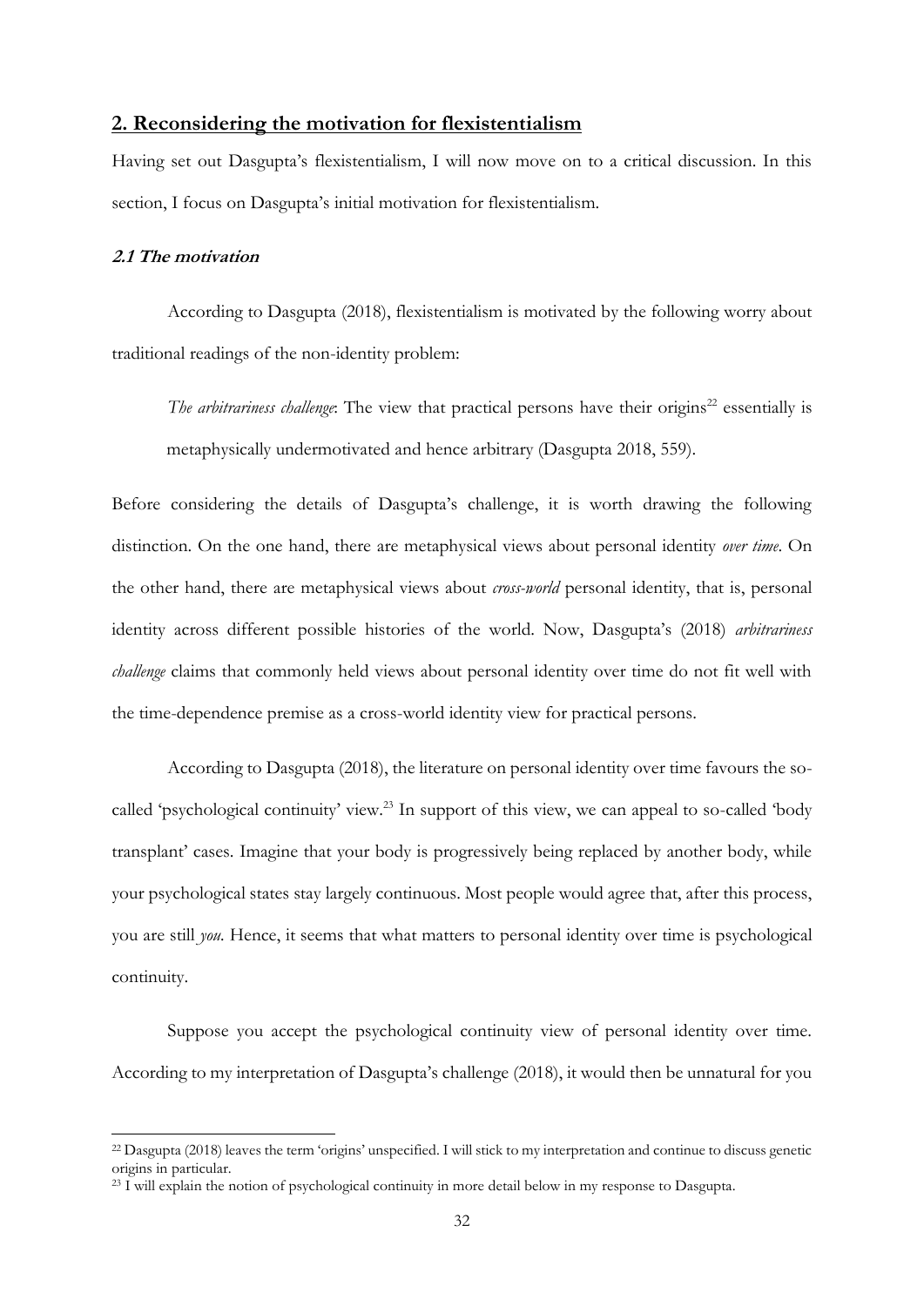## 2. Reconsidering the motivation for flexistentialism

Having set out Dasgupta's flexistentialism, I will now move on to a critical discussion. In this section, I focus on Dasgupta's initial motivation for flexistentialism.

### *2.1 The motivation*

According to Dasgupta (2018), flexistentialism is motivated by the following worry about traditional readings of the non-identity problem:

> *The arbitrariness challenge*: The view that practical persons have their origins[22] essentially is metaphysically undermotivated and hence arbitrary (Dasgupta 2018, 559).

Before considering the details of Dasgupta's challenge, it is worth drawing the following distinction. On the one hand, there are metaphysical views about personal identity *over time*. On the other hand, there are metaphysical views about *cross-world* personal identity, that is, personal identity across different possible histories of the world. Now, Dasgupta's (2018) *arbitrariness challenge* claims that commonly held views about personal identity over time do not fit well with the time-dependence premise as a cross-world identity view for practical persons.

According to Dasgupta (2018), the literature on personal identity over time favours the so-called 'psychological continuity' view.[23] In support of this view, we can appeal to so-called 'body transplant' cases. Imagine that your body is progressively being replaced by another body, while your psychological states stay largely continuous. Most people would agree that, after this process, you are still *you*. Hence, it seems that what matters to personal identity over time is psychological continuity.

Suppose you accept the psychological continuity view of personal identity over time. According to my interpretation of Dasgupta's challenge (2018), it would then be unnatural for you

---

[22] Dasgupta (2018) leaves the term 'origins' unspecified. I will stick to my interpretation and continue to discuss genetic origins in particular.

[23] I will explain the notion of psychological continuity in more detail below in my response to Dasgupta.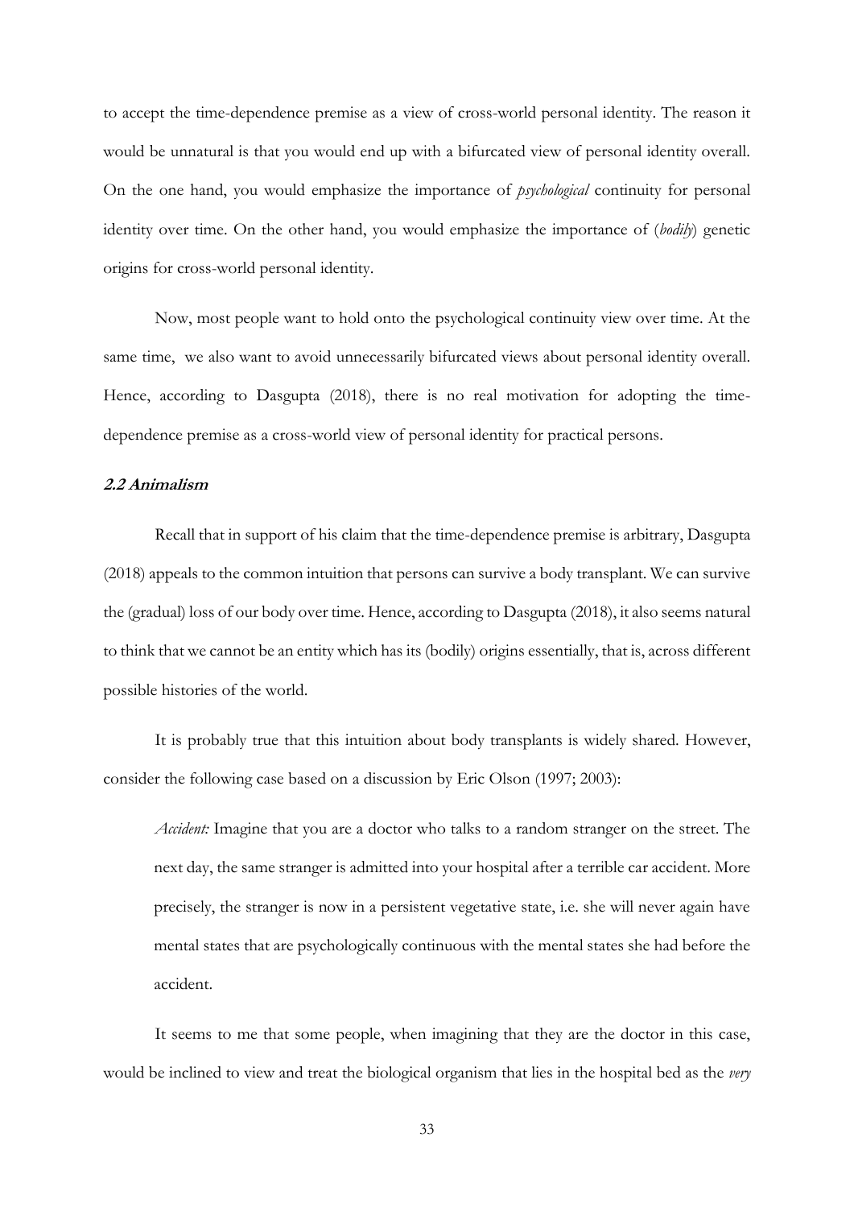to accept the time-dependence premise as a view of cross-world personal identity. The reason it would be unnatural is that you would end up with a bifurcated view of personal identity overall. On the one hand, you would emphasize the importance of *psychological* continuity for personal identity over time. On the other hand, you would emphasize the importance of (*bodily*) genetic origins for cross-world personal identity.

Now, most people want to hold onto the psychological continuity view over time. At the same time, we also want to avoid unnecessarily bifurcated views about personal identity overall. Hence, according to Dasgupta (2018), there is no real motivation for adopting the time-dependence premise as a cross-world view of personal identity for practical persons.

### 2.2 Animalism

Recall that in support of his claim that the time-dependence premise is arbitrary, Dasgupta (2018) appeals to the common intuition that persons can survive a body transplant. We can survive the (gradual) loss of our body over time. Hence, according to Dasgupta (2018), it also seems natural to think that we cannot be an entity which has its (bodily) origins essentially, that is, across different possible histories of the world.

It is probably true that this intuition about body transplants is widely shared. However, consider the following case based on a discussion by Eric Olson (1997; 2003):

> *Accident:* Imagine that you are a doctor who talks to a random stranger on the street. The next day, the same stranger is admitted into your hospital after a terrible car accident. More precisely, the stranger is now in a persistent vegetative state, i.e. she will never again have mental states that are psychologically continuous with the mental states she had before the accident.

It seems to me that some people, when imagining that they are the doctor in this case, would be inclined to view and treat the biological organism that lies in the hospital bed as the *very*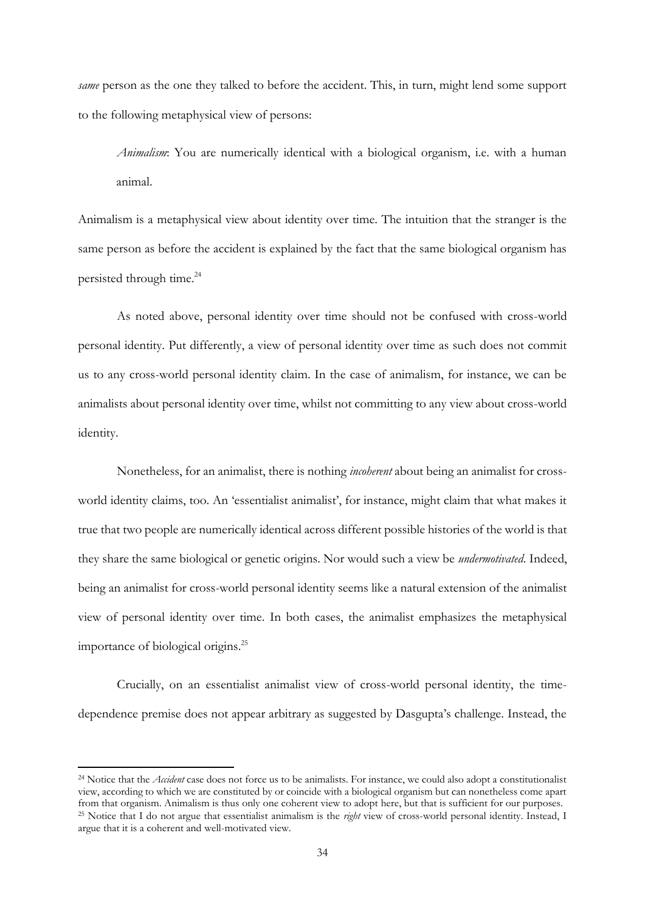*same* person as the one they talked to before the accident. This, in turn, might lend some support to the following metaphysical view of persons:

> *Animalism*: You are numerically identical with a biological organism, i.e. with a human animal.

Animalism is a metaphysical view about identity over time. The intuition that the stranger is the same person as before the accident is explained by the fact that the same biological organism has persisted through time.[24]

As noted above, personal identity over time should not be confused with cross-world personal identity. Put differently, a view of personal identity over time as such does not commit us to any cross-world personal identity claim. In the case of animalism, for instance, we can be animalists about personal identity over time, whilst not committing to any view about cross-world identity.

Nonetheless, for an animalist, there is nothing *incoherent* about being an animalist for cross-world identity claims, too. An 'essentialist animalist', for instance, might claim that what makes it true that two people are numerically identical across different possible histories of the world is that they share the same biological or genetic origins. Nor would such a view be *undermotivated*. Indeed, being an animalist for cross-world personal identity seems like a natural extension of the animalist view of personal identity over time. In both cases, the animalist emphasizes the metaphysical importance of biological origins.[25]

Crucially, on an essentialist animalist view of cross-world personal identity, the time-dependence premise does not appear arbitrary as suggested by Dasgupta's challenge. Instead, the

---

[24] Notice that the *Accident* case does not force us to be animalists. For instance, we could also adopt a constitutionalist view, according to which we are constituted by or coincide with a biological organism but can nonetheless come apart from that organism. Animalism is thus only one coherent view to adopt here, but that is sufficient for our purposes.

[25] Notice that I do not argue that essentialist animalism is the *right* view of cross-world personal identity. Instead, I argue that it is a coherent and well-motivated view.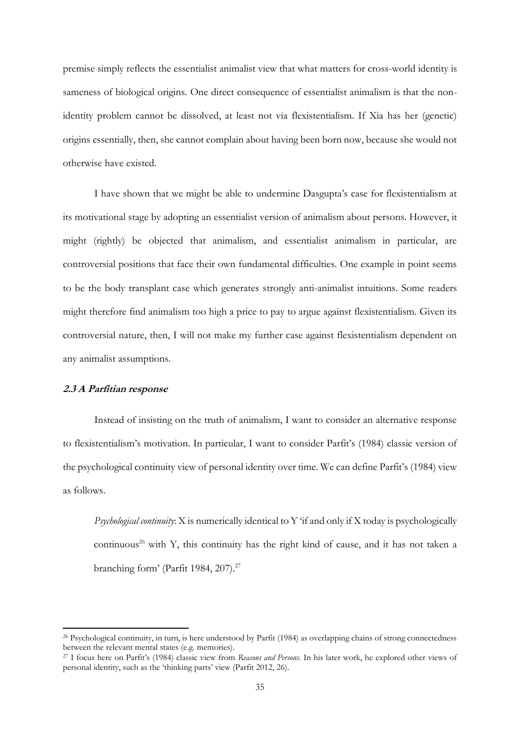premise simply reflects the essentialist animalist view that what matters for cross-world identity is sameness of biological origins. One direct consequence of essentialist animalism is that the non-identity problem cannot be dissolved, at least not via flexistentialism. If Xia has her (genetic) origins essentially, then, she cannot complain about having been born now, because she would not otherwise have existed.

I have shown that we might be able to undermine Dasgupta's case for flexistentialism at its motivational stage by adopting an essentialist version of animalism about persons. However, it might (rightly) be objected that animalism, and essentialist animalism in particular, are controversial positions that face their own fundamental difficulties. One example in point seems to be the body transplant case which generates strongly anti-animalist intuitions. Some readers might therefore find animalism too high a price to pay to argue against flexistentialism. Given its controversial nature, then, I will not make my further case against flexistentialism dependent on any animalist assumptions.

### 2.3 A Parfitian response

Instead of insisting on the truth of animalism, I want to consider an alternative response to flexistentialism's motivation. In particular, I want to consider Parfit's (1984) classic version of the psychological continuity view of personal identity over time. We can define Parfit's (1984) view as follows.

> *Psychological continuity*: X is numerically identical to Y 'if and only if X today is psychologically continuous[26] with Y, this continuity has the right kind of cause, and it has not taken a branching form' (Parfit 1984, 207).[27]

---

[26] Psychological continuity, in turn, is here understood by Parfit (1984) as overlapping chains of strong connectedness between the relevant mental states (e.g. memories).

[27] I focus here on Parfit's (1984) classic view from *Reasons and Persons*. In his later work, he explored other views of personal identity, such as the 'thinking parts' view (Parfit 2012, 26).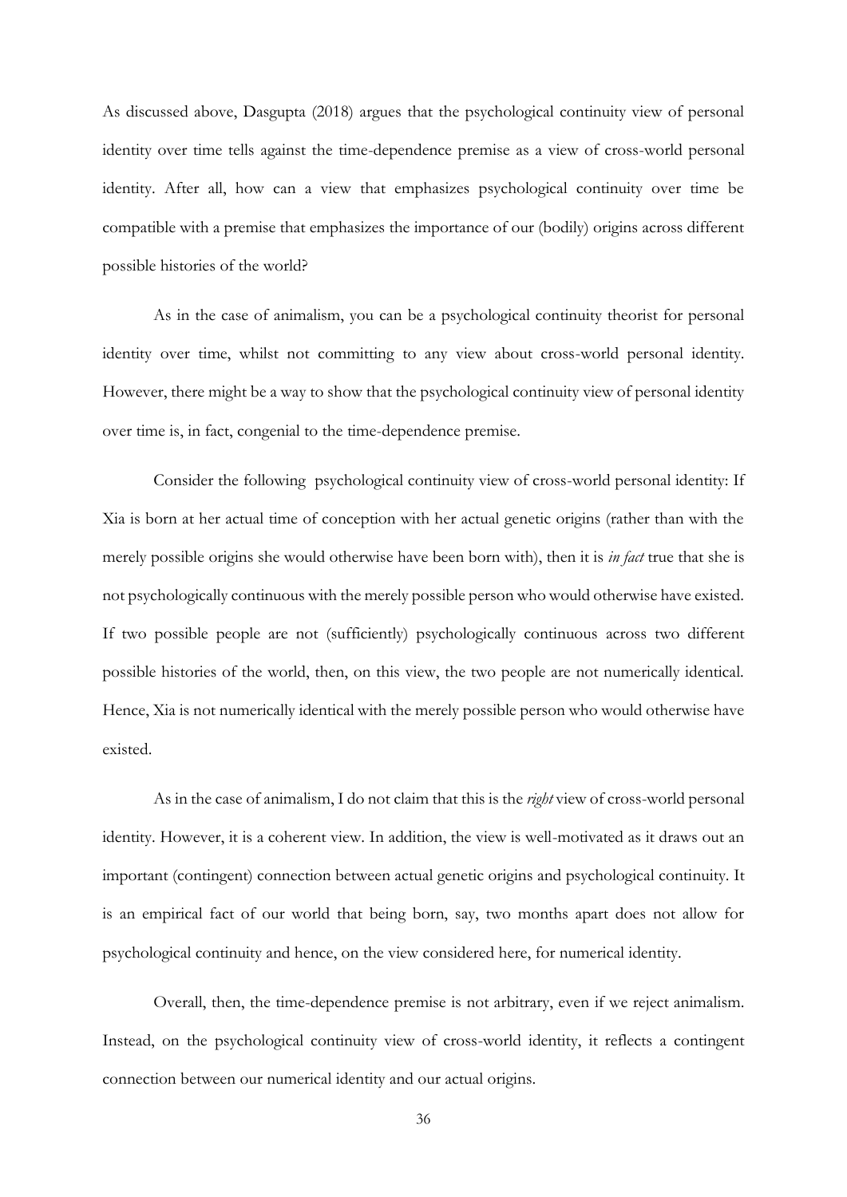As discussed above, Dasgupta (2018) argues that the psychological continuity view of personal identity over time tells against the time-dependence premise as a view of cross-world personal identity. After all, how can a view that emphasizes psychological continuity over time be compatible with a premise that emphasizes the importance of our (bodily) origins across different possible histories of the world?

As in the case of animalism, you can be a psychological continuity theorist for personal identity over time, whilst not committing to any view about cross-world personal identity. However, there might be a way to show that the psychological continuity view of personal identity over time is, in fact, congenial to the time-dependence premise.

Consider the following psychological continuity view of cross-world personal identity: If Xia is born at her actual time of conception with her actual genetic origins (rather than with the merely possible origins she would otherwise have been born with), then it is *in fact* true that she is not psychologically continuous with the merely possible person who would otherwise have existed. If two possible people are not (sufficiently) psychologically continuous across two different possible histories of the world, then, on this view, the two people are not numerically identical. Hence, Xia is not numerically identical with the merely possible person who would otherwise have existed.

As in the case of animalism, I do not claim that this is the *right* view of cross-world personal identity. However, it is a coherent view. In addition, the view is well-motivated as it draws out an important (contingent) connection between actual genetic origins and psychological continuity. It is an empirical fact of our world that being born, say, two months apart does not allow for psychological continuity and hence, on the view considered here, for numerical identity.

Overall, then, the time-dependence premise is not arbitrary, even if we reject animalism. Instead, on the psychological continuity view of cross-world identity, it reflects a contingent connection between our numerical identity and our actual origins.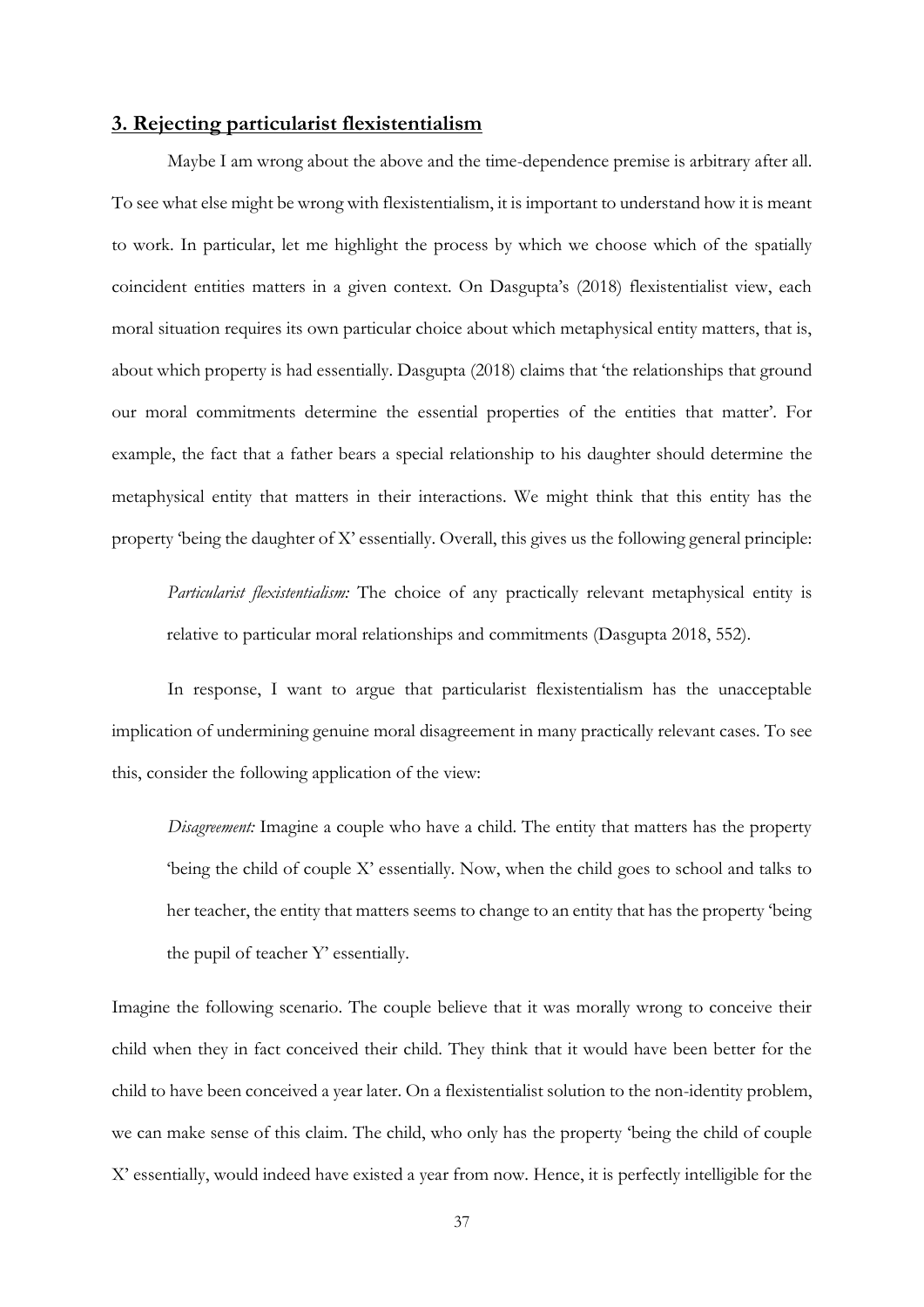## 3. Rejecting particularist flexistentialism

Maybe I am wrong about the above and the time-dependence premise is arbitrary after all. To see what else might be wrong with flexistentialism, it is important to understand how it is meant to work. In particular, let me highlight the process by which we choose which of the spatially coincident entities matters in a given context. On Dasgupta's (2018) flexistentialist view, each moral situation requires its own particular choice about which metaphysical entity matters, that is, about which property is had essentially. Dasgupta (2018) claims that 'the relationships that ground our moral commitments determine the essential properties of the entities that matter'. For example, the fact that a father bears a special relationship to his daughter should determine the metaphysical entity that matters in their interactions. We might think that this entity has the property 'being the daughter of X' essentially. Overall, this gives us the following general principle:

> *Particularist flexistentialism:* The choice of any practically relevant metaphysical entity is relative to particular moral relationships and commitments (Dasgupta 2018, 552).

In response, I want to argue that particularist flexistentialism has the unacceptable implication of undermining genuine moral disagreement in many practically relevant cases. To see this, consider the following application of the view:

> *Disagreement:* Imagine a couple who have a child. The entity that matters has the property 'being the child of couple X' essentially. Now, when the child goes to school and talks to her teacher, the entity that matters seems to change to an entity that has the property 'being the pupil of teacher Y' essentially.

Imagine the following scenario. The couple believe that it was morally wrong to conceive their child when they in fact conceived their child. They think that it would have been better for the child to have been conceived a year later. On a flexistentialist solution to the non-identity problem, we can make sense of this claim. The child, who only has the property 'being the child of couple X' essentially, would indeed have existed a year from now. Hence, it is perfectly intelligible for the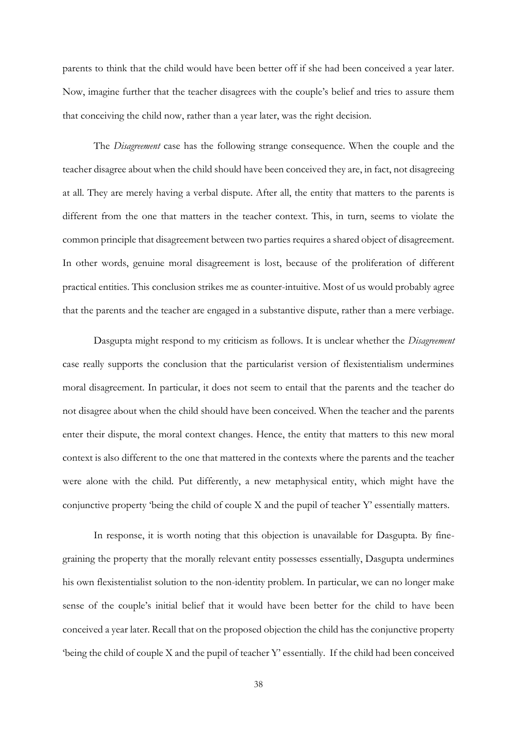parents to think that the child would have been better off if she had been conceived a year later. Now, imagine further that the teacher disagrees with the couple's belief and tries to assure them that conceiving the child now, rather than a year later, was the right decision.

The *Disagreement* case has the following strange consequence. When the couple and the teacher disagree about when the child should have been conceived they are, in fact, not disagreeing at all. They are merely having a verbal dispute. After all, the entity that matters to the parents is different from the one that matters in the teacher context. This, in turn, seems to violate the common principle that disagreement between two parties requires a shared object of disagreement. In other words, genuine moral disagreement is lost, because of the proliferation of different practical entities. This conclusion strikes me as counter-intuitive. Most of us would probably agree that the parents and the teacher are engaged in a substantive dispute, rather than a mere verbiage.

Dasgupta might respond to my criticism as follows. It is unclear whether the *Disagreement* case really supports the conclusion that the particularist version of flexistentialism undermines moral disagreement. In particular, it does not seem to entail that the parents and the teacher do not disagree about when the child should have been conceived. When the teacher and the parents enter their dispute, the moral context changes. Hence, the entity that matters to this new moral context is also different to the one that mattered in the contexts where the parents and the teacher were alone with the child. Put differently, a new metaphysical entity, which might have the conjunctive property 'being the child of couple X and the pupil of teacher Y' essentially matters.

In response, it is worth noting that this objection is unavailable for Dasgupta. By fine-graining the property that the morally relevant entity possesses essentially, Dasgupta undermines his own flexistentialist solution to the non-identity problem. In particular, we can no longer make sense of the couple's initial belief that it would have been better for the child to have been conceived a year later. Recall that on the proposed objection the child has the conjunctive property 'being the child of couple X and the pupil of teacher Y' essentially. If the child had been conceived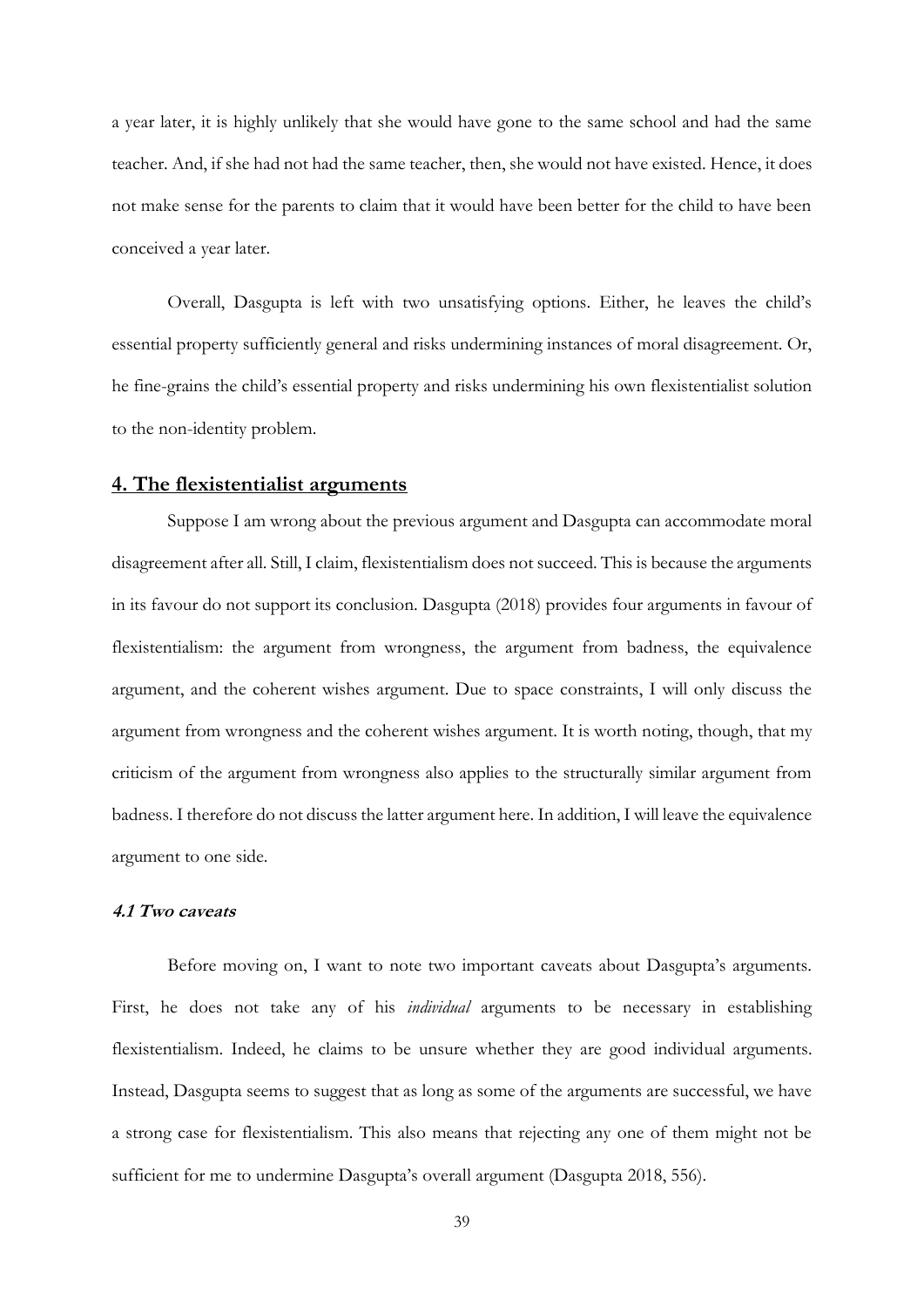a year later, it is highly unlikely that she would have gone to the same school and had the same teacher. And, if she had not had the same teacher, then, she would not have existed. Hence, it does not make sense for the parents to claim that it would have been better for the child to have been conceived a year later.

Overall, Dasgupta is left with two unsatisfying options. Either, he leaves the child's essential property sufficiently general and risks undermining instances of moral disagreement. Or, he fine-grains the child's essential property and risks undermining his own flexistentialist solution to the non-identity problem.

## 4. The flexistentialist arguments

Suppose I am wrong about the previous argument and Dasgupta can accommodate moral disagreement after all. Still, I claim, flexistentialism does not succeed. This is because the arguments in its favour do not support its conclusion. Dasgupta (2018) provides four arguments in favour of flexistentialism: the argument from wrongness, the argument from badness, the equivalence argument, and the coherent wishes argument. Due to space constraints, I will only discuss the argument from wrongness and the coherent wishes argument. It is worth noting, though, that my criticism of the argument from wrongness also applies to the structurally similar argument from badness. I therefore do not discuss the latter argument here. In addition, I will leave the equivalence argument to one side.

### 4.1 Two caveats

Before moving on, I want to note two important caveats about Dasgupta's arguments. First, he does not take any of his *individual* arguments to be necessary in establishing flexistentialism. Indeed, he claims to be unsure whether they are good individual arguments. Instead, Dasgupta seems to suggest that as long as some of the arguments are successful, we have a strong case for flexistentialism. This also means that rejecting any one of them might not be sufficient for me to undermine Dasgupta's overall argument (Dasgupta 2018, 556).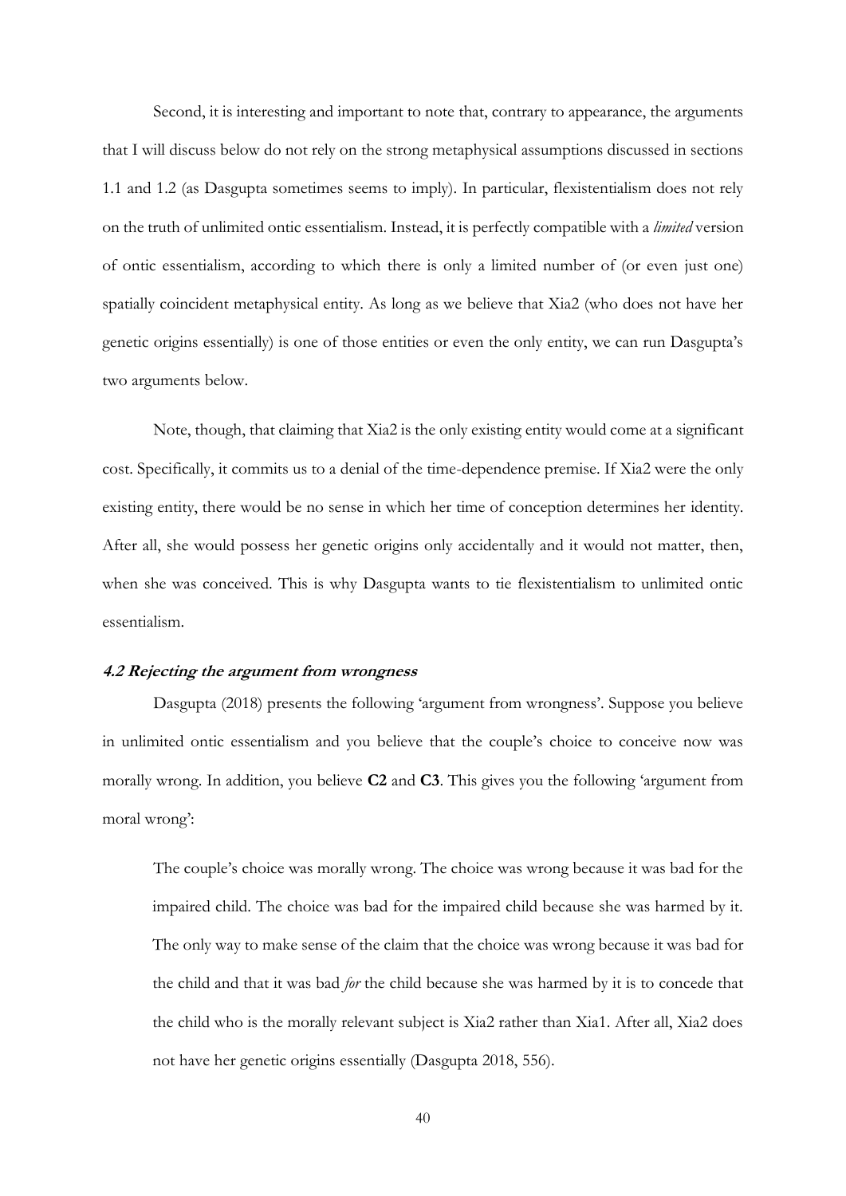Second, it is interesting and important to note that, contrary to appearance, the arguments that I will discuss below do not rely on the strong metaphysical assumptions discussed in sections 1.1 and 1.2 (as Dasgupta sometimes seems to imply). In particular, flexistentialism does not rely on the truth of unlimited ontic essentialism. Instead, it is perfectly compatible with a *limited* version of ontic essentialism, according to which there is only a limited number of (or even just one) spatially coincident metaphysical entity. As long as we believe that Xia2 (who does not have her genetic origins essentially) is one of those entities or even the only entity, we can run Dasgupta's two arguments below.

Note, though, that claiming that Xia2 is the only existing entity would come at a significant cost. Specifically, it commits us to a denial of the time-dependence premise. If Xia2 were the only existing entity, there would be no sense in which her time of conception determines her identity. After all, she would possess her genetic origins only accidentally and it would not matter, then, when she was conceived. This is why Dasgupta wants to tie flexistentialism to unlimited ontic essentialism.

#### ***4.2 Rejecting the argument from wrongness***

Dasgupta (2018) presents the following 'argument from wrongness'. Suppose you believe in unlimited ontic essentialism and you believe that the couple's choice to conceive now was morally wrong. In addition, you believe **C2** and **C3**. This gives you the following 'argument from moral wrong':

> The couple's choice was morally wrong. The choice was wrong because it was bad for the impaired child. The choice was bad for the impaired child because she was harmed by it. The only way to make sense of the claim that the choice was wrong because it was bad for the child and that it was bad *for* the child because she was harmed by it is to concede that the child who is the morally relevant subject is Xia2 rather than Xia1. After all, Xia2 does not have her genetic origins essentially (Dasgupta 2018, 556).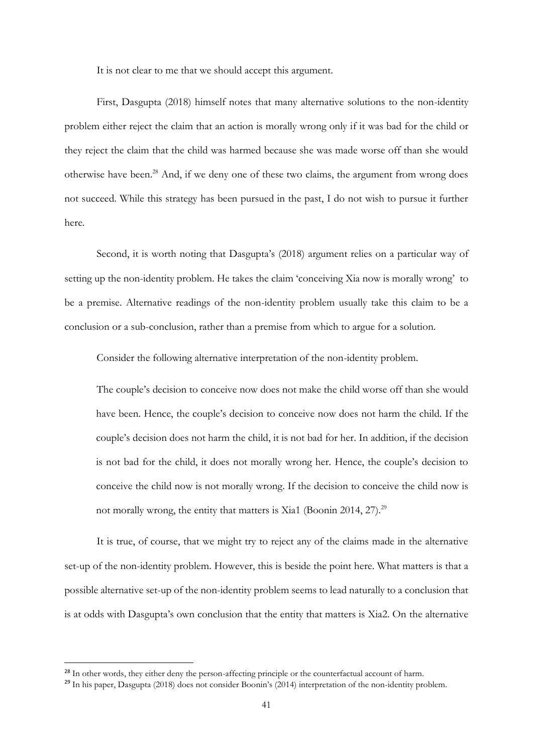It is not clear to me that we should accept this argument.

First, Dasgupta (2018) himself notes that many alternative solutions to the non-identity problem either reject the claim that an action is morally wrong only if it was bad for the child or they reject the claim that the child was harmed because she was made worse off than she would otherwise have been.[28] And, if we deny one of these two claims, the argument from wrong does not succeed. While this strategy has been pursued in the past, I do not wish to pursue it further here.

Second, it is worth noting that Dasgupta's (2018) argument relies on a particular way of setting up the non-identity problem. He takes the claim 'conceiving Xia now is morally wrong' to be a premise. Alternative readings of the non-identity problem usually take this claim to be a conclusion or a sub-conclusion, rather than a premise from which to argue for a solution.

Consider the following alternative interpretation of the non-identity problem.

> The couple's decision to conceive now does not make the child worse off than she would have been. Hence, the couple's decision to conceive now does not harm the child. If the couple's decision does not harm the child, it is not bad for her. In addition, if the decision is not bad for the child, it does not morally wrong her. Hence, the couple's decision to conceive the child now is not morally wrong. If the decision to conceive the child now is not morally wrong, the entity that matters is Xia1 (Boonin 2014, 27).[29]

It is true, of course, that we might try to reject any of the claims made in the alternative set-up of the non-identity problem. However, this is beside the point here. What matters is that a possible alternative set-up of the non-identity problem seems to lead naturally to a conclusion that is at odds with Dasgupta's own conclusion that the entity that matters is Xia2. On the alternative

[28] In other words, they either deny the person-affecting principle or the counterfactual account of harm.

[29] In his paper, Dasgupta (2018) does not consider Boonin's (2014) interpretation of the non-identity problem.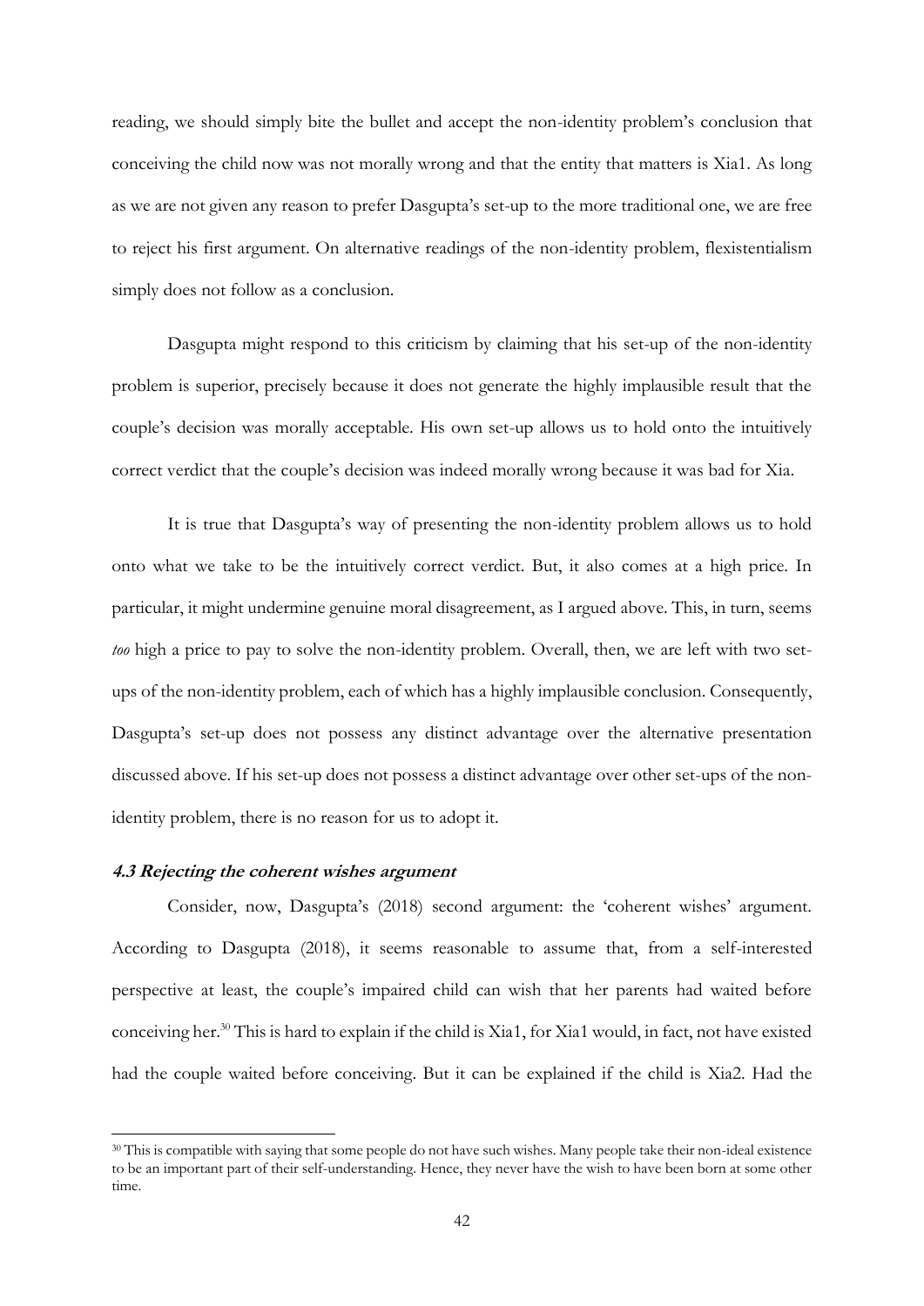reading, we should simply bite the bullet and accept the non-identity problem's conclusion that conceiving the child now was not morally wrong and that the entity that matters is Xia1. As long as we are not given any reason to prefer Dasgupta's set-up to the more traditional one, we are free to reject his first argument. On alternative readings of the non-identity problem, flexistentialism simply does not follow as a conclusion.

Dasgupta might respond to this criticism by claiming that his set-up of the non-identity problem is superior, precisely because it does not generate the highly implausible result that the couple's decision was morally acceptable. His own set-up allows us to hold onto the intuitively correct verdict that the couple's decision was indeed morally wrong because it was bad for Xia.

It is true that Dasgupta's way of presenting the non-identity problem allows us to hold onto what we take to be the intuitively correct verdict. But, it also comes at a high price. In particular, it might undermine genuine moral disagreement, as I argued above. This, in turn, seems *too* high a price to pay to solve the non-identity problem. Overall, then, we are left with two set-ups of the non-identity problem, each of which has a highly implausible conclusion. Consequently, Dasgupta's set-up does not possess any distinct advantage over the alternative presentation discussed above. If his set-up does not possess a distinct advantage over other set-ups of the non-identity problem, there is no reason for us to adopt it.

#### *4.3 Rejecting the coherent wishes argument*

Consider, now, Dasgupta's (2018) second argument: the 'coherent wishes' argument. According to Dasgupta (2018), it seems reasonable to assume that, from a self-interested perspective at least, the couple's impaired child can wish that her parents had waited before conceiving her.[30] This is hard to explain if the child is Xia1, for Xia1 would, in fact, not have existed had the couple waited before conceiving. But it can be explained if the child is Xia2. Had the

[30] This is compatible with saying that some people do not have such wishes. Many people take their non-ideal existence to be an important part of their self-understanding. Hence, they never have the wish to have been born at some other time.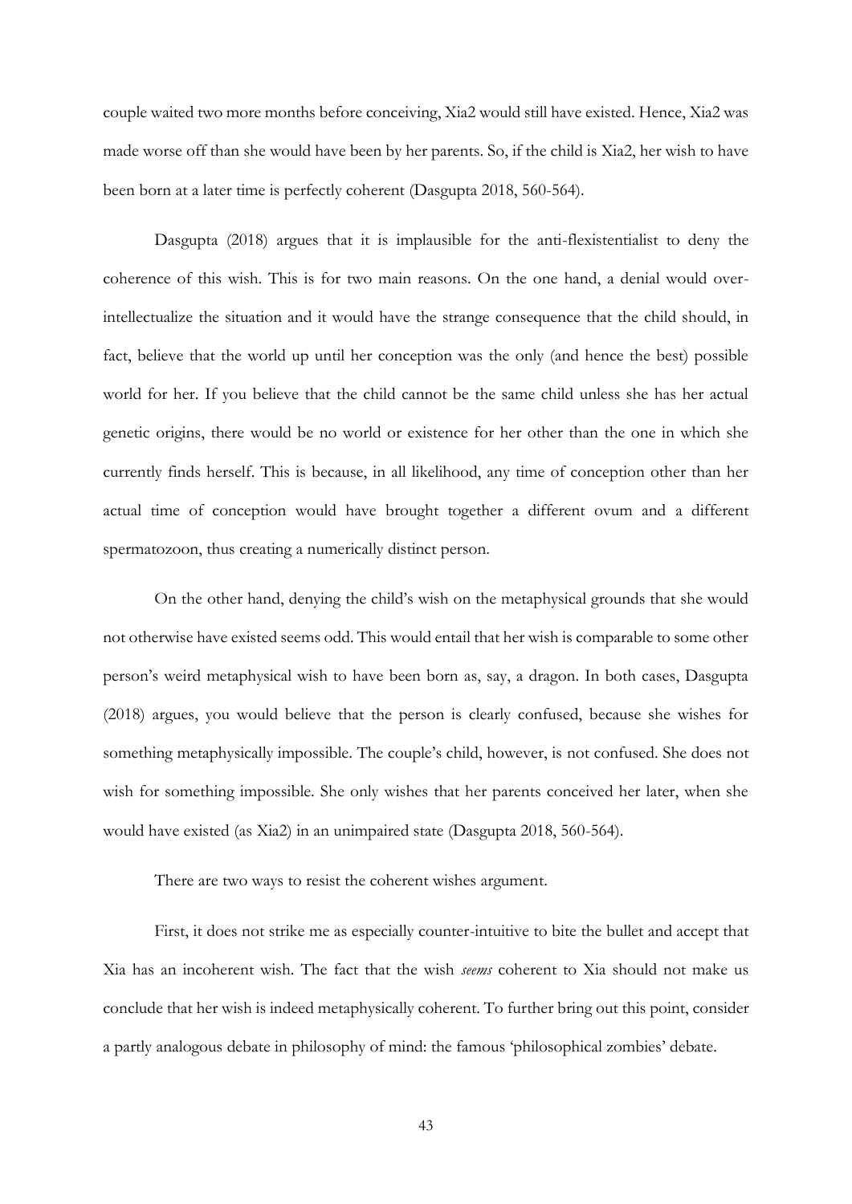couple waited two more months before conceiving, Xia2 would still have existed. Hence, Xia2 was made worse off than she would have been by her parents. So, if the child is Xia2, her wish to have been born at a later time is perfectly coherent (Dasgupta 2018, 560-564).

Dasgupta (2018) argues that it is implausible for the anti-flexistentialist to deny the coherence of this wish. This is for two main reasons. On the one hand, a denial would over-intellectualize the situation and it would have the strange consequence that the child should, in fact, believe that the world up until her conception was the only (and hence the best) possible world for her. If you believe that the child cannot be the same child unless she has her actual genetic origins, there would be no world or existence for her other than the one in which she currently finds herself. This is because, in all likelihood, any time of conception other than her actual time of conception would have brought together a different ovum and a different spermatozoon, thus creating a numerically distinct person.

On the other hand, denying the child's wish on the metaphysical grounds that she would not otherwise have existed seems odd. This would entail that her wish is comparable to some other person's weird metaphysical wish to have been born as, say, a dragon. In both cases, Dasgupta (2018) argues, you would believe that the person is clearly confused, because she wishes for something metaphysically impossible. The couple's child, however, is not confused. She does not wish for something impossible. She only wishes that her parents conceived her later, when she would have existed (as Xia2) in an unimpaired state (Dasgupta 2018, 560-564).

There are two ways to resist the coherent wishes argument.

First, it does not strike me as especially counter-intuitive to bite the bullet and accept that Xia has an incoherent wish. The fact that the wish *seems* coherent to Xia should not make us conclude that her wish is indeed metaphysically coherent. To further bring out this point, consider a partly analogous debate in philosophy of mind: the famous 'philosophical zombies' debate.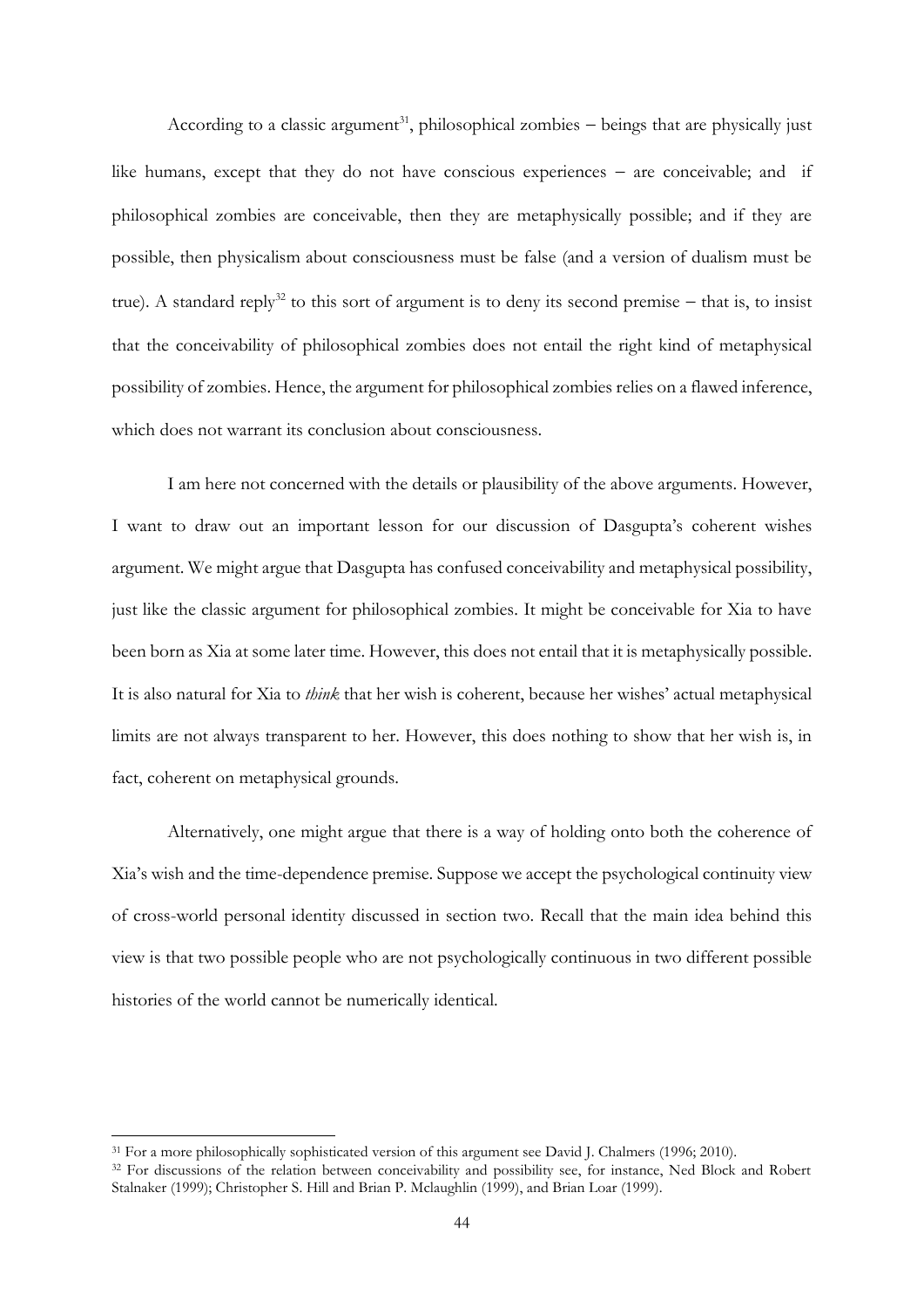According to a classic argument[31], philosophical zombies – beings that are physically just like humans, except that they do not have conscious experiences – are conceivable; and if philosophical zombies are conceivable, then they are metaphysically possible; and if they are possible, then physicalism about consciousness must be false (and a version of dualism must be true). A standard reply[32] to this sort of argument is to deny its second premise – that is, to insist that the conceivability of philosophical zombies does not entail the right kind of metaphysical possibility of zombies. Hence, the argument for philosophical zombies relies on a flawed inference, which does not warrant its conclusion about consciousness.

I am here not concerned with the details or plausibility of the above arguments. However, I want to draw out an important lesson for our discussion of Dasgupta's coherent wishes argument. We might argue that Dasgupta has confused conceivability and metaphysical possibility, just like the classic argument for philosophical zombies. It might be conceivable for Xia to have been born as Xia at some later time. However, this does not entail that it is metaphysically possible. It is also natural for Xia to *think* that her wish is coherent, because her wishes' actual metaphysical limits are not always transparent to her. However, this does nothing to show that her wish is, in fact, coherent on metaphysical grounds.

Alternatively, one might argue that there is a way of holding onto both the coherence of Xia's wish and the time-dependence premise. Suppose we accept the psychological continuity view of cross-world personal identity discussed in section two. Recall that the main idea behind this view is that two possible people who are not psychologically continuous in two different possible histories of the world cannot be numerically identical.

---

[31] For a more philosophically sophisticated version of this argument see David J. Chalmers (1996; 2010).

[32] For discussions of the relation between conceivability and possibility see, for instance, Ned Block and Robert Stalnaker (1999); Christopher S. Hill and Brian P. Mclaughlin (1999), and Brian Loar (1999).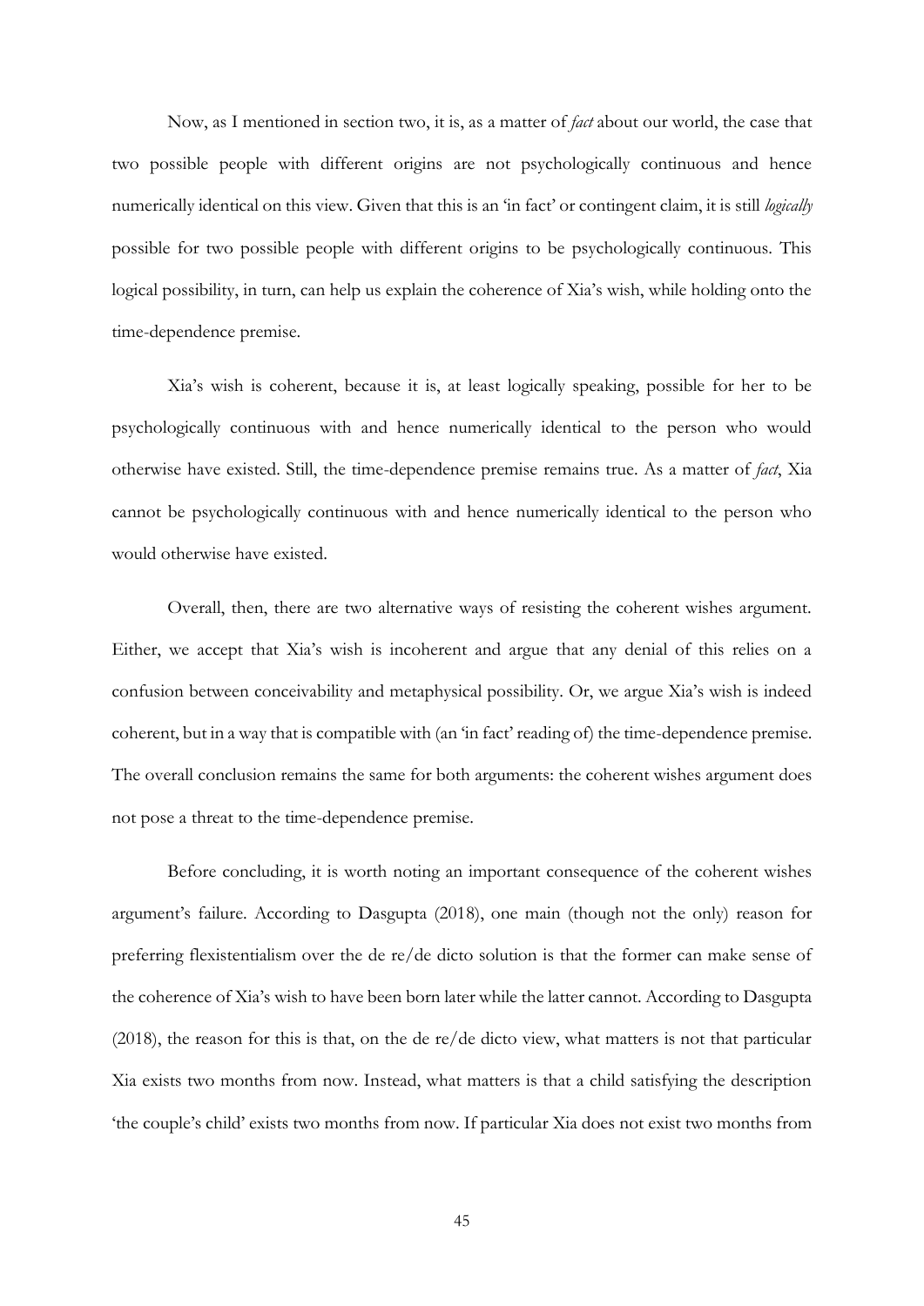Now, as I mentioned in section two, it is, as a matter of *fact* about our world, the case that two possible people with different origins are not psychologically continuous and hence numerically identical on this view. Given that this is an 'in fact' or contingent claim, it is still *logically* possible for two possible people with different origins to be psychologically continuous. This logical possibility, in turn, can help us explain the coherence of Xia's wish, while holding onto the time-dependence premise.

Xia's wish is coherent, because it is, at least logically speaking, possible for her to be psychologically continuous with and hence numerically identical to the person who would otherwise have existed. Still, the time-dependence premise remains true. As a matter of *fact*, Xia cannot be psychologically continuous with and hence numerically identical to the person who would otherwise have existed.

Overall, then, there are two alternative ways of resisting the coherent wishes argument. Either, we accept that Xia's wish is incoherent and argue that any denial of this relies on a confusion between conceivability and metaphysical possibility. Or, we argue Xia's wish is indeed coherent, but in a way that is compatible with (an 'in fact' reading of) the time-dependence premise. The overall conclusion remains the same for both arguments: the coherent wishes argument does not pose a threat to the time-dependence premise.

Before concluding, it is worth noting an important consequence of the coherent wishes argument's failure. According to Dasgupta (2018), one main (though not the only) reason for preferring flexistentialism over the de re/de dicto solution is that the former can make sense of the coherence of Xia's wish to have been born later while the latter cannot. According to Dasgupta (2018), the reason for this is that, on the de re/de dicto view, what matters is not that particular Xia exists two months from now. Instead, what matters is that a child satisfying the description 'the couple's child' exists two months from now. If particular Xia does not exist two months from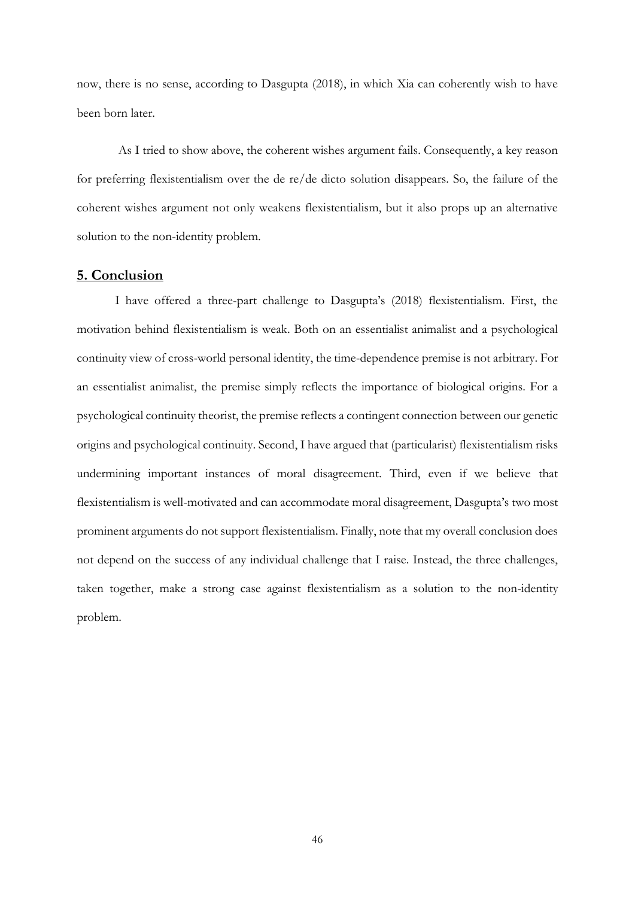now, there is no sense, according to Dasgupta (2018), in which Xia can coherently wish to have been born later.

As I tried to show above, the coherent wishes argument fails. Consequently, a key reason for preferring flexistentialism over the de re/de dicto solution disappears. So, the failure of the coherent wishes argument not only weakens flexistentialism, but it also props up an alternative solution to the non-identity problem.

## **5. Conclusion**

I have offered a three-part challenge to Dasgupta's (2018) flexistentialism. First, the motivation behind flexistentialism is weak. Both on an essentialist animalist and a psychological continuity view of cross-world personal identity, the time-dependence premise is not arbitrary. For an essentialist animalist, the premise simply reflects the importance of biological origins. For a psychological continuity theorist, the premise reflects a contingent connection between our genetic origins and psychological continuity. Second, I have argued that (particularist) flexistentialism risks undermining important instances of moral disagreement. Third, even if we believe that flexistentialism is well-motivated and can accommodate moral disagreement, Dasgupta's two most prominent arguments do not support flexistentialism. Finally, note that my overall conclusion does not depend on the success of any individual challenge that I raise. Instead, the three challenges, taken together, make a strong case against flexistentialism as a solution to the non-identity problem.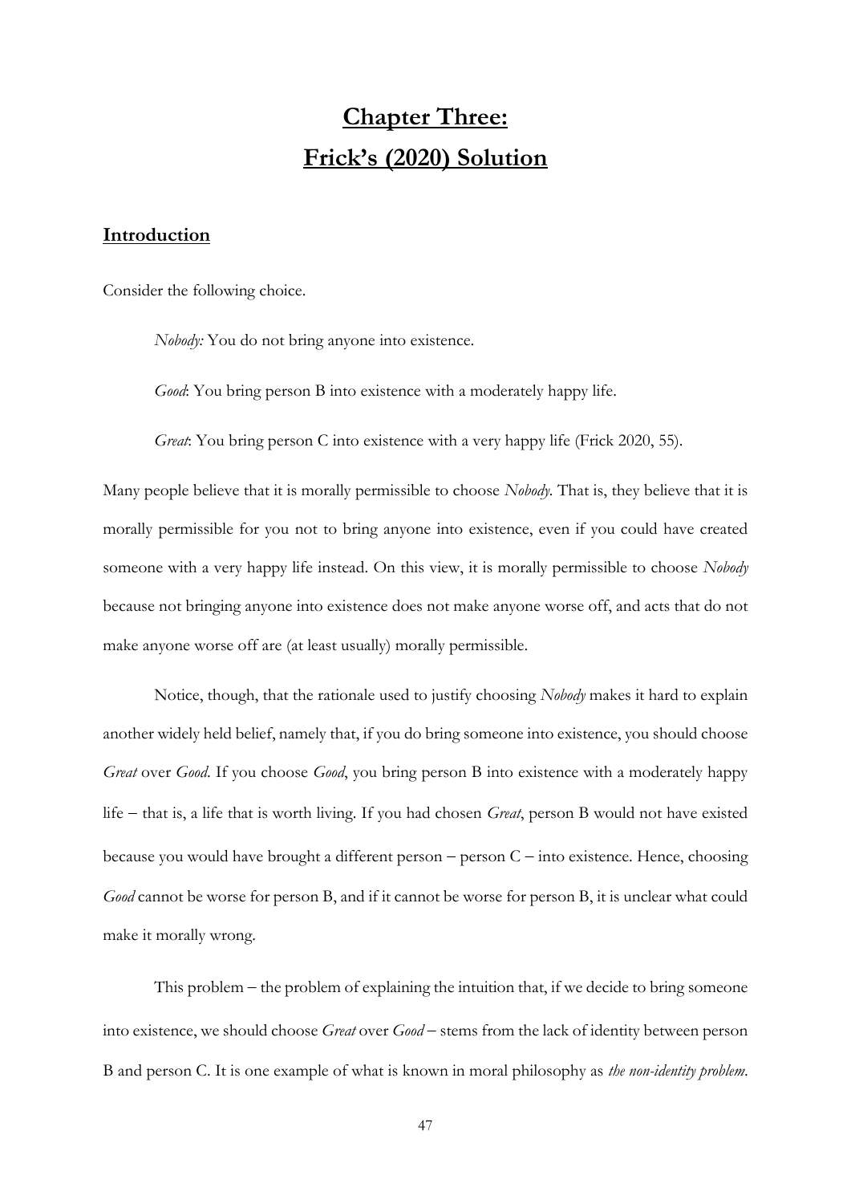# Chapter Three: Frick's (2020) Solution

## Introduction

Consider the following choice.

*Nobody:* You do not bring anyone into existence.

*Good*: You bring person B into existence with a moderately happy life.

*Great*: You bring person C into existence with a very happy life (Frick 2020, 55).

Many people believe that it is morally permissible to choose *Nobody*. That is, they believe that it is morally permissible for you not to bring anyone into existence, even if you could have created someone with a very happy life instead. On this view, it is morally permissible to choose *Nobody* because not bringing anyone into existence does not make anyone worse off, and acts that do not make anyone worse off are (at least usually) morally permissible.

Notice, though, that the rationale used to justify choosing *Nobody* makes it hard to explain another widely held belief, namely that, if you do bring someone into existence, you should choose *Great* over *Good*. If you choose *Good*, you bring person B into existence with a moderately happy life – that is, a life that is worth living. If you had chosen *Great*, person B would not have existed because you would have brought a different person – person C – into existence. Hence, choosing *Good* cannot be worse for person B, and if it cannot be worse for person B, it is unclear what could make it morally wrong.

This problem – the problem of explaining the intuition that, if we decide to bring someone into existence, we should choose *Great* over *Good* – stems from the lack of identity between person B and person C. It is one example of what is known in moral philosophy as *the non-identity problem*.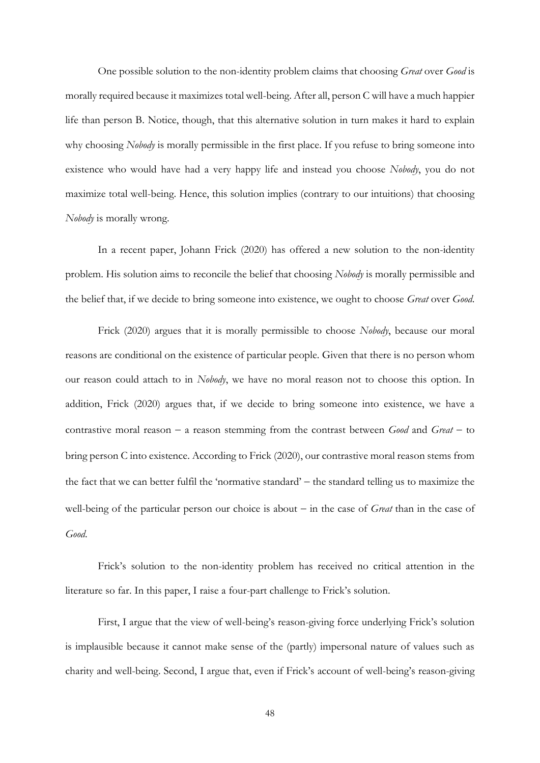One possible solution to the non-identity problem claims that choosing *Great* over *Good* is morally required because it maximizes total well-being. After all, person C will have a much happier life than person B. Notice, though, that this alternative solution in turn makes it hard to explain why choosing *Nobody* is morally permissible in the first place. If you refuse to bring someone into existence who would have had a very happy life and instead you choose *Nobody*, you do not maximize total well-being. Hence, this solution implies (contrary to our intuitions) that choosing *Nobody* is morally wrong.

In a recent paper, Johann Frick (2020) has offered a new solution to the non-identity problem. His solution aims to reconcile the belief that choosing *Nobody* is morally permissible and the belief that, if we decide to bring someone into existence, we ought to choose *Great* over *Good*.

Frick (2020) argues that it is morally permissible to choose *Nobody*, because our moral reasons are conditional on the existence of particular people. Given that there is no person whom our reason could attach to in *Nobody*, we have no moral reason not to choose this option. In addition, Frick (2020) argues that, if we decide to bring someone into existence, we have a contrastive moral reason – a reason stemming from the contrast between *Good* and *Great* – to bring person C into existence. According to Frick (2020), our contrastive moral reason stems from the fact that we can better fulfil the 'normative standard' – the standard telling us to maximize the well-being of the particular person our choice is about – in the case of *Great* than in the case of *Good*.

Frick's solution to the non-identity problem has received no critical attention in the literature so far. In this paper, I raise a four-part challenge to Frick's solution.

First, I argue that the view of well-being's reason-giving force underlying Frick's solution is implausible because it cannot make sense of the (partly) impersonal nature of values such as charity and well-being. Second, I argue that, even if Frick's account of well-being's reason-giving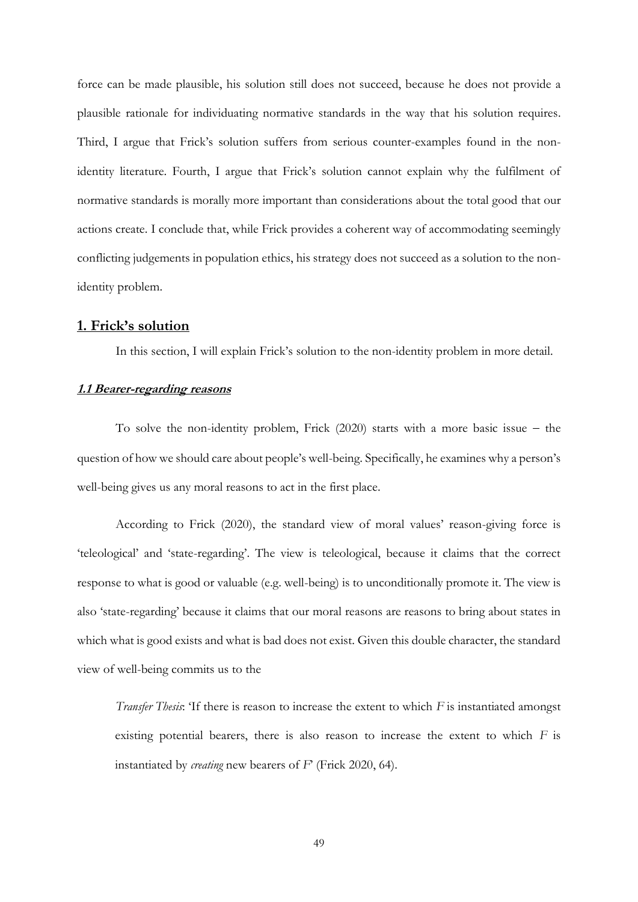force can be made plausible, his solution still does not succeed, because he does not provide a plausible rationale for individuating normative standards in the way that his solution requires. Third, I argue that Frick's solution suffers from serious counter-examples found in the non-identity literature. Fourth, I argue that Frick's solution cannot explain why the fulfilment of normative standards is morally more important than considerations about the total good that our actions create. I conclude that, while Frick provides a coherent way of accommodating seemingly conflicting judgements in population ethics, his strategy does not succeed as a solution to the non-identity problem.

## 1. Frick's solution

In this section, I will explain Frick's solution to the non-identity problem in more detail.

### *1.1 Bearer-regarding reasons*

To solve the non-identity problem, Frick (2020) starts with a more basic issue – the question of how we should care about people's well-being. Specifically, he examines why a person's well-being gives us any moral reasons to act in the first place.

According to Frick (2020), the standard view of moral values' reason-giving force is 'teleological' and 'state-regarding'. The view is teleological, because it claims that the correct response to what is good or valuable (e.g. well-being) is to unconditionally promote it. The view is also 'state-regarding' because it claims that our moral reasons are reasons to bring about states in which what is good exists and what is bad does not exist. Given this double character, the standard view of well-being commits us to the

> *Transfer Thesis*: 'If there is reason to increase the extent to which *F* is instantiated amongst existing potential bearers, there is also reason to increase the extent to which *F* is instantiated by *creating* new bearers of *F*' (Frick 2020, 64).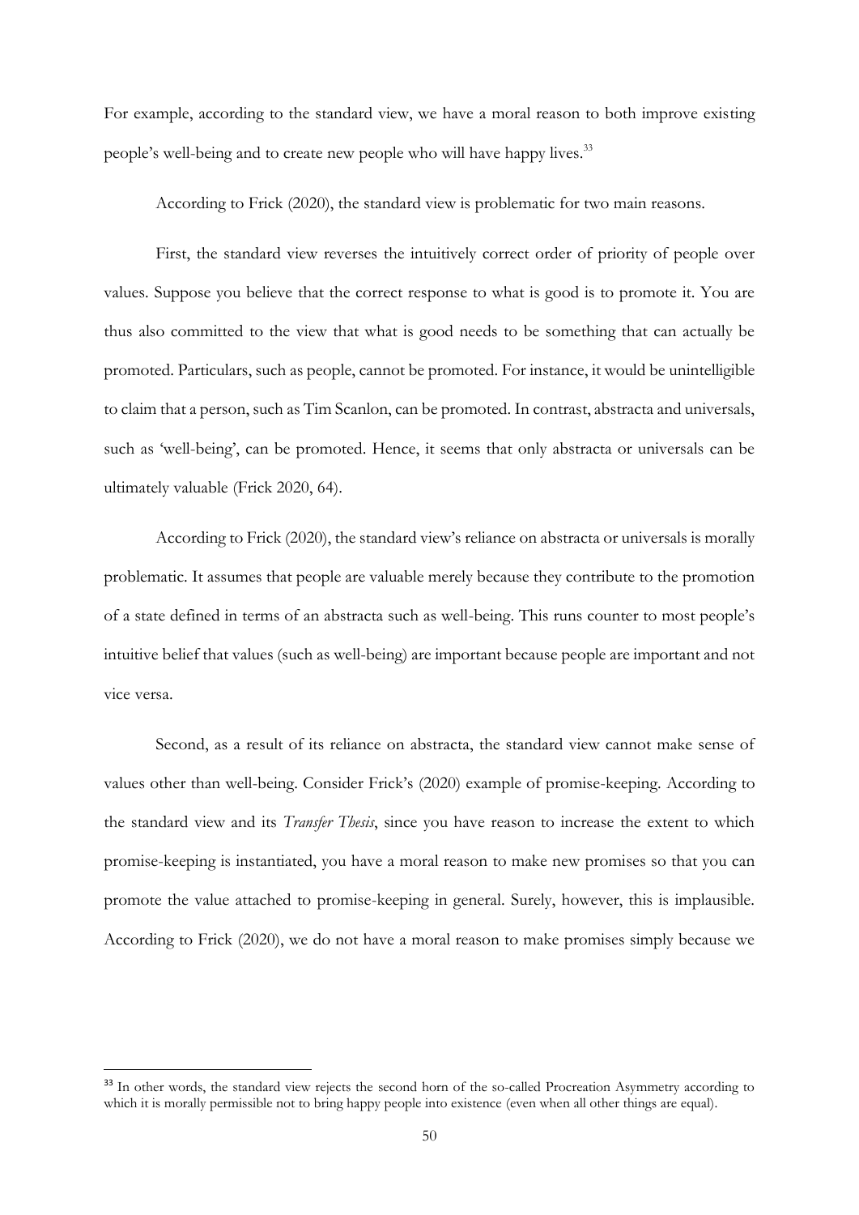For example, according to the standard view, we have a moral reason to both improve existing people's well-being and to create new people who will have happy lives.[33]

According to Frick (2020), the standard view is problematic for two main reasons.

First, the standard view reverses the intuitively correct order of priority of people over values. Suppose you believe that the correct response to what is good is to promote it. You are thus also committed to the view that what is good needs to be something that can actually be promoted. Particulars, such as people, cannot be promoted. For instance, it would be unintelligible to claim that a person, such as Tim Scanlon, can be promoted. In contrast, abstracta and universals, such as 'well-being', can be promoted. Hence, it seems that only abstracta or universals can be ultimately valuable (Frick 2020, 64).

According to Frick (2020), the standard view's reliance on abstracta or universals is morally problematic. It assumes that people are valuable merely because they contribute to the promotion of a state defined in terms of an abstracta such as well-being. This runs counter to most people's intuitive belief that values (such as well-being) are important because people are important and not vice versa.

Second, as a result of its reliance on abstracta, the standard view cannot make sense of values other than well-being. Consider Frick's (2020) example of promise-keeping. According to the standard view and its *Transfer Thesis*, since you have reason to increase the extent to which promise-keeping is instantiated, you have a moral reason to make new promises so that you can promote the value attached to promise-keeping in general. Surely, however, this is implausible. According to Frick (2020), we do not have a moral reason to make promises simply because we

---

[33] In other words, the standard view rejects the second horn of the so-called Procreation Asymmetry according to which it is morally permissible not to bring happy people into existence (even when all other things are equal).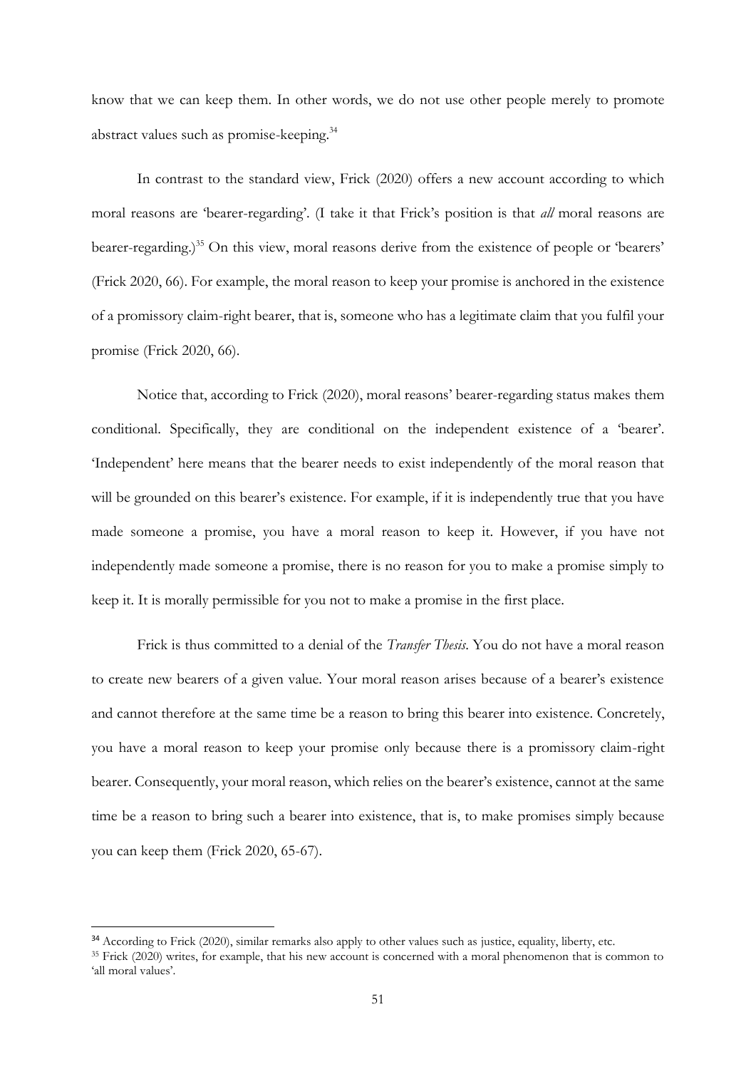know that we can keep them. In other words, we do not use other people merely to promote abstract values such as promise-keeping.[34]

In contrast to the standard view, Frick (2020) offers a new account according to which moral reasons are 'bearer-regarding'. (I take it that Frick's position is that *all* moral reasons are bearer-regarding.)[35] On this view, moral reasons derive from the existence of people or 'bearers' (Frick 2020, 66). For example, the moral reason to keep your promise is anchored in the existence of a promissory claim-right bearer, that is, someone who has a legitimate claim that you fulfil your promise (Frick 2020, 66).

Notice that, according to Frick (2020), moral reasons' bearer-regarding status makes them conditional. Specifically, they are conditional on the independent existence of a 'bearer'. 'Independent' here means that the bearer needs to exist independently of the moral reason that will be grounded on this bearer's existence. For example, if it is independently true that you have made someone a promise, you have a moral reason to keep it. However, if you have not independently made someone a promise, there is no reason for you to make a promise simply to keep it. It is morally permissible for you not to make a promise in the first place.

Frick is thus committed to a denial of the *Transfer Thesis*. You do not have a moral reason to create new bearers of a given value. Your moral reason arises because of a bearer's existence and cannot therefore at the same time be a reason to bring this bearer into existence. Concretely, you have a moral reason to keep your promise only because there is a promissory claim-right bearer. Consequently, your moral reason, which relies on the bearer's existence, cannot at the same time be a reason to bring such a bearer into existence, that is, to make promises simply because you can keep them (Frick 2020, 65-67).

---

[34] According to Frick (2020), similar remarks also apply to other values such as justice, equality, liberty, etc.

[35] Frick (2020) writes, for example, that his new account is concerned with a moral phenomenon that is common to 'all moral values'.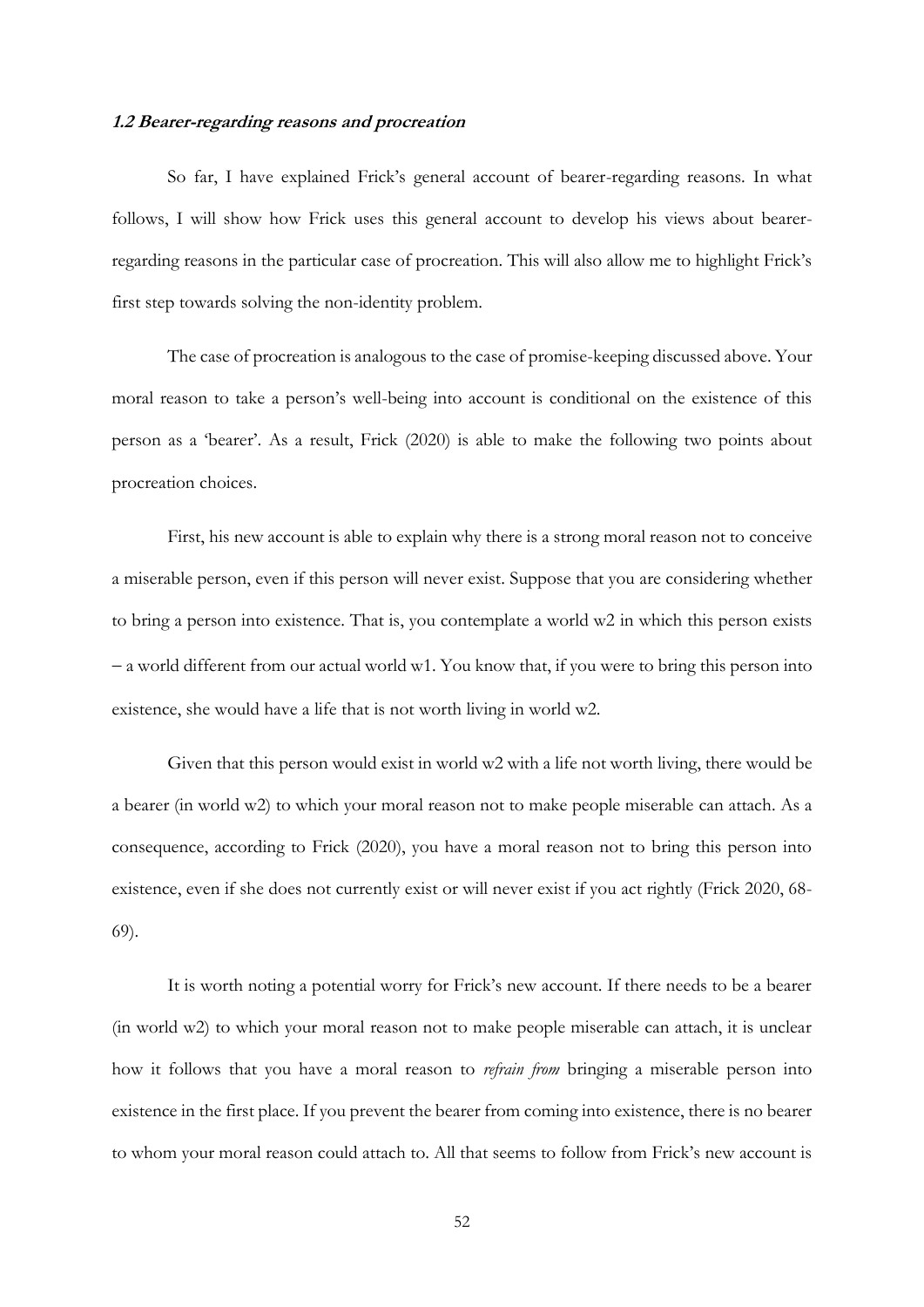### ***1.2 Bearer-regarding reasons and procreation***

So far, I have explained Frick's general account of bearer-regarding reasons. In what follows, I will show how Frick uses this general account to develop his views about bearer-regarding reasons in the particular case of procreation. This will also allow me to highlight Frick's first step towards solving the non-identity problem.

The case of procreation is analogous to the case of promise-keeping discussed above. Your moral reason to take a person's well-being into account is conditional on the existence of this person as a 'bearer'. As a result, Frick (2020) is able to make the following two points about procreation choices.

First, his new account is able to explain why there is a strong moral reason not to conceive a miserable person, even if this person will never exist. Suppose that you are considering whether to bring a person into existence. That is, you contemplate a world w2 in which this person exists – a world different from our actual world w1. You know that, if you were to bring this person into existence, she would have a life that is not worth living in world w2.

Given that this person would exist in world w2 with a life not worth living, there would be a bearer (in world w2) to which your moral reason not to make people miserable can attach. As a consequence, according to Frick (2020), you have a moral reason not to bring this person into existence, even if she does not currently exist or will never exist if you act rightly (Frick 2020, 68-69).

It is worth noting a potential worry for Frick's new account. If there needs to be a bearer (in world w2) to which your moral reason not to make people miserable can attach, it is unclear how it follows that you have a moral reason to *refrain from* bringing a miserable person into existence in the first place. If you prevent the bearer from coming into existence, there is no bearer to whom your moral reason could attach to. All that seems to follow from Frick's new account is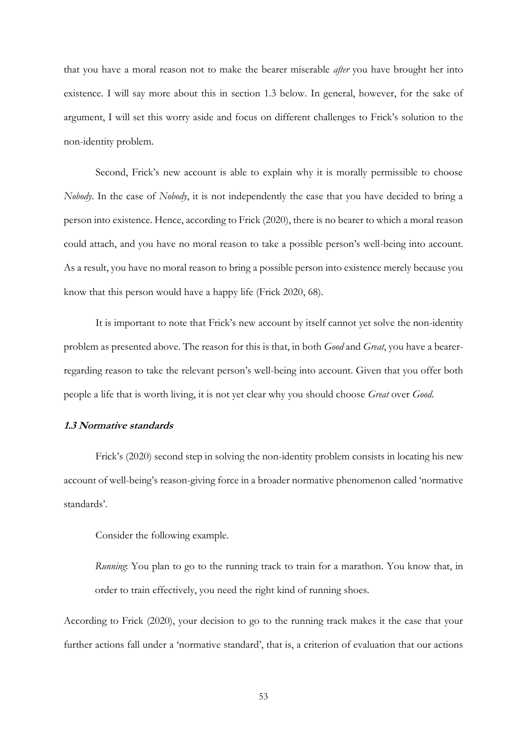that you have a moral reason not to make the bearer miserable *after* you have brought her into existence. I will say more about this in section 1.3 below. In general, however, for the sake of argument, I will set this worry aside and focus on different challenges to Frick's solution to the non-identity problem.

Second, Frick's new account is able to explain why it is morally permissible to choose *Nobody*. In the case of *Nobody*, it is not independently the case that you have decided to bring a person into existence. Hence, according to Frick (2020), there is no bearer to which a moral reason could attach, and you have no moral reason to take a possible person's well-being into account. As a result, you have no moral reason to bring a possible person into existence merely because you know that this person would have a happy life (Frick 2020, 68).

It is important to note that Frick's new account by itself cannot yet solve the non-identity problem as presented above. The reason for this is that, in both *Good* and *Great*, you have a bearer-regarding reason to take the relevant person's well-being into account. Given that you offer both people a life that is worth living, it is not yet clear why you should choose *Great* over *Good*.

### 1.3 Normative standards

Frick's (2020) second step in solving the non-identity problem consists in locating his new account of well-being's reason-giving force in a broader normative phenomenon called 'normative standards'.

Consider the following example.

> *Running*: You plan to go to the running track to train for a marathon. You know that, in order to train effectively, you need the right kind of running shoes.

According to Frick (2020), your decision to go to the running track makes it the case that your further actions fall under a 'normative standard', that is, a criterion of evaluation that our actions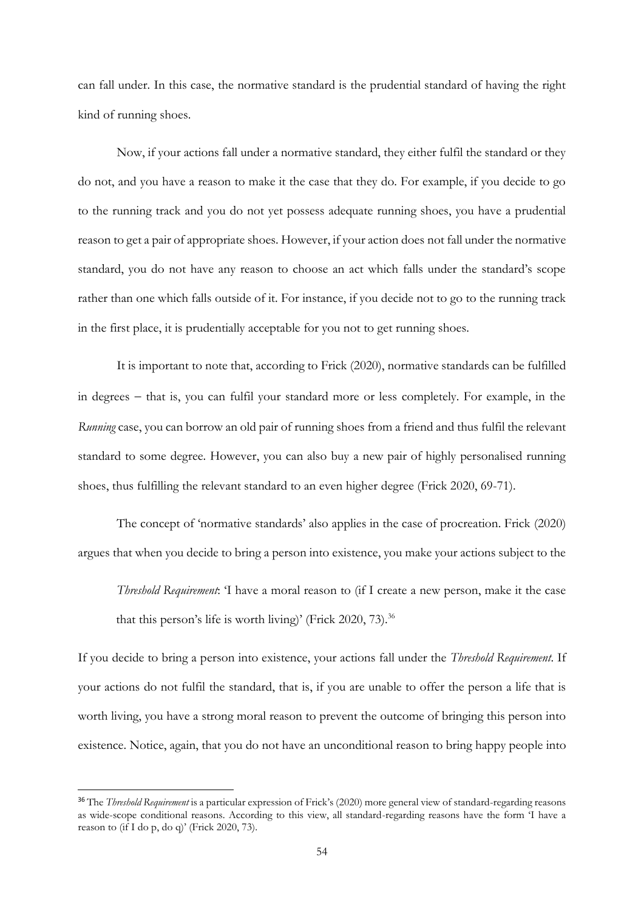can fall under. In this case, the normative standard is the prudential standard of having the right kind of running shoes.

Now, if your actions fall under a normative standard, they either fulfil the standard or they do not, and you have a reason to make it the case that they do. For example, if you decide to go to the running track and you do not yet possess adequate running shoes, you have a prudential reason to get a pair of appropriate shoes. However, if your action does not fall under the normative standard, you do not have any reason to choose an act which falls under the standard's scope rather than one which falls outside of it. For instance, if you decide not to go to the running track in the first place, it is prudentially acceptable for you not to get running shoes.

It is important to note that, according to Frick (2020), normative standards can be fulfilled in degrees – that is, you can fulfil your standard more or less completely. For example, in the *Running* case, you can borrow an old pair of running shoes from a friend and thus fulfil the relevant standard to some degree. However, you can also buy a new pair of highly personalised running shoes, thus fulfilling the relevant standard to an even higher degree (Frick 2020, 69-71).

The concept of 'normative standards' also applies in the case of procreation. Frick (2020) argues that when you decide to bring a person into existence, you make your actions subject to the

> *Threshold Requirement*: 'I have a moral reason to (if I create a new person, make it the case that this person's life is worth living)' (Frick 2020, 73).[36]

If you decide to bring a person into existence, your actions fall under the *Threshold Requirement*. If your actions do not fulfil the standard, that is, if you are unable to offer the person a life that is worth living, you have a strong moral reason to prevent the outcome of bringing this person into existence. Notice, again, that you do not have an unconditional reason to bring happy people into

---

[36] The *Threshold Requirement* is a particular expression of Frick's (2020) more general view of standard-regarding reasons as wide-scope conditional reasons. According to this view, all standard-regarding reasons have the form 'I have a reason to (if I do p, do q)' (Frick 2020, 73).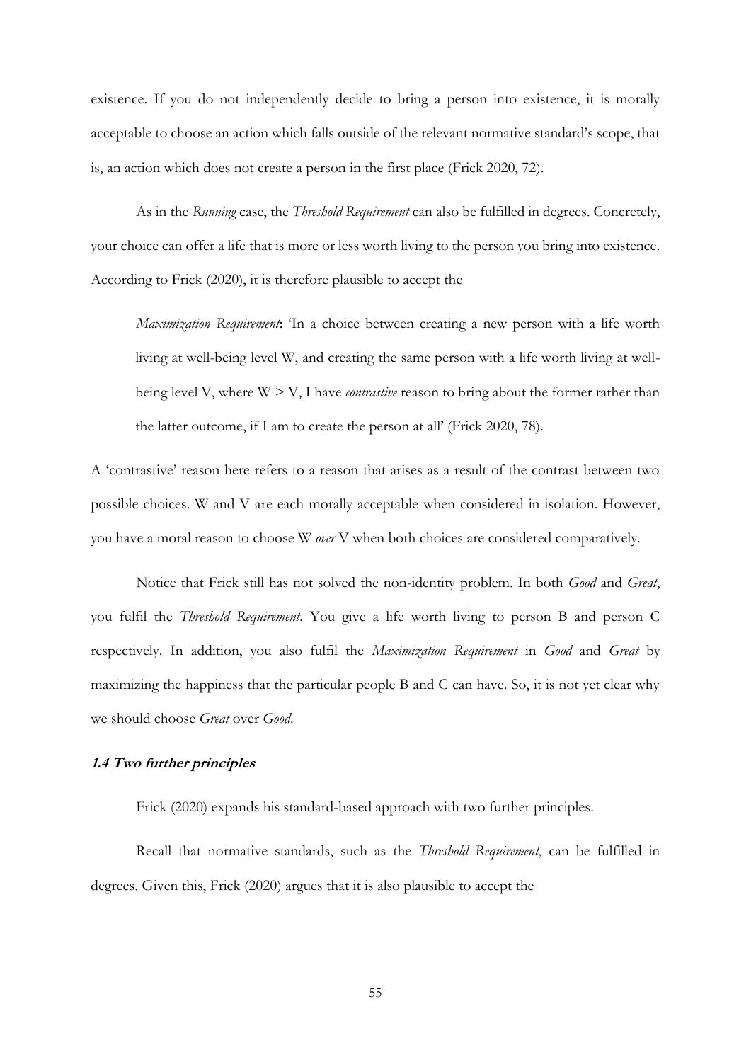existence. If you do not independently decide to bring a person into existence, it is morally acceptable to choose an action which falls outside of the relevant normative standard's scope, that is, an action which does not create a person in the first place (Frick 2020, 72).

As in the *Running* case, the *Threshold Requirement* can also be fulfilled in degrees. Concretely, your choice can offer a life that is more or less worth living to the person you bring into existence. According to Frick (2020), it is therefore plausible to accept the

> *Maximization Requirement*: 'In a choice between creating a new person with a life worth living at well-being level W, and creating the same person with a life worth living at well-being level V, where W > V, I have *contrastive* reason to bring about the former rather than the latter outcome, if I am to create the person at all' (Frick 2020, 78).

A 'contrastive' reason here refers to a reason that arises as a result of the contrast between two possible choices. W and V are each morally acceptable when considered in isolation. However, you have a moral reason to choose W *over* V when both choices are considered comparatively.

Notice that Frick still has not solved the non-identity problem. In both *Good* and *Great*, you fulfil the *Threshold Requirement*. You give a life worth living to person B and person C respectively. In addition, you also fulfil the *Maximization Requirement* in *Good* and *Great* by maximizing the happiness that the particular people B and C can have. So, it is not yet clear why we should choose *Great* over *Good*.

### 1.4 Two further principles

Frick (2020) expands his standard-based approach with two further principles.

Recall that normative standards, such as the *Threshold Requirement*, can be fulfilled in degrees. Given this, Frick (2020) argues that it is also plausible to accept the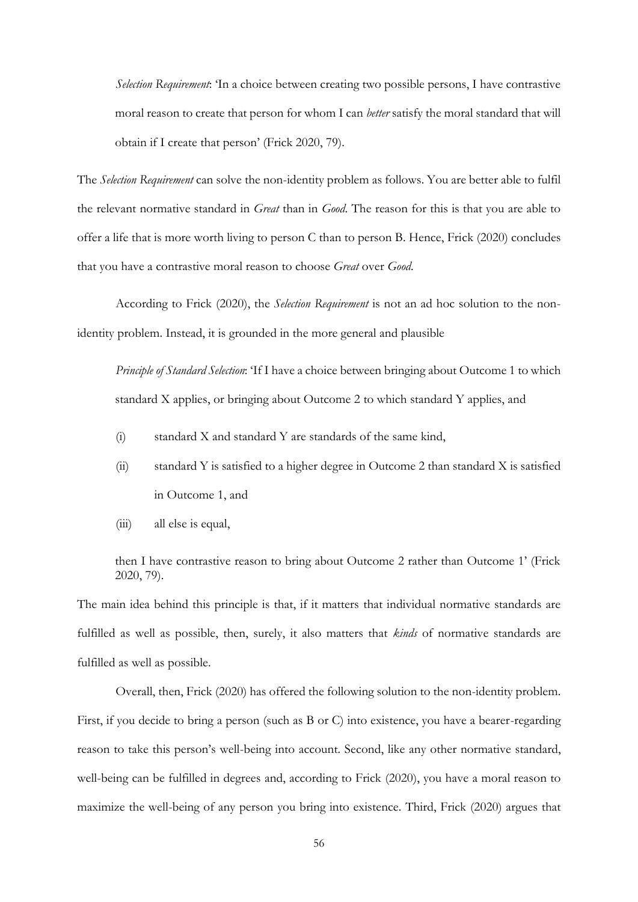> *Selection Requirement*: 'In a choice between creating two possible persons, I have contrastive moral reason to create that person for whom I can *better* satisfy the moral standard that will obtain if I create that person' (Frick 2020, 79).

The *Selection Requirement* can solve the non-identity problem as follows. You are better able to fulfil the relevant normative standard in *Great* than in *Good*. The reason for this is that you are able to offer a life that is more worth living to person C than to person B. Hence, Frick (2020) concludes that you have a contrastive moral reason to choose *Great* over *Good*.

According to Frick (2020), the *Selection Requirement* is not an ad hoc solution to the non-identity problem. Instead, it is grounded in the more general and plausible

> *Principle of Standard Selection*: 'If I have a choice between bringing about Outcome 1 to which standard X applies, or bringing about Outcome 2 to which standard Y applies, and
>
> (i) standard X and standard Y are standards of the same kind,
>
> (ii) standard Y is satisfied to a higher degree in Outcome 2 than standard X is satisfied in Outcome 1, and
>
> (iii) all else is equal,
>
> then I have contrastive reason to bring about Outcome 2 rather than Outcome 1' (Frick 2020, 79).

The main idea behind this principle is that, if it matters that individual normative standards are fulfilled as well as possible, then, surely, it also matters that *kinds* of normative standards are fulfilled as well as possible.

Overall, then, Frick (2020) has offered the following solution to the non-identity problem. First, if you decide to bring a person (such as B or C) into existence, you have a bearer-regarding reason to take this person's well-being into account. Second, like any other normative standard, well-being can be fulfilled in degrees and, according to Frick (2020), you have a moral reason to maximize the well-being of any person you bring into existence. Third, Frick (2020) argues that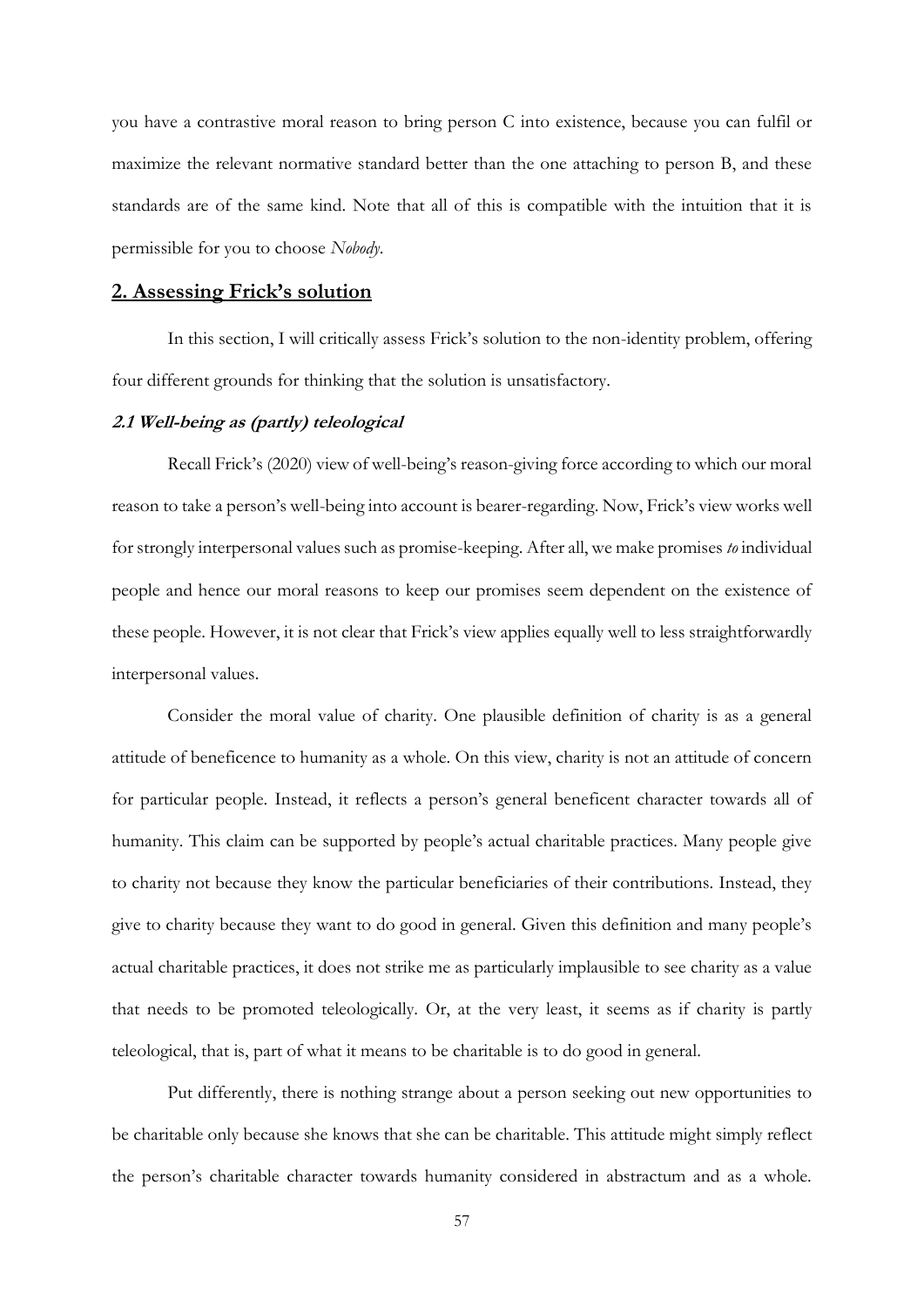you have a contrastive moral reason to bring person C into existence, because you can fulfil or maximize the relevant normative standard better than the one attaching to person B, and these standards are of the same kind. Note that all of this is compatible with the intuition that it is permissible for you to choose *Nobody*.

## 2. Assessing Frick's solution

In this section, I will critically assess Frick's solution to the non-identity problem, offering four different grounds for thinking that the solution is unsatisfactory.

### *2.1 Well-being as (partly) teleological*

Recall Frick's (2020) view of well-being's reason-giving force according to which our moral reason to take a person's well-being into account is bearer-regarding. Now, Frick's view works well for strongly interpersonal values such as promise-keeping. After all, we make promises *to* individual people and hence our moral reasons to keep our promises seem dependent on the existence of these people. However, it is not clear that Frick's view applies equally well to less straightforwardly interpersonal values.

Consider the moral value of charity. One plausible definition of charity is as a general attitude of beneficence to humanity as a whole. On this view, charity is not an attitude of concern for particular people. Instead, it reflects a person's general beneficent character towards all of humanity. This claim can be supported by people's actual charitable practices. Many people give to charity not because they know the particular beneficiaries of their contributions. Instead, they give to charity because they want to do good in general. Given this definition and many people's actual charitable practices, it does not strike me as particularly implausible to see charity as a value that needs to be promoted teleologically. Or, at the very least, it seems as if charity is partly teleological, that is, part of what it means to be charitable is to do good in general.

Put differently, there is nothing strange about a person seeking out new opportunities to be charitable only because she knows that she can be charitable. This attitude might simply reflect the person's charitable character towards humanity considered in abstractum and as a whole.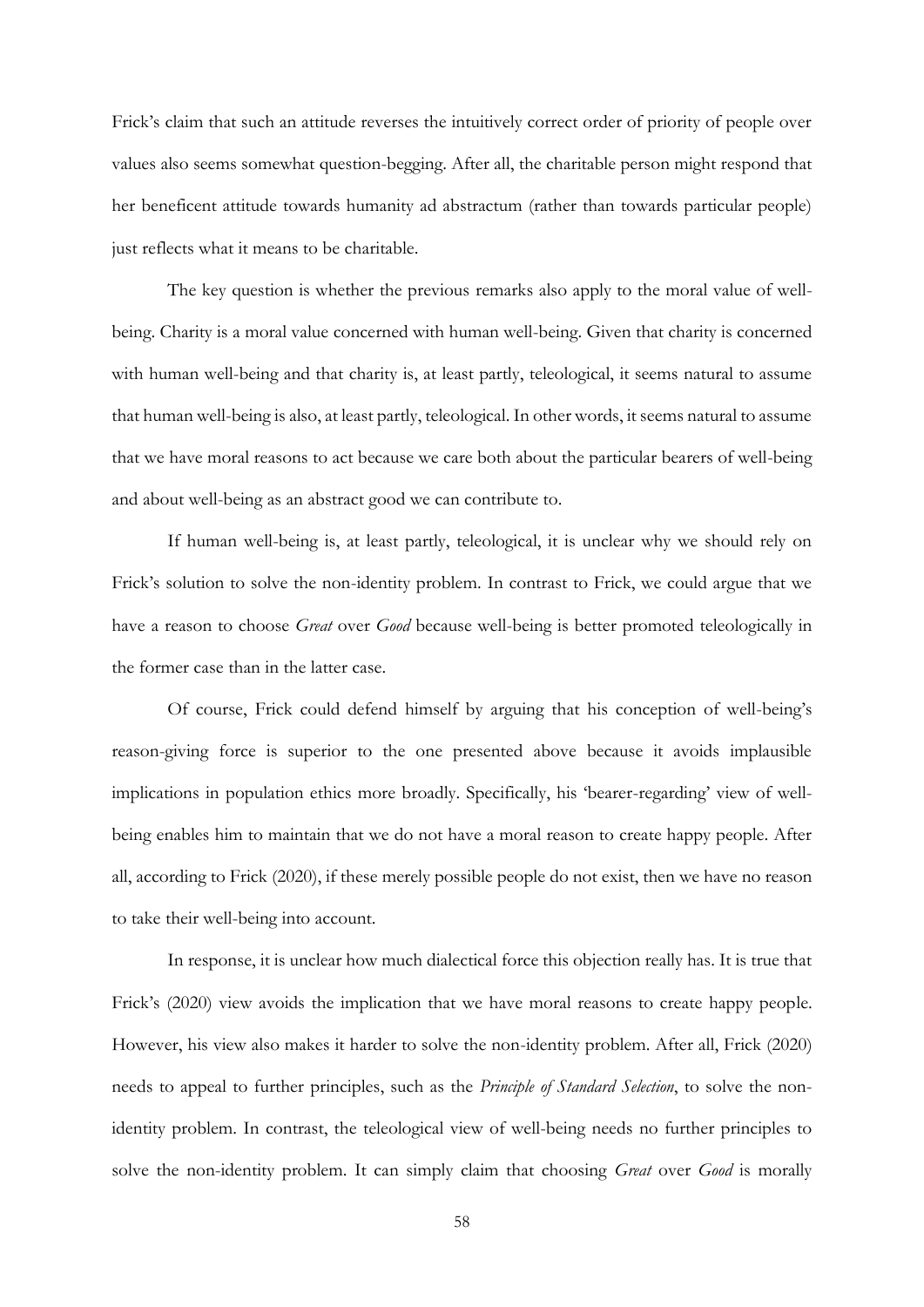Frick's claim that such an attitude reverses the intuitively correct order of priority of people over values also seems somewhat question-begging. After all, the charitable person might respond that her beneficent attitude towards humanity ad abstractum (rather than towards particular people) just reflects what it means to be charitable.

The key question is whether the previous remarks also apply to the moral value of well-being. Charity is a moral value concerned with human well-being. Given that charity is concerned with human well-being and that charity is, at least partly, teleological, it seems natural to assume that human well-being is also, at least partly, teleological. In other words, it seems natural to assume that we have moral reasons to act because we care both about the particular bearers of well-being and about well-being as an abstract good we can contribute to.

If human well-being is, at least partly, teleological, it is unclear why we should rely on Frick's solution to solve the non-identity problem. In contrast to Frick, we could argue that we have a reason to choose *Great* over *Good* because well-being is better promoted teleologically in the former case than in the latter case.

Of course, Frick could defend himself by arguing that his conception of well-being's reason-giving force is superior to the one presented above because it avoids implausible implications in population ethics more broadly. Specifically, his 'bearer-regarding' view of well-being enables him to maintain that we do not have a moral reason to create happy people. After all, according to Frick (2020), if these merely possible people do not exist, then we have no reason to take their well-being into account.

In response, it is unclear how much dialectical force this objection really has. It is true that Frick's (2020) view avoids the implication that we have moral reasons to create happy people. However, his view also makes it harder to solve the non-identity problem. After all, Frick (2020) needs to appeal to further principles, such as the *Principle of Standard Selection*, to solve the non-identity problem. In contrast, the teleological view of well-being needs no further principles to solve the non-identity problem. It can simply claim that choosing *Great* over *Good* is morally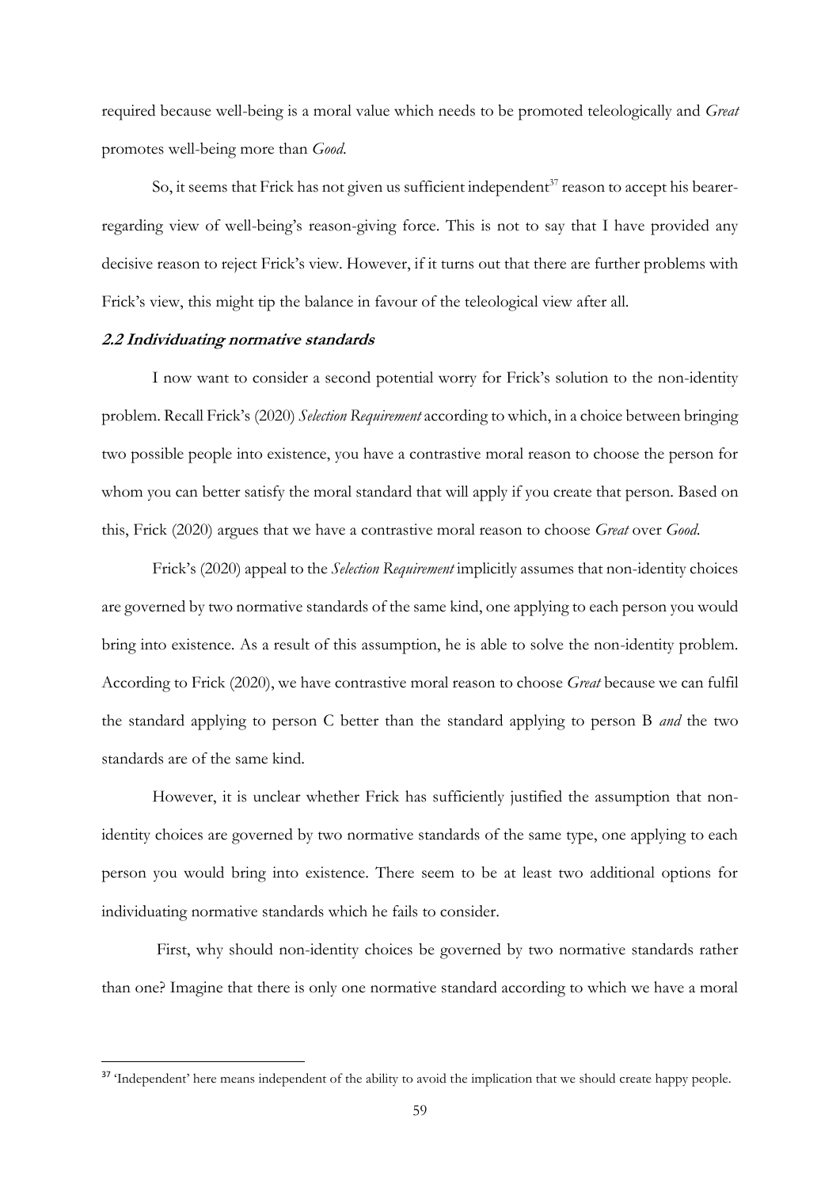required because well-being is a moral value which needs to be promoted teleologically and *Great* promotes well-being more than *Good*.

So, it seems that Frick has not given us sufficient independent[37] reason to accept his bearer-regarding view of well-being's reason-giving force. This is not to say that I have provided any decisive reason to reject Frick's view. However, if it turns out that there are further problems with Frick's view, this might tip the balance in favour of the teleological view after all.

### 2.2 Individuating normative standards

I now want to consider a second potential worry for Frick's solution to the non-identity problem. Recall Frick's (2020) *Selection Requirement* according to which, in a choice between bringing two possible people into existence, you have a contrastive moral reason to choose the person for whom you can better satisfy the moral standard that will apply if you create that person. Based on this, Frick (2020) argues that we have a contrastive moral reason to choose *Great* over *Good*.

Frick's (2020) appeal to the *Selection Requirement* implicitly assumes that non-identity choices are governed by two normative standards of the same kind, one applying to each person you would bring into existence. As a result of this assumption, he is able to solve the non-identity problem. According to Frick (2020), we have contrastive moral reason to choose *Great* because we can fulfil the standard applying to person C better than the standard applying to person B *and* the two standards are of the same kind.

However, it is unclear whether Frick has sufficiently justified the assumption that non-identity choices are governed by two normative standards of the same type, one applying to each person you would bring into existence. There seem to be at least two additional options for individuating normative standards which he fails to consider.

First, why should non-identity choices be governed by two normative standards rather than one? Imagine that there is only one normative standard according to which we have a moral

---

[37] 'Independent' here means independent of the ability to avoid the implication that we should create happy people.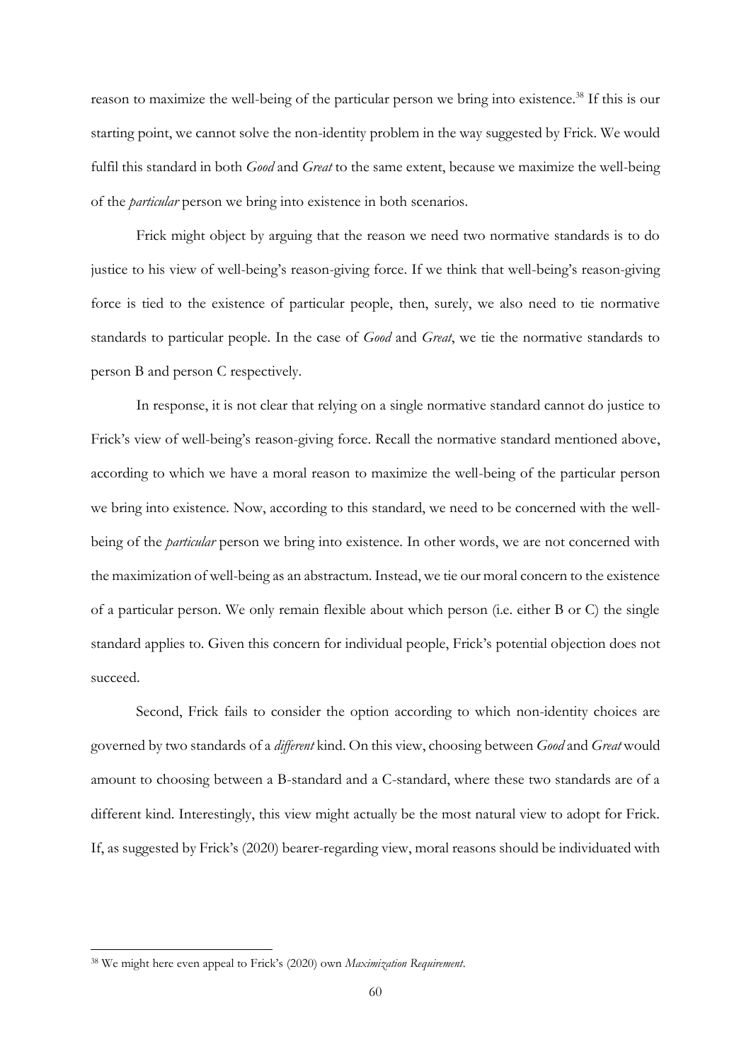reason to maximize the well-being of the particular person we bring into existence.[38] If this is our starting point, we cannot solve the non-identity problem in the way suggested by Frick. We would fulfil this standard in both *Good* and *Great* to the same extent, because we maximize the well-being of the *particular* person we bring into existence in both scenarios.

Frick might object by arguing that the reason we need two normative standards is to do justice to his view of well-being's reason-giving force. If we think that well-being's reason-giving force is tied to the existence of particular people, then, surely, we also need to tie normative standards to particular people. In the case of *Good* and *Great*, we tie the normative standards to person B and person C respectively.

In response, it is not clear that relying on a single normative standard cannot do justice to Frick's view of well-being's reason-giving force. Recall the normative standard mentioned above, according to which we have a moral reason to maximize the well-being of the particular person we bring into existence. Now, according to this standard, we need to be concerned with the well-being of the *particular* person we bring into existence. In other words, we are not concerned with the maximization of well-being as an abstractum. Instead, we tie our moral concern to the existence of a particular person. We only remain flexible about which person (i.e. either B or C) the single standard applies to. Given this concern for individual people, Frick's potential objection does not succeed.

Second, Frick fails to consider the option according to which non-identity choices are governed by two standards of a *different* kind. On this view, choosing between *Good* and *Great* would amount to choosing between a B-standard and a C-standard, where these two standards are of a different kind. Interestingly, this view might actually be the most natural view to adopt for Frick. If, as suggested by Frick's (2020) bearer-regarding view, moral reasons should be individuated with

[38] We might here even appeal to Frick's (2020) own *Maximization Requirement*.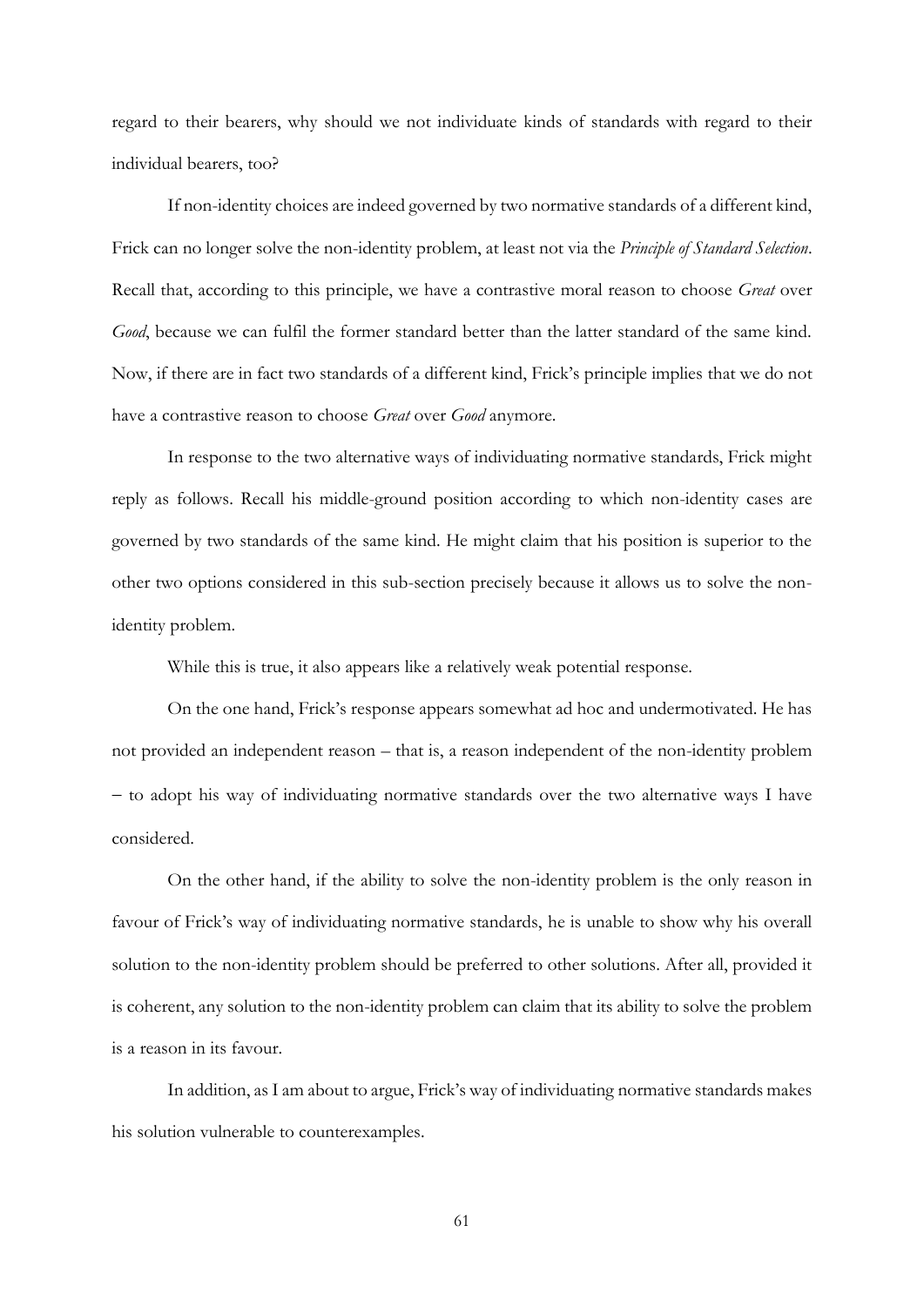regard to their bearers, why should we not individuate kinds of standards with regard to their individual bearers, too?

If non-identity choices are indeed governed by two normative standards of a different kind, Frick can no longer solve the non-identity problem, at least not via the *Principle of Standard Selection*. Recall that, according to this principle, we have a contrastive moral reason to choose *Great* over *Good*, because we can fulfil the former standard better than the latter standard of the same kind. Now, if there are in fact two standards of a different kind, Frick's principle implies that we do not have a contrastive reason to choose *Great* over *Good* anymore.

In response to the two alternative ways of individuating normative standards, Frick might reply as follows. Recall his middle-ground position according to which non-identity cases are governed by two standards of the same kind. He might claim that his position is superior to the other two options considered in this sub-section precisely because it allows us to solve the non-identity problem.

While this is true, it also appears like a relatively weak potential response.

On the one hand, Frick's response appears somewhat ad hoc and undermotivated. He has not provided an independent reason – that is, a reason independent of the non-identity problem – to adopt his way of individuating normative standards over the two alternative ways I have considered.

On the other hand, if the ability to solve the non-identity problem is the only reason in favour of Frick's way of individuating normative standards, he is unable to show why his overall solution to the non-identity problem should be preferred to other solutions. After all, provided it is coherent, any solution to the non-identity problem can claim that its ability to solve the problem is a reason in its favour.

In addition, as I am about to argue, Frick's way of individuating normative standards makes his solution vulnerable to counterexamples.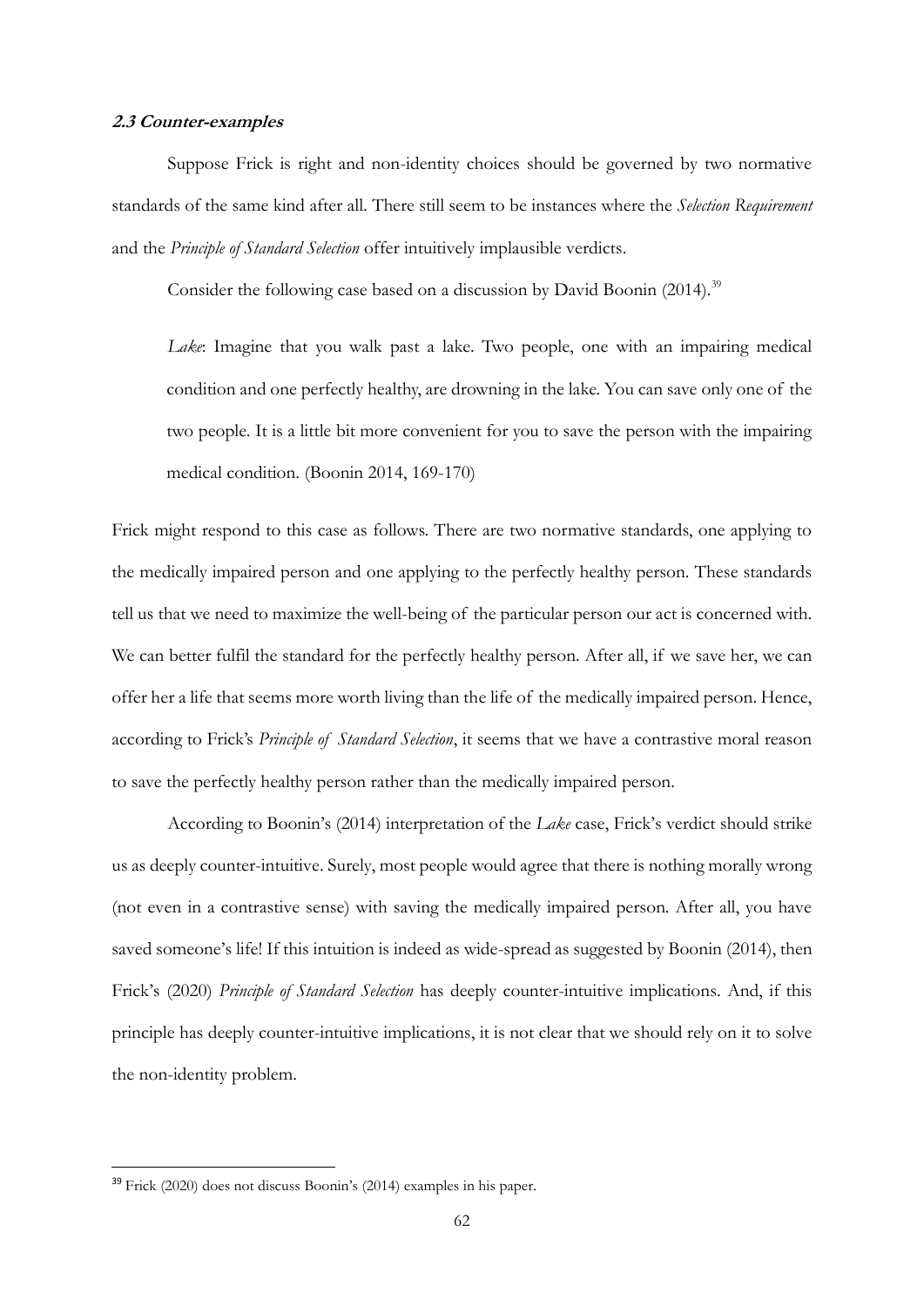### *2.3 Counter-examples*

Suppose Frick is right and non-identity choices should be governed by two normative standards of the same kind after all. There still seem to be instances where the *Selection Requirement* and the *Principle of Standard Selection* offer intuitively implausible verdicts.

Consider the following case based on a discussion by David Boonin (2014).[39]

> *Lake*: Imagine that you walk past a lake. Two people, one with an impairing medical condition and one perfectly healthy, are drowning in the lake. You can save only one of the two people. It is a little bit more convenient for you to save the person with the impairing medical condition. (Boonin 2014, 169-170)

Frick might respond to this case as follows. There are two normative standards, one applying to the medically impaired person and one applying to the perfectly healthy person. These standards tell us that we need to maximize the well-being of the particular person our act is concerned with. We can better fulfil the standard for the perfectly healthy person. After all, if we save her, we can offer her a life that seems more worth living than the life of the medically impaired person. Hence, according to Frick's *Principle of Standard Selection*, it seems that we have a contrastive moral reason to save the perfectly healthy person rather than the medically impaired person.

According to Boonin's (2014) interpretation of the *Lake* case, Frick's verdict should strike us as deeply counter-intuitive. Surely, most people would agree that there is nothing morally wrong (not even in a contrastive sense) with saving the medically impaired person. After all, you have saved someone's life! If this intuition is indeed as wide-spread as suggested by Boonin (2014), then Frick's (2020) *Principle of Standard Selection* has deeply counter-intuitive implications. And, if this principle has deeply counter-intuitive implications, it is not clear that we should rely on it to solve the non-identity problem.

---

[39] Frick (2020) does not discuss Boonin's (2014) examples in his paper.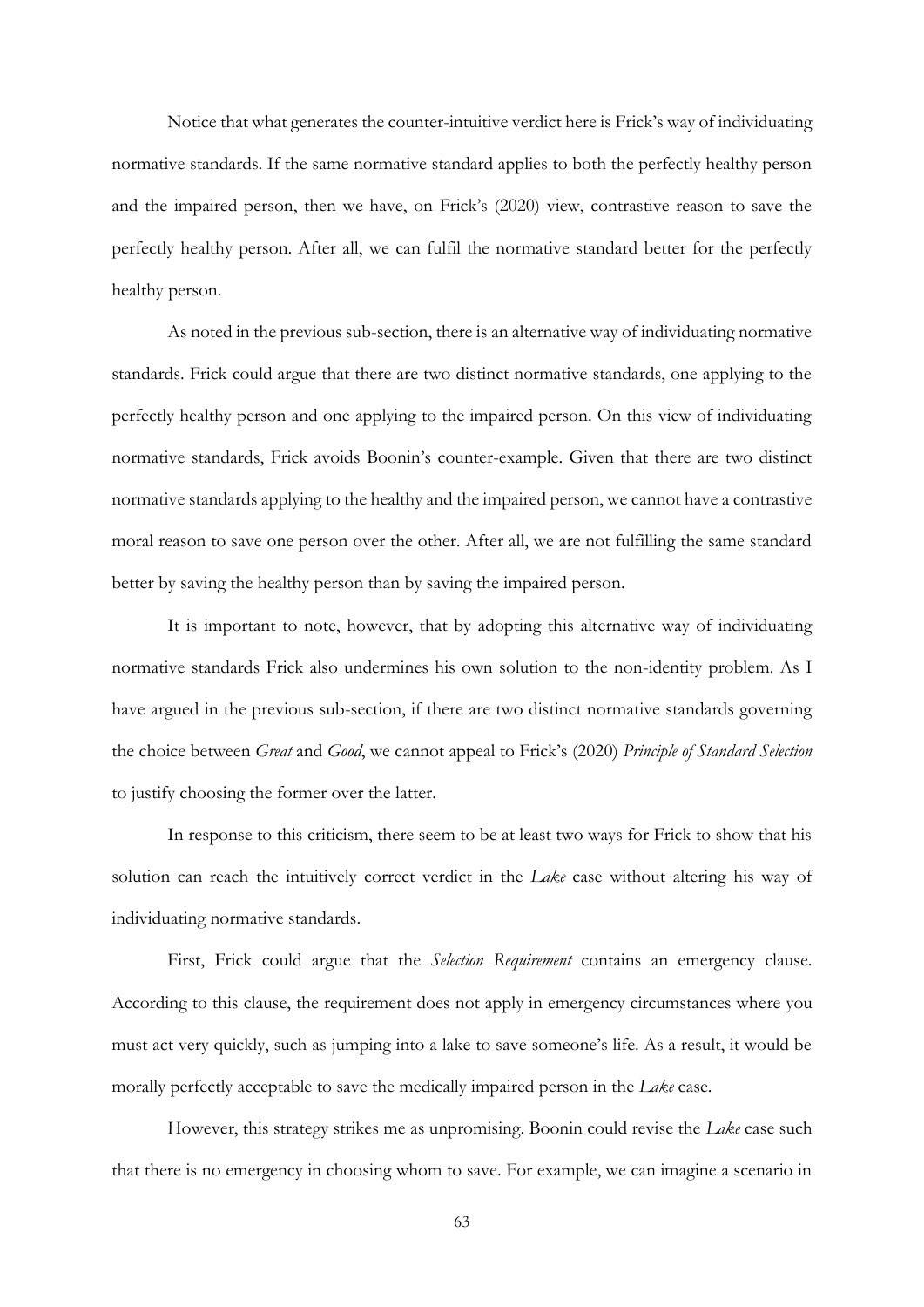Notice that what generates the counter-intuitive verdict here is Frick's way of individuating normative standards. If the same normative standard applies to both the perfectly healthy person and the impaired person, then we have, on Frick's (2020) view, contrastive reason to save the perfectly healthy person. After all, we can fulfil the normative standard better for the perfectly healthy person.

As noted in the previous sub-section, there is an alternative way of individuating normative standards. Frick could argue that there are two distinct normative standards, one applying to the perfectly healthy person and one applying to the impaired person. On this view of individuating normative standards, Frick avoids Boonin's counter-example. Given that there are two distinct normative standards applying to the healthy and the impaired person, we cannot have a contrastive moral reason to save one person over the other. After all, we are not fulfilling the same standard better by saving the healthy person than by saving the impaired person.

It is important to note, however, that by adopting this alternative way of individuating normative standards Frick also undermines his own solution to the non-identity problem. As I have argued in the previous sub-section, if there are two distinct normative standards governing the choice between *Great* and *Good*, we cannot appeal to Frick's (2020) *Principle of Standard Selection* to justify choosing the former over the latter.

In response to this criticism, there seem to be at least two ways for Frick to show that his solution can reach the intuitively correct verdict in the *Lake* case without altering his way of individuating normative standards.

First, Frick could argue that the *Selection Requirement* contains an emergency clause. According to this clause, the requirement does not apply in emergency circumstances where you must act very quickly, such as jumping into a lake to save someone's life. As a result, it would be morally perfectly acceptable to save the medically impaired person in the *Lake* case.

However, this strategy strikes me as unpromising. Boonin could revise the *Lake* case such that there is no emergency in choosing whom to save. For example, we can imagine a scenario in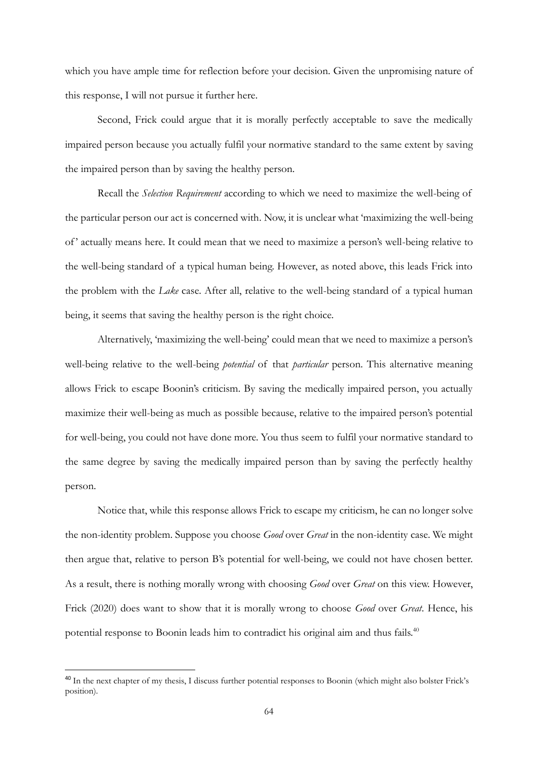which you have ample time for reflection before your decision. Given the unpromising nature of this response, I will not pursue it further here.

Second, Frick could argue that it is morally perfectly acceptable to save the medically impaired person because you actually fulfil your normative standard to the same extent by saving the impaired person than by saving the healthy person.

Recall the *Selection Requirement* according to which we need to maximize the well-being of the particular person our act is concerned with. Now, it is unclear what 'maximizing the well-being of' actually means here. It could mean that we need to maximize a person's well-being relative to the well-being standard of a typical human being. However, as noted above, this leads Frick into the problem with the *Lake* case. After all, relative to the well-being standard of a typical human being, it seems that saving the healthy person is the right choice.

Alternatively, 'maximizing the well-being' could mean that we need to maximize a person's well-being relative to the well-being *potential* of that *particular* person. This alternative meaning allows Frick to escape Boonin's criticism. By saving the medically impaired person, you actually maximize their well-being as much as possible because, relative to the impaired person's potential for well-being, you could not have done more. You thus seem to fulfil your normative standard to the same degree by saving the medically impaired person than by saving the perfectly healthy person.

Notice that, while this response allows Frick to escape my criticism, he can no longer solve the non-identity problem. Suppose you choose *Good* over *Great* in the non-identity case. We might then argue that, relative to person B's potential for well-being, we could not have chosen better. As a result, there is nothing morally wrong with choosing *Good* over *Great* on this view. However, Frick (2020) does want to show that it is morally wrong to choose *Good* over *Great*. Hence, his potential response to Boonin leads him to contradict his original aim and thus fails.[40]

[40] In the next chapter of my thesis, I discuss further potential responses to Boonin (which might also bolster Frick's position).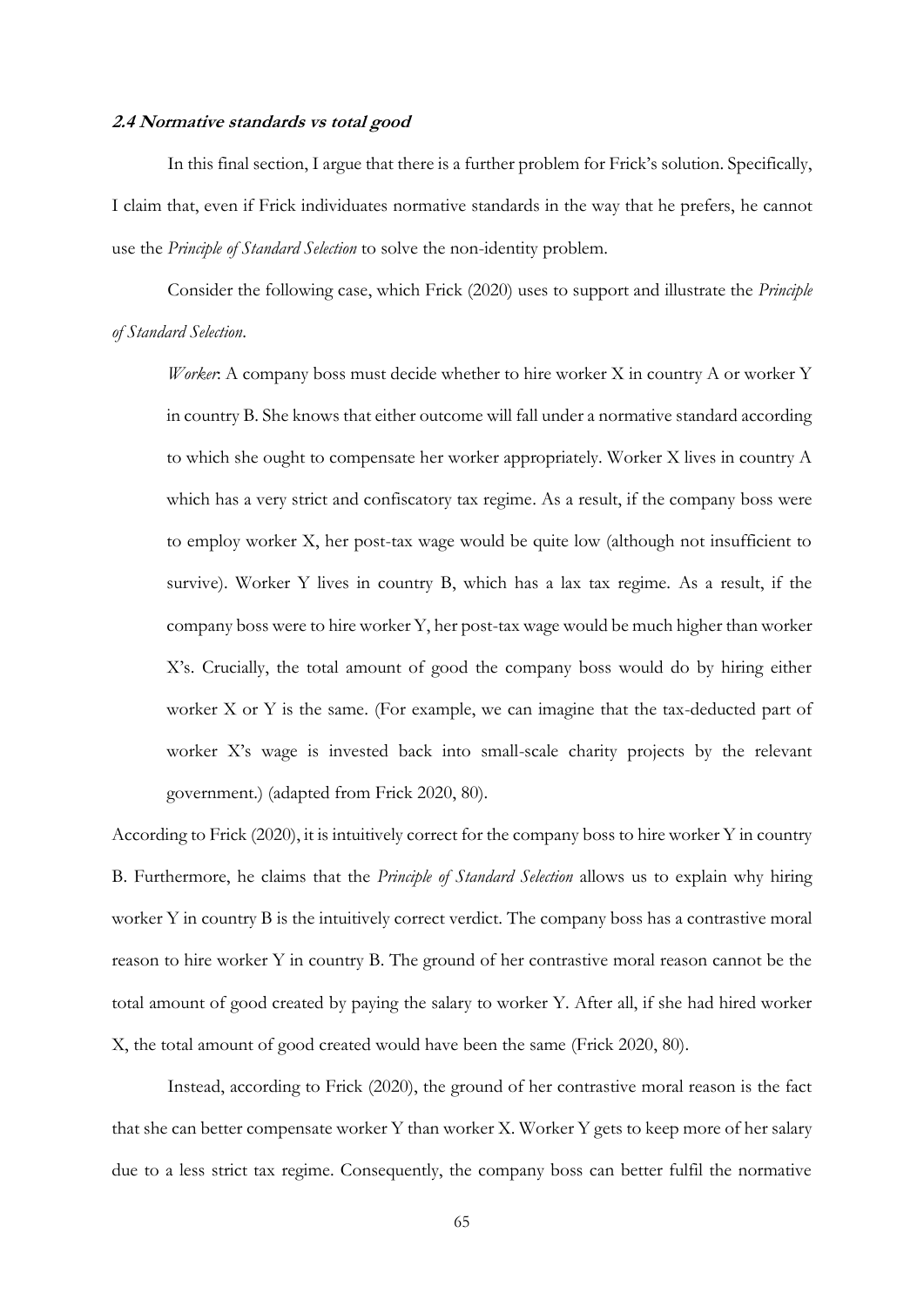### *2.4 Normative standards vs total good*

In this final section, I argue that there is a further problem for Frick's solution. Specifically, I claim that, even if Frick individuates normative standards in the way that he prefers, he cannot use the *Principle of Standard Selection* to solve the non-identity problem.

Consider the following case, which Frick (2020) uses to support and illustrate the *Principle of Standard Selection*.

> *Worker*: A company boss must decide whether to hire worker X in country A or worker Y in country B. She knows that either outcome will fall under a normative standard according to which she ought to compensate her worker appropriately. Worker X lives in country A which has a very strict and confiscatory tax regime. As a result, if the company boss were to employ worker X, her post-tax wage would be quite low (although not insufficient to survive). Worker Y lives in country B, which has a lax tax regime. As a result, if the company boss were to hire worker Y, her post-tax wage would be much higher than worker X's. Crucially, the total amount of good the company boss would do by hiring either worker X or Y is the same. (For example, we can imagine that the tax-deducted part of worker X's wage is invested back into small-scale charity projects by the relevant government.) (adapted from Frick 2020, 80).

According to Frick (2020), it is intuitively correct for the company boss to hire worker Y in country B. Furthermore, he claims that the *Principle of Standard Selection* allows us to explain why hiring worker Y in country B is the intuitively correct verdict. The company boss has a contrastive moral reason to hire worker Y in country B. The ground of her contrastive moral reason cannot be the total amount of good created by paying the salary to worker Y. After all, if she had hired worker X, the total amount of good created would have been the same (Frick 2020, 80).

Instead, according to Frick (2020), the ground of her contrastive moral reason is the fact that she can better compensate worker Y than worker X. Worker Y gets to keep more of her salary due to a less strict tax regime. Consequently, the company boss can better fulfil the normative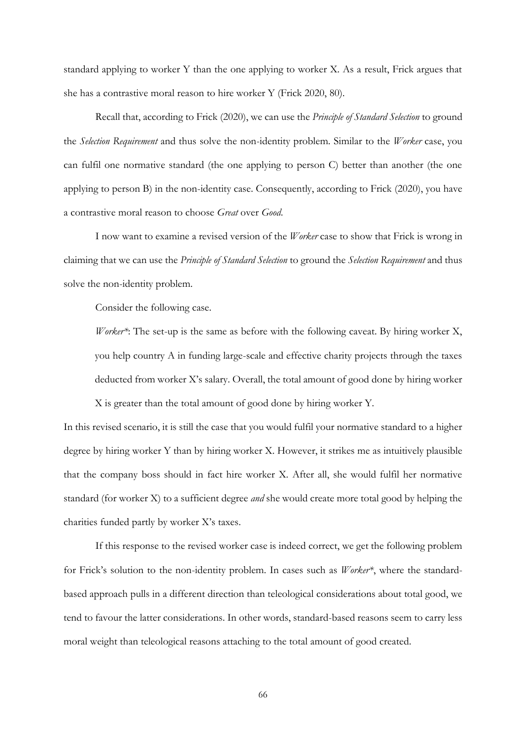standard applying to worker Y than the one applying to worker X. As a result, Frick argues that she has a contrastive moral reason to hire worker Y (Frick 2020, 80).

Recall that, according to Frick (2020), we can use the *Principle of Standard Selection* to ground the *Selection Requirement* and thus solve the non-identity problem. Similar to the *Worker* case, you can fulfil one normative standard (the one applying to person C) better than another (the one applying to person B) in the non-identity case. Consequently, according to Frick (2020), you have a contrastive moral reason to choose *Great* over *Good*.

I now want to examine a revised version of the *Worker* case to show that Frick is wrong in claiming that we can use the *Principle of Standard Selection* to ground the *Selection Requirement* and thus solve the non-identity problem.

Consider the following case.

> *Worker\**: The set-up is the same as before with the following caveat. By hiring worker X, you help country A in funding large-scale and effective charity projects through the taxes deducted from worker X's salary. Overall, the total amount of good done by hiring worker X is greater than the total amount of good done by hiring worker Y.

In this revised scenario, it is still the case that you would fulfil your normative standard to a higher degree by hiring worker Y than by hiring worker X. However, it strikes me as intuitively plausible that the company boss should in fact hire worker X. After all, she would fulfil her normative standard (for worker X) to a sufficient degree *and* she would create more total good by helping the charities funded partly by worker X's taxes.

If this response to the revised worker case is indeed correct, we get the following problem for Frick's solution to the non-identity problem. In cases such as *Worker\**, where the standard-based approach pulls in a different direction than teleological considerations about total good, we tend to favour the latter considerations. In other words, standard-based reasons seem to carry less moral weight than teleological reasons attaching to the total amount of good created.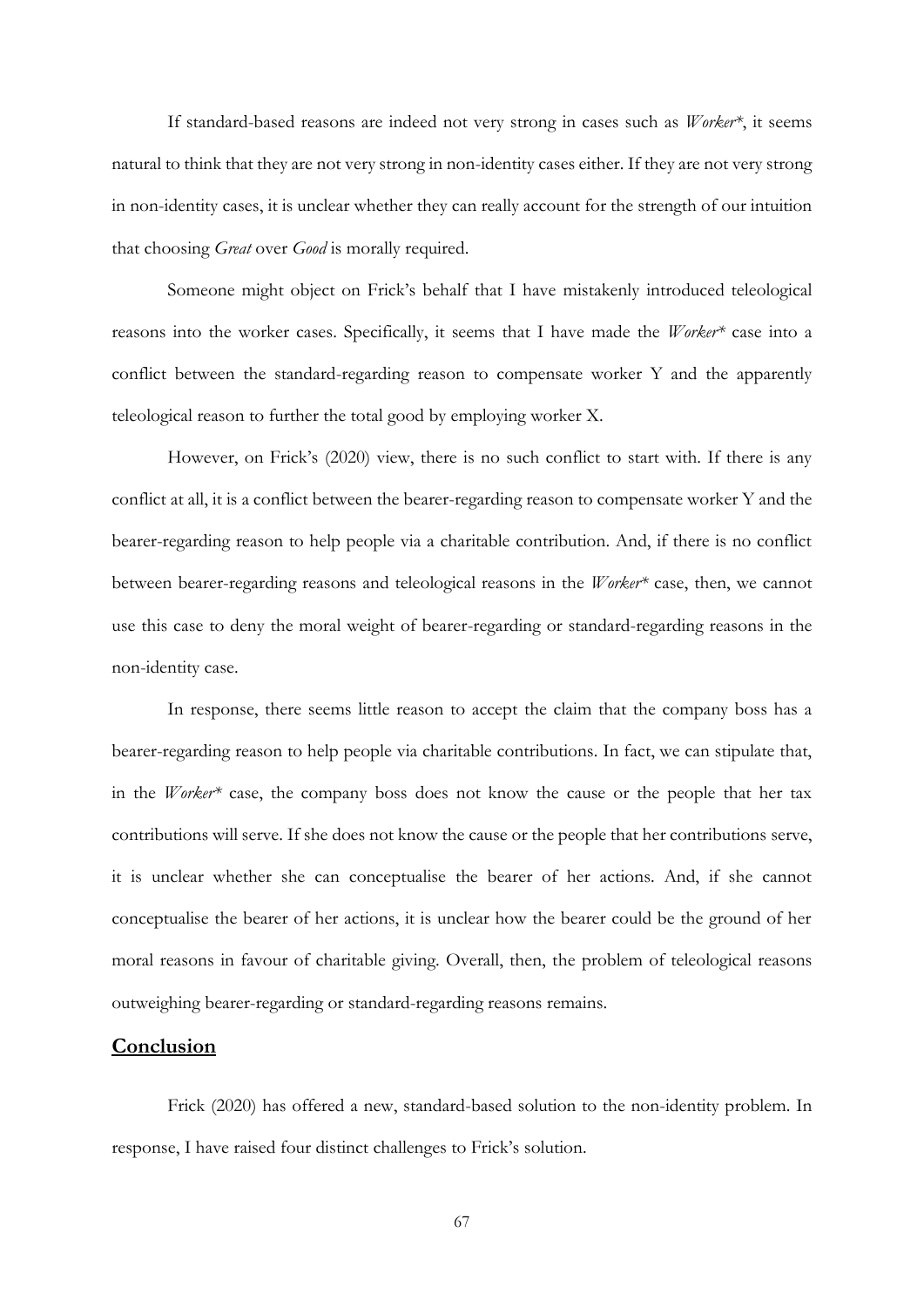If standard-based reasons are indeed not very strong in cases such as *Worker\**, it seems natural to think that they are not very strong in non-identity cases either. If they are not very strong in non-identity cases, it is unclear whether they can really account for the strength of our intuition that choosing *Great* over *Good* is morally required.

Someone might object on Frick's behalf that I have mistakenly introduced teleological reasons into the worker cases. Specifically, it seems that I have made the *Worker\** case into a conflict between the standard-regarding reason to compensate worker Y and the apparently teleological reason to further the total good by employing worker X.

However, on Frick's (2020) view, there is no such conflict to start with. If there is any conflict at all, it is a conflict between the bearer-regarding reason to compensate worker Y and the bearer-regarding reason to help people via a charitable contribution. And, if there is no conflict between bearer-regarding reasons and teleological reasons in the *Worker\** case, then, we cannot use this case to deny the moral weight of bearer-regarding or standard-regarding reasons in the non-identity case.

In response, there seems little reason to accept the claim that the company boss has a bearer-regarding reason to help people via charitable contributions. In fact, we can stipulate that, in the *Worker\** case, the company boss does not know the cause or the people that her tax contributions will serve. If she does not know the cause or the people that her contributions serve, it is unclear whether she can conceptualise the bearer of her actions. And, if she cannot conceptualise the bearer of her actions, it is unclear how the bearer could be the ground of her moral reasons in favour of charitable giving. Overall, then, the problem of teleological reasons outweighing bearer-regarding or standard-regarding reasons remains.

## Conclusion

Frick (2020) has offered a new, standard-based solution to the non-identity problem. In response, I have raised four distinct challenges to Frick's solution.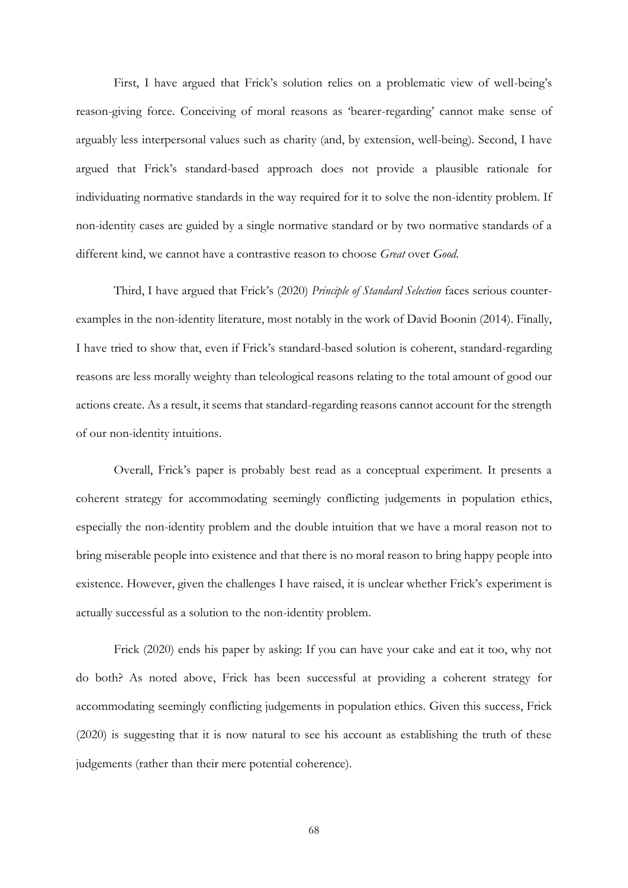First, I have argued that Frick's solution relies on a problematic view of well-being's reason-giving force. Conceiving of moral reasons as 'bearer-regarding' cannot make sense of arguably less interpersonal values such as charity (and, by extension, well-being). Second, I have argued that Frick's standard-based approach does not provide a plausible rationale for individuating normative standards in the way required for it to solve the non-identity problem. If non-identity cases are guided by a single normative standard or by two normative standards of a different kind, we cannot have a contrastive reason to choose *Great* over *Good*.

Third, I have argued that Frick's (2020) *Principle of Standard Selection* faces serious counter-examples in the non-identity literature, most notably in the work of David Boonin (2014). Finally, I have tried to show that, even if Frick's standard-based solution is coherent, standard-regarding reasons are less morally weighty than teleological reasons relating to the total amount of good our actions create. As a result, it seems that standard-regarding reasons cannot account for the strength of our non-identity intuitions.

Overall, Frick's paper is probably best read as a conceptual experiment. It presents a coherent strategy for accommodating seemingly conflicting judgements in population ethics, especially the non-identity problem and the double intuition that we have a moral reason not to bring miserable people into existence and that there is no moral reason to bring happy people into existence. However, given the challenges I have raised, it is unclear whether Frick's experiment is actually successful as a solution to the non-identity problem.

Frick (2020) ends his paper by asking: If you can have your cake and eat it too, why not do both? As noted above, Frick has been successful at providing a coherent strategy for accommodating seemingly conflicting judgements in population ethics. Given this success, Frick (2020) is suggesting that it is now natural to see his account as establishing the truth of these judgements (rather than their mere potential coherence).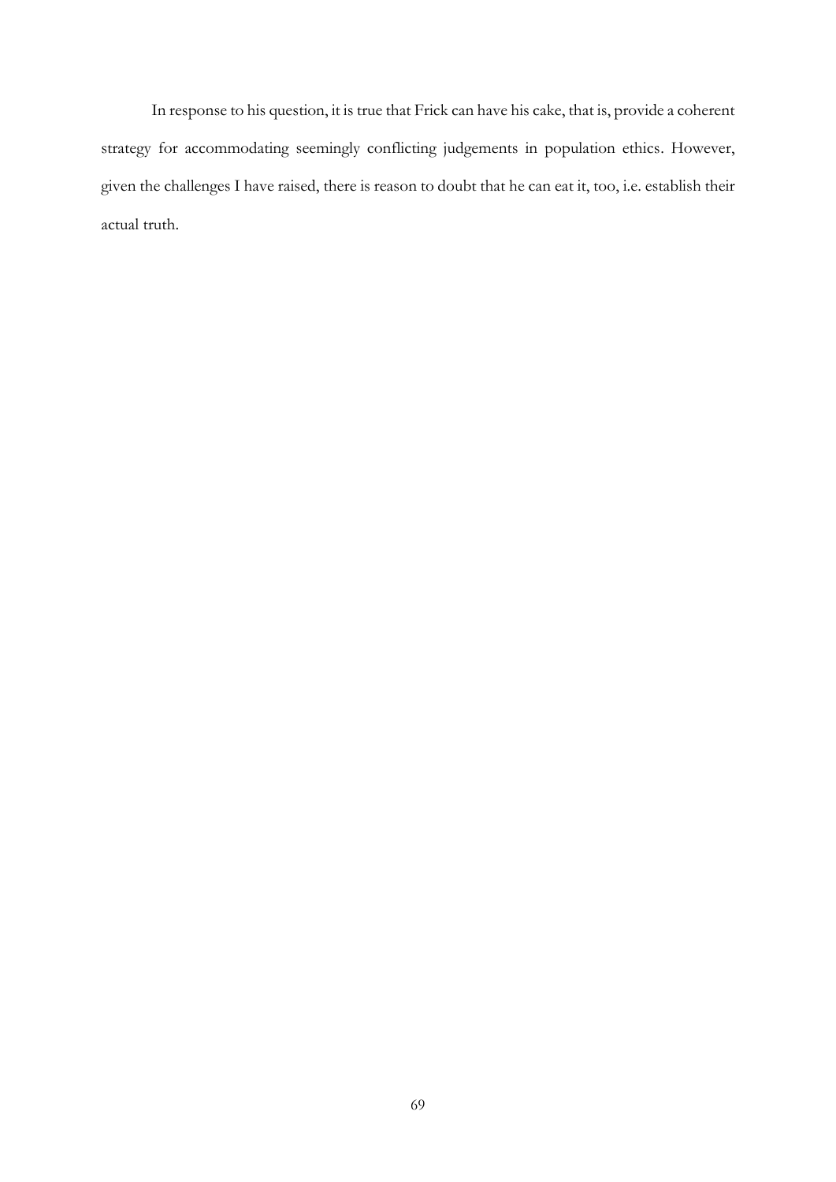In response to his question, it is true that Frick can have his cake, that is, provide a coherent strategy for accommodating seemingly conflicting judgements in population ethics. However, given the challenges I have raised, there is reason to doubt that he can eat it, too, i.e. establish their actual truth.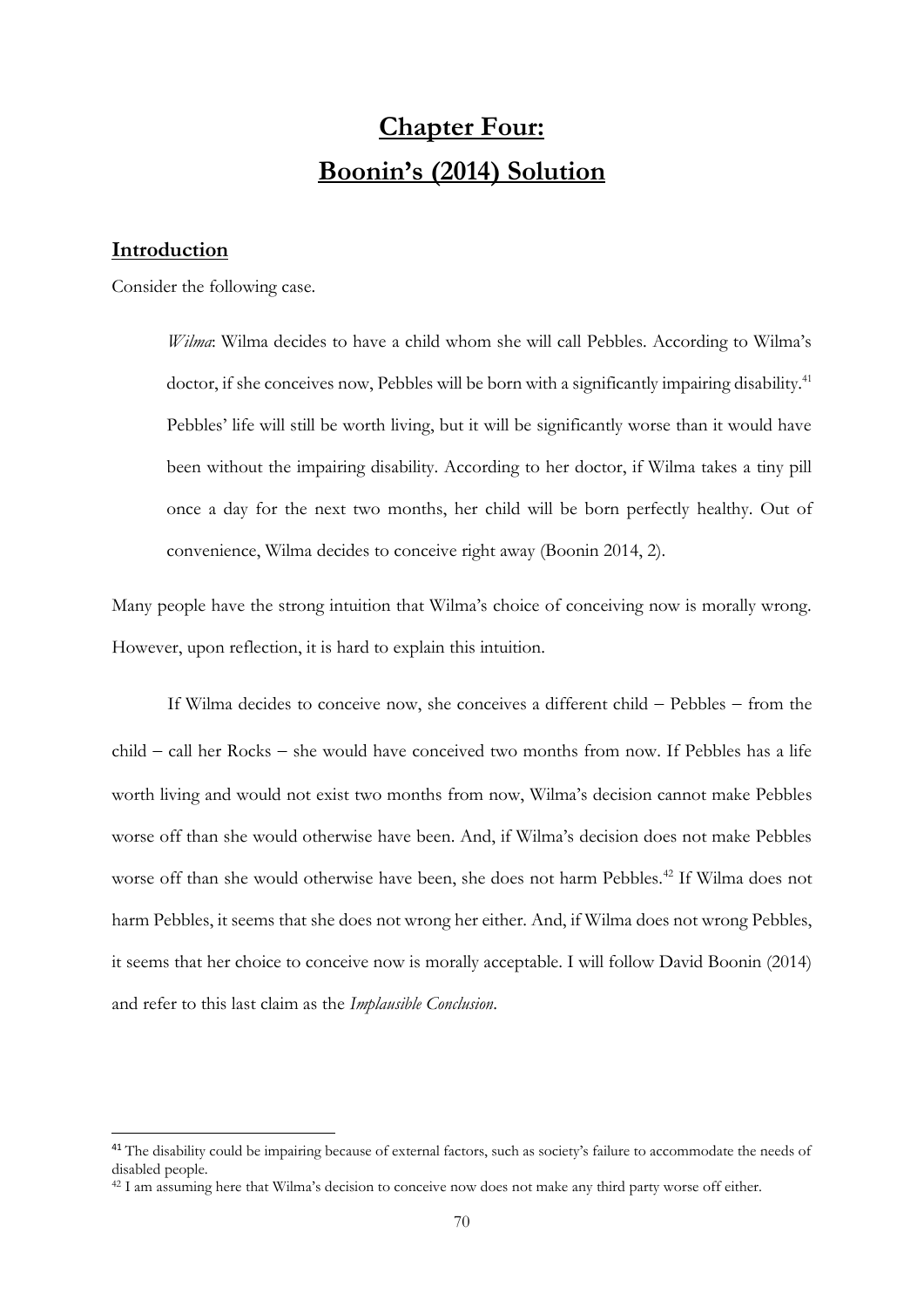# Chapter Four:
# Boonin's (2014) Solution

## Introduction

Consider the following case.

> *Wilma*: Wilma decides to have a child whom she will call Pebbles. According to Wilma's doctor, if she conceives now, Pebbles will be born with a significantly impairing disability.[41] Pebbles' life will still be worth living, but it will be significantly worse than it would have been without the impairing disability. According to her doctor, if Wilma takes a tiny pill once a day for the next two months, her child will be born perfectly healthy. Out of convenience, Wilma decides to conceive right away (Boonin 2014, 2).

Many people have the strong intuition that Wilma's choice of conceiving now is morally wrong. However, upon reflection, it is hard to explain this intuition.

If Wilma decides to conceive now, she conceives a different child – Pebbles – from the child – call her Rocks – she would have conceived two months from now. If Pebbles has a life worth living and would not exist two months from now, Wilma's decision cannot make Pebbles worse off than she would otherwise have been. And, if Wilma's decision does not make Pebbles worse off than she would otherwise have been, she does not harm Pebbles.[42] If Wilma does not harm Pebbles, it seems that she does not wrong her either. And, if Wilma does not wrong Pebbles, it seems that her choice to conceive now is morally acceptable. I will follow David Boonin (2014) and refer to this last claim as the *Implausible Conclusion*.

---

[41] The disability could be impairing because of external factors, such as society's failure to accommodate the needs of disabled people.

[42] I am assuming here that Wilma's decision to conceive now does not make any third party worse off either.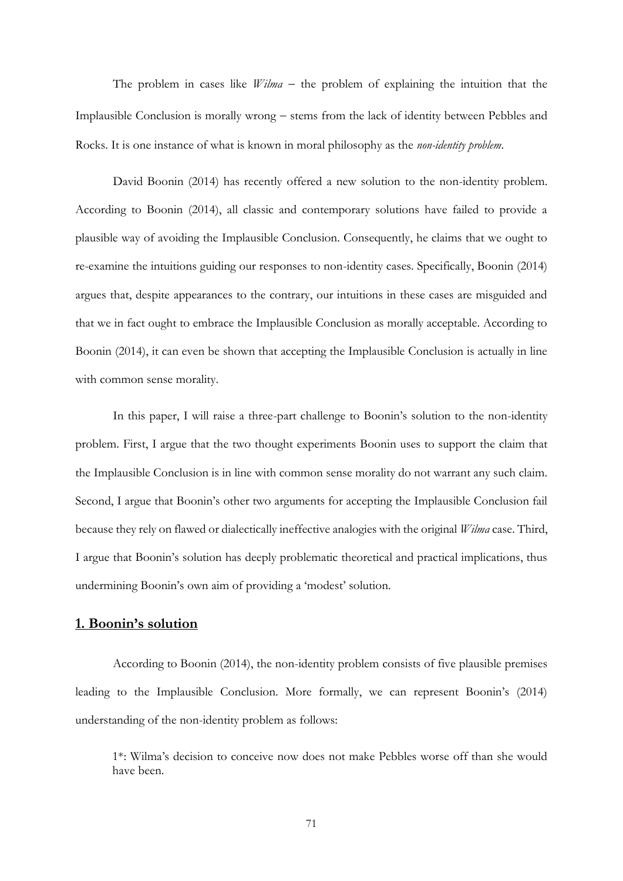The problem in cases like *Wilma* – the problem of explaining the intuition that the Implausible Conclusion is morally wrong – stems from the lack of identity between Pebbles and Rocks. It is one instance of what is known in moral philosophy as the ***non-identity problem***.

David Boonin (2014) has recently offered a new solution to the non-identity problem. According to Boonin (2014), all classic and contemporary solutions have failed to provide a plausible way of avoiding the Implausible Conclusion. Consequently, he claims that we ought to re-examine the intuitions guiding our responses to non-identity cases. Specifically, Boonin (2014) argues that, despite appearances to the contrary, our intuitions in these cases are misguided and that we in fact ought to embrace the Implausible Conclusion as morally acceptable. According to Boonin (2014), it can even be shown that accepting the Implausible Conclusion is actually in line with common sense morality.

In this paper, I will raise a three-part challenge to Boonin's solution to the non-identity problem. First, I argue that the two thought experiments Boonin uses to support the claim that the Implausible Conclusion is in line with common sense morality do not warrant any such claim. Second, I argue that Boonin's other two arguments for accepting the Implausible Conclusion fail because they rely on flawed or dialectically ineffective analogies with the original *Wilma* case. Third, I argue that Boonin's solution has deeply problematic theoretical and practical implications, thus undermining Boonin's own aim of providing a 'modest' solution.

## 1. Boonin's solution

According to Boonin (2014), the non-identity problem consists of five plausible premises leading to the Implausible Conclusion. More formally, we can represent Boonin's (2014) understanding of the non-identity problem as follows:

> 1*: Wilma's decision to conceive now does not make Pebbles worse off than she would have been.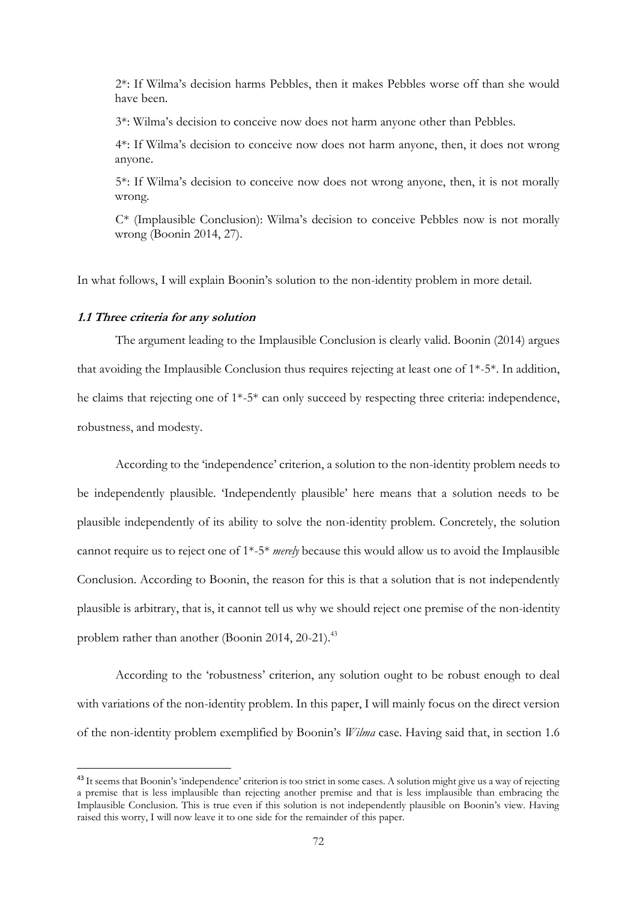2*: If Wilma's decision harms Pebbles, then it makes Pebbles worse off than she would have been.

3*: Wilma's decision to conceive now does not harm anyone other than Pebbles.

4*: If Wilma's decision to conceive now does not harm anyone, then, it does not wrong anyone.

5*: If Wilma's decision to conceive now does not wrong anyone, then, it is not morally wrong.

C* (Implausible Conclusion): Wilma's decision to conceive Pebbles now is not morally wrong (Boonin 2014, 27).

In what follows, I will explain Boonin's solution to the non-identity problem in more detail.

### *1.1 Three criteria for any solution*

The argument leading to the Implausible Conclusion is clearly valid. Boonin (2014) argues that avoiding the Implausible Conclusion thus requires rejecting at least one of 1*-5*. In addition, he claims that rejecting one of 1*-5* can only succeed by respecting three criteria: independence, robustness, and modesty.

According to the 'independence' criterion, a solution to the non-identity problem needs to be independently plausible. 'Independently plausible' here means that a solution needs to be plausible independently of its ability to solve the non-identity problem. Concretely, the solution cannot require us to reject one of 1*-5* *merely* because this would allow us to avoid the Implausible Conclusion. According to Boonin, the reason for this is that a solution that is not independently plausible is arbitrary, that is, it cannot tell us why we should reject one premise of the non-identity problem rather than another (Boonin 2014, 20-21).[43]

According to the 'robustness' criterion, any solution ought to be robust enough to deal with variations of the non-identity problem. In this paper, I will mainly focus on the direct version of the non-identity problem exemplified by Boonin's *Wilma* case. Having said that, in section 1.6

---

[43] It seems that Boonin's 'independence' criterion is too strict in some cases. A solution might give us a way of rejecting a premise that is less implausible than rejecting another premise and that is less implausible than embracing the Implausible Conclusion. This is true even if this solution is not independently plausible on Boonin's view. Having raised this worry, I will now leave it to one side for the remainder of this paper.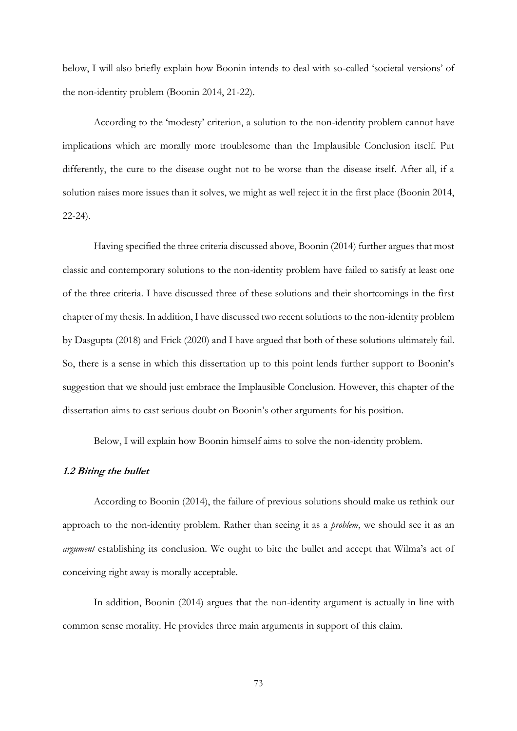below, I will also briefly explain how Boonin intends to deal with so-called 'societal versions' of the non-identity problem (Boonin 2014, 21-22).

According to the 'modesty' criterion, a solution to the non-identity problem cannot have implications which are morally more troublesome than the Implausible Conclusion itself. Put differently, the cure to the disease ought not to be worse than the disease itself. After all, if a solution raises more issues than it solves, we might as well reject it in the first place (Boonin 2014, 22-24).

Having specified the three criteria discussed above, Boonin (2014) further argues that most classic and contemporary solutions to the non-identity problem have failed to satisfy at least one of the three criteria. I have discussed three of these solutions and their shortcomings in the first chapter of my thesis. In addition, I have discussed two recent solutions to the non-identity problem by Dasgupta (2018) and Frick (2020) and I have argued that both of these solutions ultimately fail. So, there is a sense in which this dissertation up to this point lends further support to Boonin's suggestion that we should just embrace the Implausible Conclusion. However, this chapter of the dissertation aims to cast serious doubt on Boonin's other arguments for his position.

Below, I will explain how Boonin himself aims to solve the non-identity problem.

### *1.2 Biting the bullet*

According to Boonin (2014), the failure of previous solutions should make us rethink our approach to the non-identity problem. Rather than seeing it as a *problem*, we should see it as an *argument* establishing its conclusion. We ought to bite the bullet and accept that Wilma's act of conceiving right away is morally acceptable.

In addition, Boonin (2014) argues that the non-identity argument is actually in line with common sense morality. He provides three main arguments in support of this claim.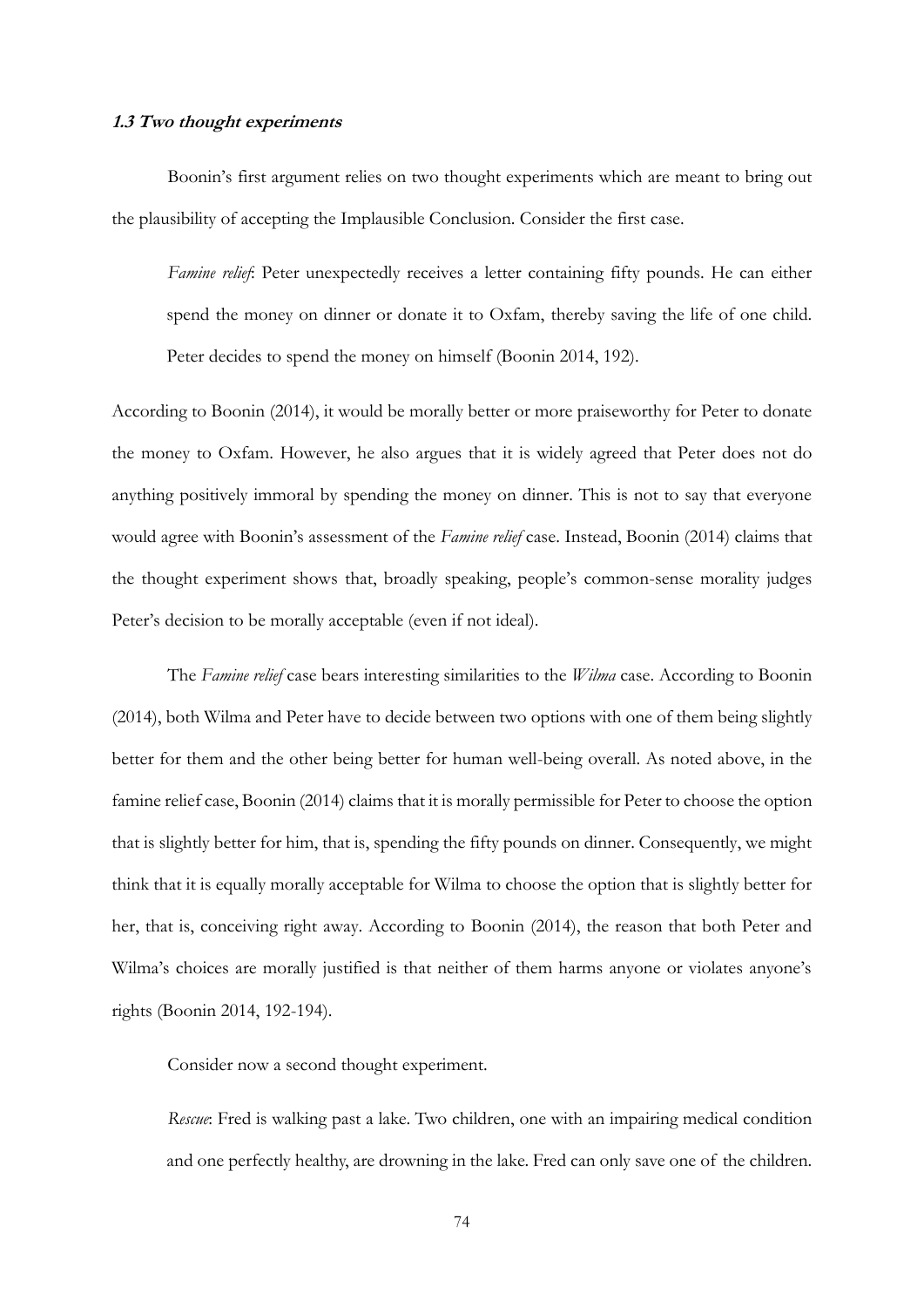### *1.3 Two thought experiments*

Boonin's first argument relies on two thought experiments which are meant to bring out the plausibility of accepting the Implausible Conclusion. Consider the first case.

> *Famine relief*: Peter unexpectedly receives a letter containing fifty pounds. He can either spend the money on dinner or donate it to Oxfam, thereby saving the life of one child. Peter decides to spend the money on himself (Boonin 2014, 192).

According to Boonin (2014), it would be morally better or more praiseworthy for Peter to donate the money to Oxfam. However, he also argues that it is widely agreed that Peter does not do anything positively immoral by spending the money on dinner. This is not to say that everyone would agree with Boonin's assessment of the *Famine relief* case. Instead, Boonin (2014) claims that the thought experiment shows that, broadly speaking, people's common-sense morality judges Peter's decision to be morally acceptable (even if not ideal).

The *Famine relief* case bears interesting similarities to the *Wilma* case. According to Boonin (2014), both Wilma and Peter have to decide between two options with one of them being slightly better for them and the other being better for human well-being overall. As noted above, in the famine relief case, Boonin (2014) claims that it is morally permissible for Peter to choose the option that is slightly better for him, that is, spending the fifty pounds on dinner. Consequently, we might think that it is equally morally acceptable for Wilma to choose the option that is slightly better for her, that is, conceiving right away. According to Boonin (2014), the reason that both Peter and Wilma's choices are morally justified is that neither of them harms anyone or violates anyone's rights (Boonin 2014, 192-194).

Consider now a second thought experiment.

> *Rescue*: Fred is walking past a lake. Two children, one with an impairing medical condition and one perfectly healthy, are drowning in the lake. Fred can only save one of the children.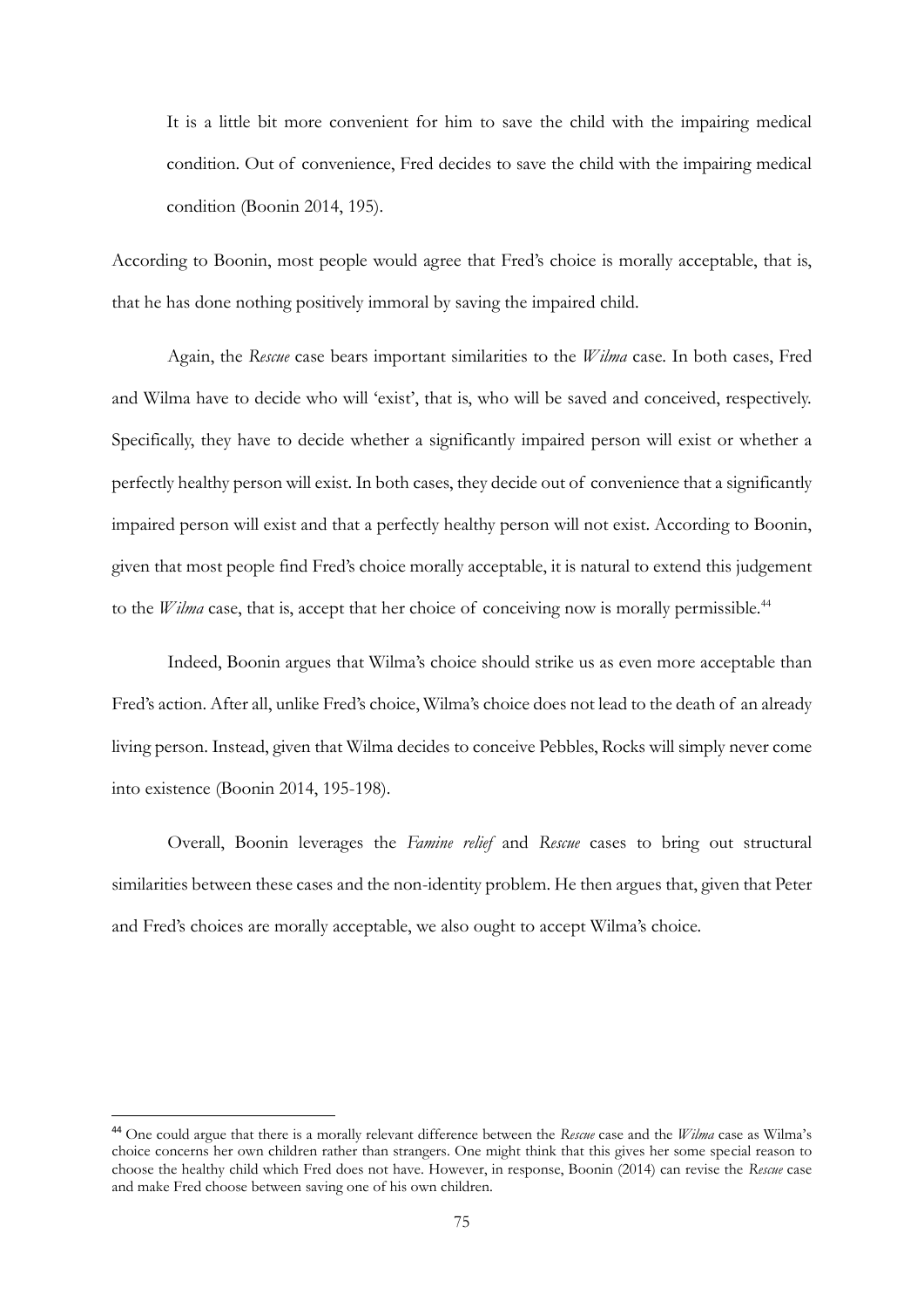> It is a little bit more convenient for him to save the child with the impairing medical condition. Out of convenience, Fred decides to save the child with the impairing medical condition (Boonin 2014, 195).

According to Boonin, most people would agree that Fred's choice is morally acceptable, that is, that he has done nothing positively immoral by saving the impaired child.

Again, the *Rescue* case bears important similarities to the *Wilma* case. In both cases, Fred and Wilma have to decide who will 'exist', that is, who will be saved and conceived, respectively. Specifically, they have to decide whether a significantly impaired person will exist or whether a perfectly healthy person will exist. In both cases, they decide out of convenience that a significantly impaired person will exist and that a perfectly healthy person will not exist. According to Boonin, given that most people find Fred's choice morally acceptable, it is natural to extend this judgement to the *Wilma* case, that is, accept that her choice of conceiving now is morally permissible.[44]

Indeed, Boonin argues that Wilma's choice should strike us as even more acceptable than Fred's action. After all, unlike Fred's choice, Wilma's choice does not lead to the death of an already living person. Instead, given that Wilma decides to conceive Pebbles, Rocks will simply never come into existence (Boonin 2014, 195-198).

Overall, Boonin leverages the *Famine relief* and *Rescue* cases to bring out structural similarities between these cases and the non-identity problem. He then argues that, given that Peter and Fred's choices are morally acceptable, we also ought to accept Wilma's choice.

---

[44] One could argue that there is a morally relevant difference between the *Rescue* case and the *Wilma* case as Wilma's choice concerns her own children rather than strangers. One might think that this gives her some special reason to choose the healthy child which Fred does not have. However, in response, Boonin (2014) can revise the *Rescue* case and make Fred choose between saving one of his own children.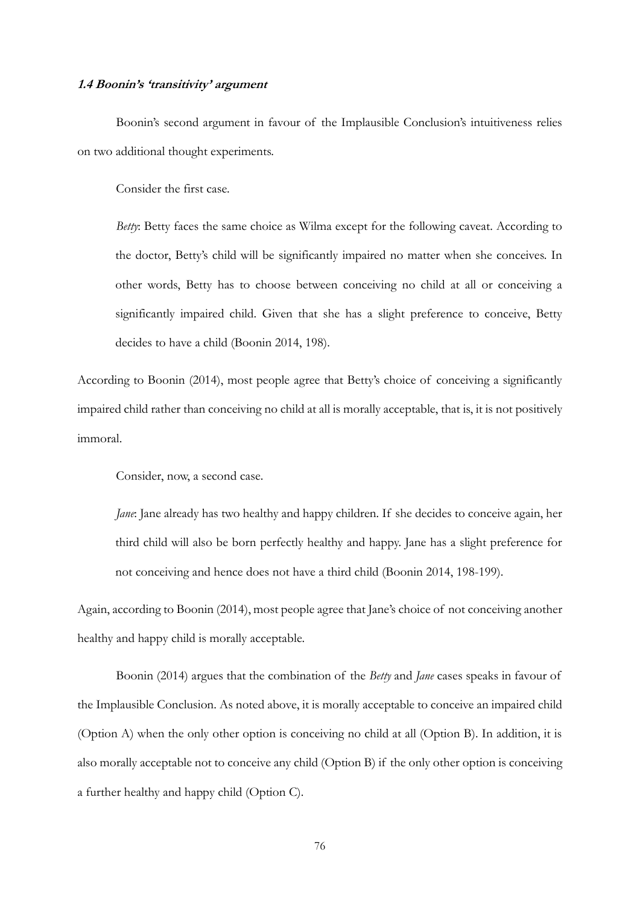#### *1.4 Boonin's 'transitivity' argument*

Boonin's second argument in favour of the Implausible Conclusion's intuitiveness relies on two additional thought experiments.

Consider the first case.

> *Betty*: Betty faces the same choice as Wilma except for the following caveat. According to the doctor, Betty's child will be significantly impaired no matter when she conceives. In other words, Betty has to choose between conceiving no child at all or conceiving a significantly impaired child. Given that she has a slight preference to conceive, Betty decides to have a child (Boonin 2014, 198).

According to Boonin (2014), most people agree that Betty's choice of conceiving a significantly impaired child rather than conceiving no child at all is morally acceptable, that is, it is not positively immoral.

Consider, now, a second case.

> *Jane*: Jane already has two healthy and happy children. If she decides to conceive again, her third child will also be born perfectly healthy and happy. Jane has a slight preference for not conceiving and hence does not have a third child (Boonin 2014, 198-199).

Again, according to Boonin (2014), most people agree that Jane's choice of not conceiving another healthy and happy child is morally acceptable.

Boonin (2014) argues that the combination of the *Betty* and *Jane* cases speaks in favour of the Implausible Conclusion. As noted above, it is morally acceptable to conceive an impaired child (Option A) when the only other option is conceiving no child at all (Option B). In addition, it is also morally acceptable not to conceive any child (Option B) if the only other option is conceiving a further healthy and happy child (Option C).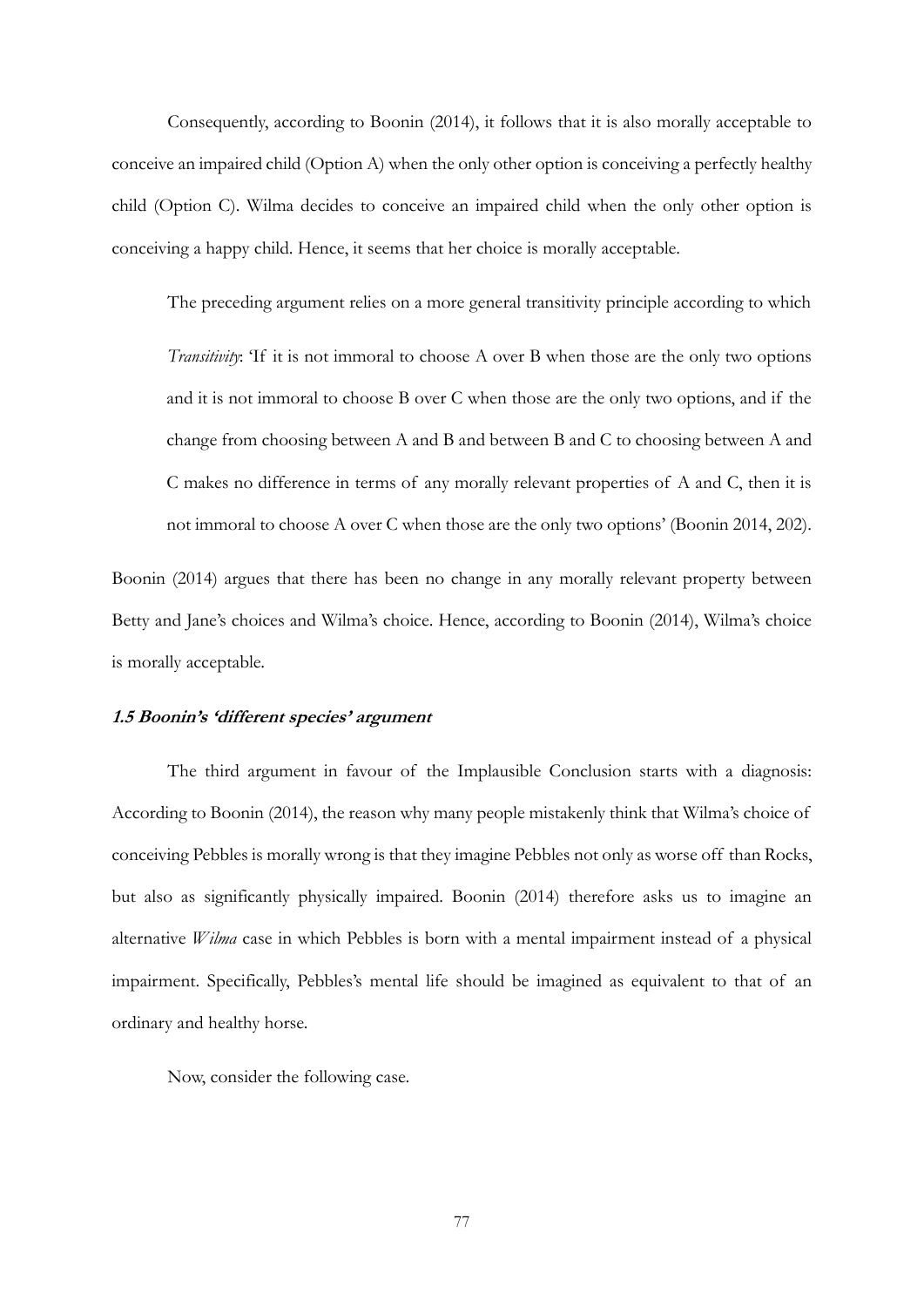Consequently, according to Boonin (2014), it follows that it is also morally acceptable to conceive an impaired child (Option A) when the only other option is conceiving a perfectly healthy child (Option C). Wilma decides to conceive an impaired child when the only other option is conceiving a happy child. Hence, it seems that her choice is morally acceptable.

The preceding argument relies on a more general transitivity principle according to which

> *Transitivity*: 'If it is not immoral to choose A over B when those are the only two options and it is not immoral to choose B over C when those are the only two options, and if the change from choosing between A and B and between B and C to choosing between A and C makes no difference in terms of any morally relevant properties of A and C, then it is not immoral to choose A over C when those are the only two options' (Boonin 2014, 202).

Boonin (2014) argues that there has been no change in any morally relevant property between Betty and Jane's choices and Wilma's choice. Hence, according to Boonin (2014), Wilma's choice is morally acceptable.

### *1.5 Boonin's 'different species' argument*

The third argument in favour of the Implausible Conclusion starts with a diagnosis: According to Boonin (2014), the reason why many people mistakenly think that Wilma's choice of conceiving Pebbles is morally wrong is that they imagine Pebbles not only as worse off than Rocks, but also as significantly physically impaired. Boonin (2014) therefore asks us to imagine an alternative *Wilma* case in which Pebbles is born with a mental impairment instead of a physical impairment. Specifically, Pebbles's mental life should be imagined as equivalent to that of an ordinary and healthy horse.

Now, consider the following case.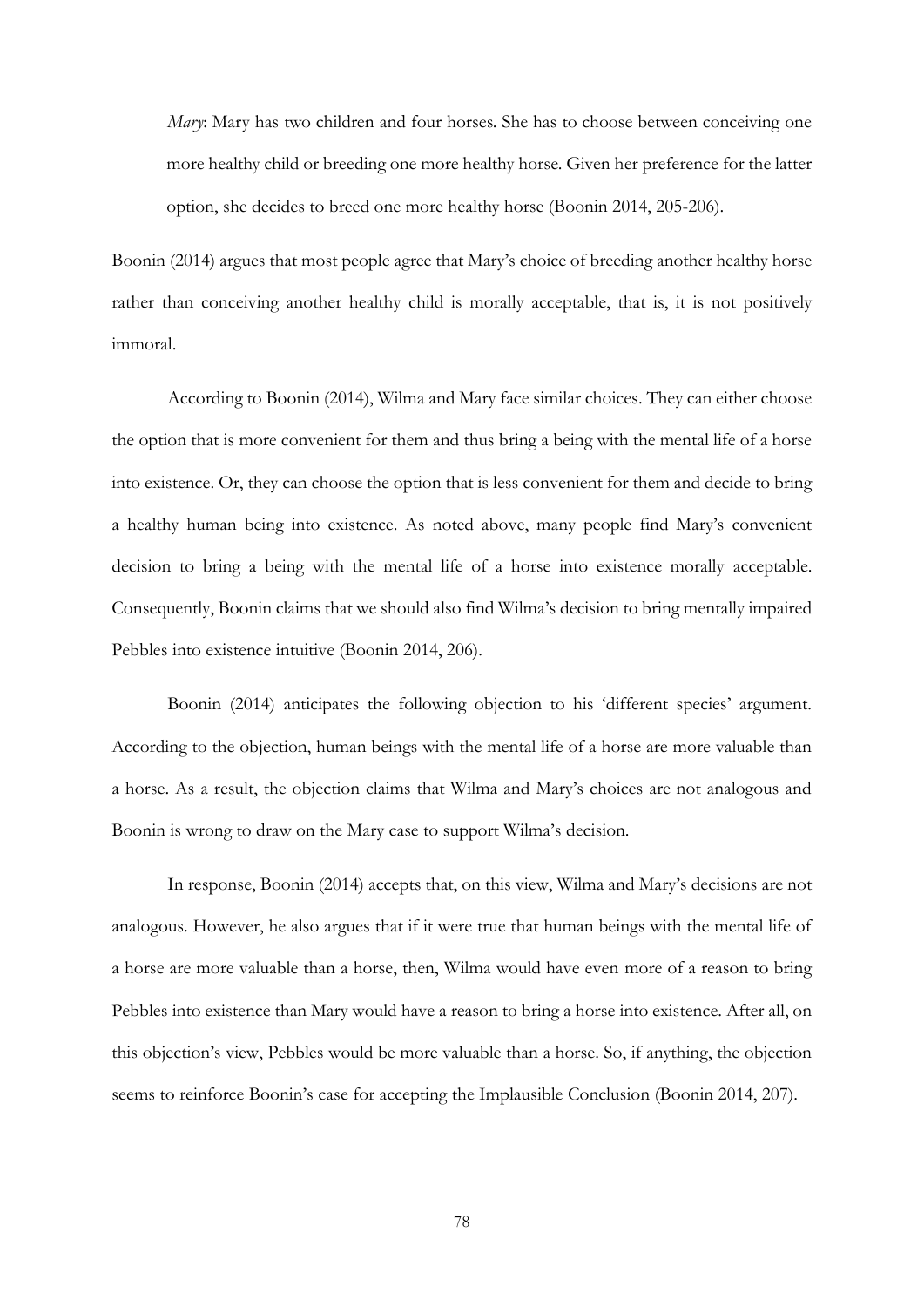> *Mary*: Mary has two children and four horses. She has to choose between conceiving one more healthy child or breeding one more healthy horse. Given her preference for the latter option, she decides to breed one more healthy horse (Boonin 2014, 205-206).

Boonin (2014) argues that most people agree that Mary's choice of breeding another healthy horse rather than conceiving another healthy child is morally acceptable, that is, it is not positively immoral.

According to Boonin (2014), Wilma and Mary face similar choices. They can either choose the option that is more convenient for them and thus bring a being with the mental life of a horse into existence. Or, they can choose the option that is less convenient for them and decide to bring a healthy human being into existence. As noted above, many people find Mary's convenient decision to bring a being with the mental life of a horse into existence morally acceptable. Consequently, Boonin claims that we should also find Wilma's decision to bring mentally impaired Pebbles into existence intuitive (Boonin 2014, 206).

Boonin (2014) anticipates the following objection to his 'different species' argument. According to the objection, human beings with the mental life of a horse are more valuable than a horse. As a result, the objection claims that Wilma and Mary's choices are not analogous and Boonin is wrong to draw on the Mary case to support Wilma's decision.

In response, Boonin (2014) accepts that, on this view, Wilma and Mary's decisions are not analogous. However, he also argues that if it were true that human beings with the mental life of a horse are more valuable than a horse, then, Wilma would have even more of a reason to bring Pebbles into existence than Mary would have a reason to bring a horse into existence. After all, on this objection's view, Pebbles would be more valuable than a horse. So, if anything, the objection seems to reinforce Boonin's case for accepting the Implausible Conclusion (Boonin 2014, 207).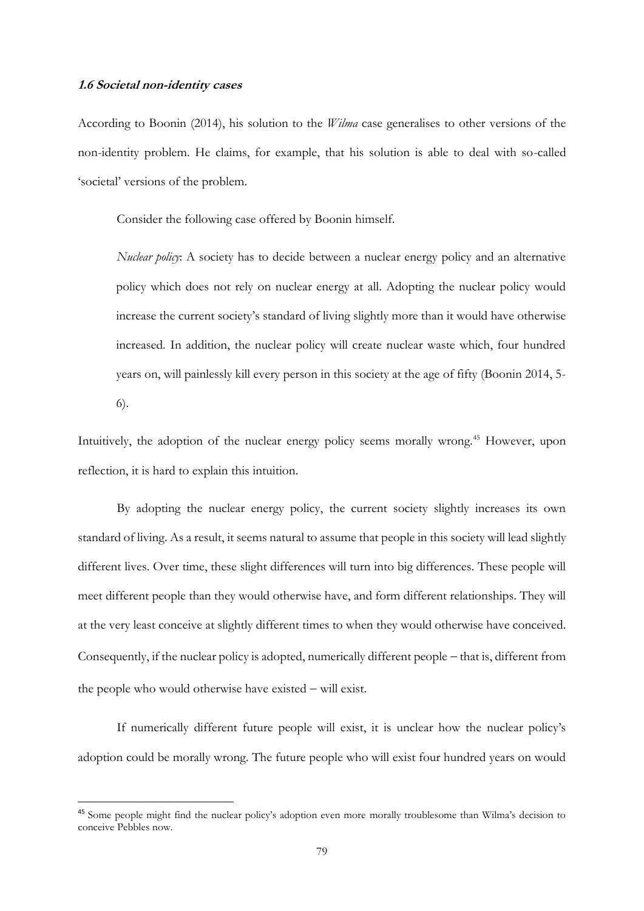### *1.6 Societal non-identity cases*

According to Boonin (2014), his solution to the *Wilma* case generalises to other versions of the non-identity problem. He claims, for example, that his solution is able to deal with so-called 'societal' versions of the problem.

Consider the following case offered by Boonin himself.

> *Nuclear policy*: A society has to decide between a nuclear energy policy and an alternative policy which does not rely on nuclear energy at all. Adopting the nuclear policy would increase the current society's standard of living slightly more than it would have otherwise increased. In addition, the nuclear policy will create nuclear waste which, four hundred years on, will painlessly kill every person in this society at the age of fifty (Boonin 2014, 5-6).

Intuitively, the adoption of the nuclear energy policy seems morally wrong.[45] However, upon reflection, it is hard to explain this intuition.

By adopting the nuclear energy policy, the current society slightly increases its own standard of living. As a result, it seems natural to assume that people in this society will lead slightly different lives. Over time, these slight differences will turn into big differences. These people will meet different people than they would otherwise have, and form different relationships. They will at the very least conceive at slightly different times to when they would otherwise have conceived. Consequently, if the nuclear policy is adopted, numerically different people – that is, different from the people who would otherwise have existed – will exist.

If numerically different future people will exist, it is unclear how the nuclear policy's adoption could be morally wrong. The future people who will exist four hundred years on would

---

[45] Some people might find the nuclear policy's adoption even more morally troublesome than Wilma's decision to conceive Pebbles now.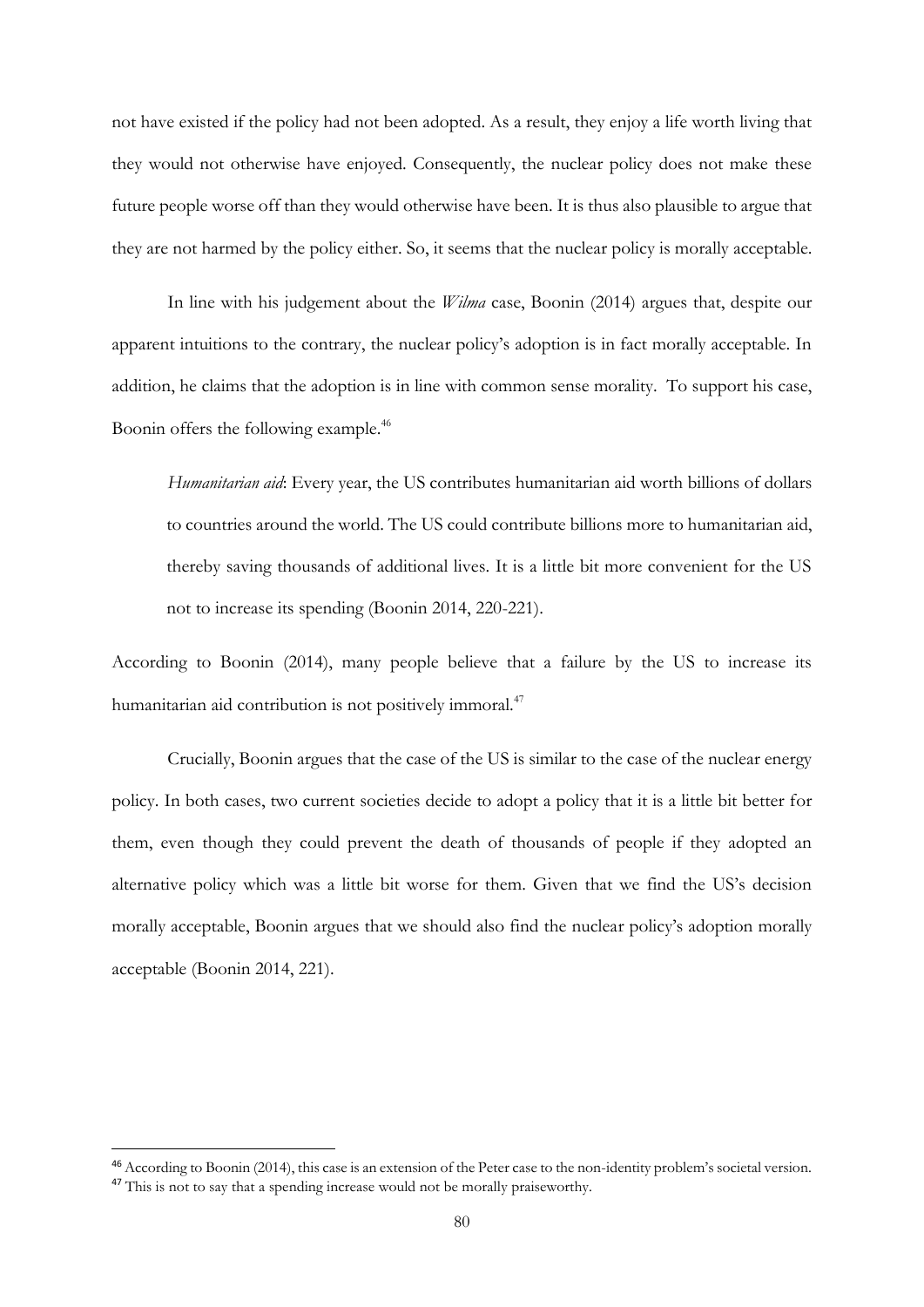not have existed if the policy had not been adopted. As a result, they enjoy a life worth living that they would not otherwise have enjoyed. Consequently, the nuclear policy does not make these future people worse off than they would otherwise have been. It is thus also plausible to argue that they are not harmed by the policy either. So, it seems that the nuclear policy is morally acceptable.

In line with his judgement about the *Wilma* case, Boonin (2014) argues that, despite our apparent intuitions to the contrary, the nuclear policy's adoption is in fact morally acceptable. In addition, he claims that the adoption is in line with common sense morality. To support his case, Boonin offers the following example.[46]

> *Humanitarian aid*: Every year, the US contributes humanitarian aid worth billions of dollars to countries around the world. The US could contribute billions more to humanitarian aid, thereby saving thousands of additional lives. It is a little bit more convenient for the US not to increase its spending (Boonin 2014, 220-221).

According to Boonin (2014), many people believe that a failure by the US to increase its humanitarian aid contribution is not positively immoral.[47]

Crucially, Boonin argues that the case of the US is similar to the case of the nuclear energy policy. In both cases, two current societies decide to adopt a policy that it is a little bit better for them, even though they could prevent the death of thousands of people if they adopted an alternative policy which was a little bit worse for them. Given that we find the US's decision morally acceptable, Boonin argues that we should also find the nuclear policy's adoption morally acceptable (Boonin 2014, 221).

---

[46] According to Boonin (2014), this case is an extension of the Peter case to the non-identity problem's societal version.

[47] This is not to say that a spending increase would not be morally praiseworthy.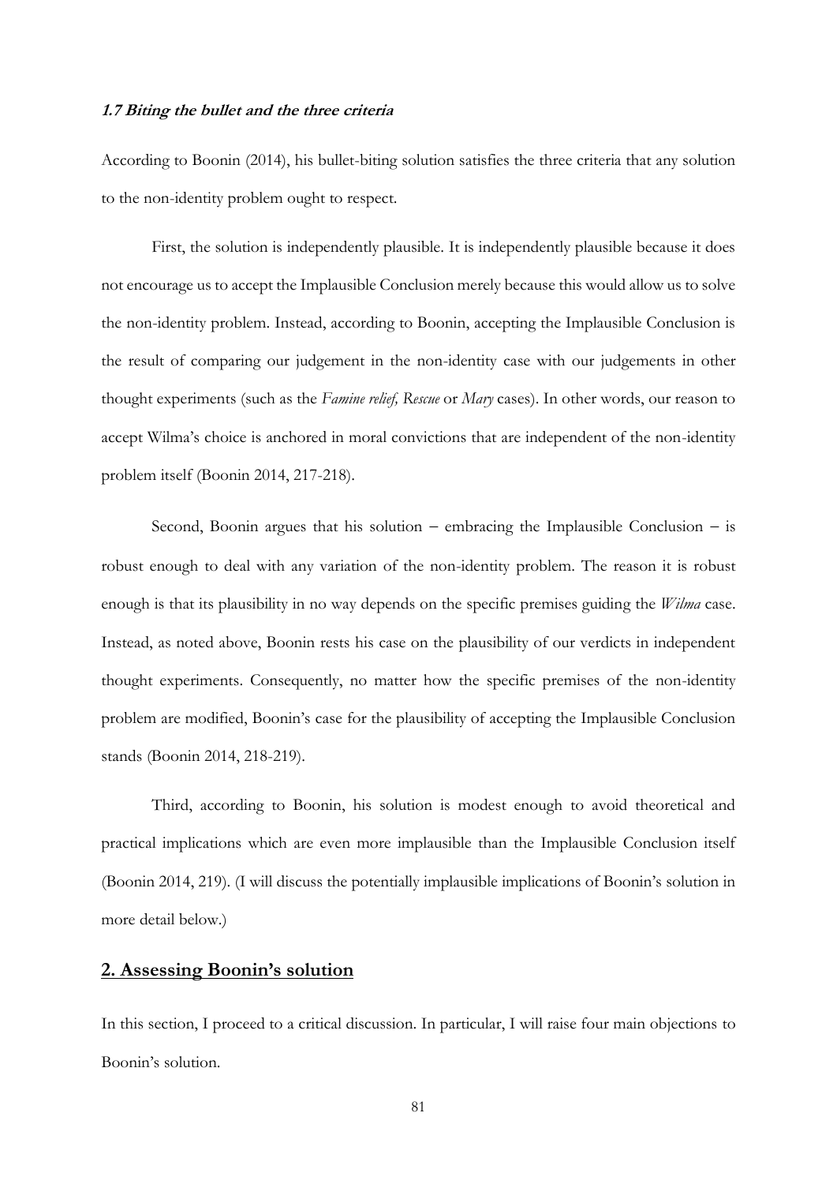### ***1.7 Biting the bullet and the three criteria***

According to Boonin (2014), his bullet-biting solution satisfies the three criteria that any solution to the non-identity problem ought to respect.

First, the solution is independently plausible. It is independently plausible because it does not encourage us to accept the Implausible Conclusion merely because this would allow us to solve the non-identity problem. Instead, according to Boonin, accepting the Implausible Conclusion is the result of comparing our judgement in the non-identity case with our judgements in other thought experiments (such as the *Famine relief, Rescue* or *Mary* cases). In other words, our reason to accept Wilma's choice is anchored in moral convictions that are independent of the non-identity problem itself (Boonin 2014, 217-218).

Second, Boonin argues that his solution – embracing the Implausible Conclusion – is robust enough to deal with any variation of the non-identity problem. The reason it is robust enough is that its plausibility in no way depends on the specific premises guiding the *Wilma* case. Instead, as noted above, Boonin rests his case on the plausibility of our verdicts in independent thought experiments. Consequently, no matter how the specific premises of the non-identity problem are modified, Boonin's case for the plausibility of accepting the Implausible Conclusion stands (Boonin 2014, 218-219).

Third, according to Boonin, his solution is modest enough to avoid theoretical and practical implications which are even more implausible than the Implausible Conclusion itself (Boonin 2014, 219). (I will discuss the potentially implausible implications of Boonin's solution in more detail below.)

## **2. Assessing Boonin's solution**

In this section, I proceed to a critical discussion. In particular, I will raise four main objections to Boonin's solution.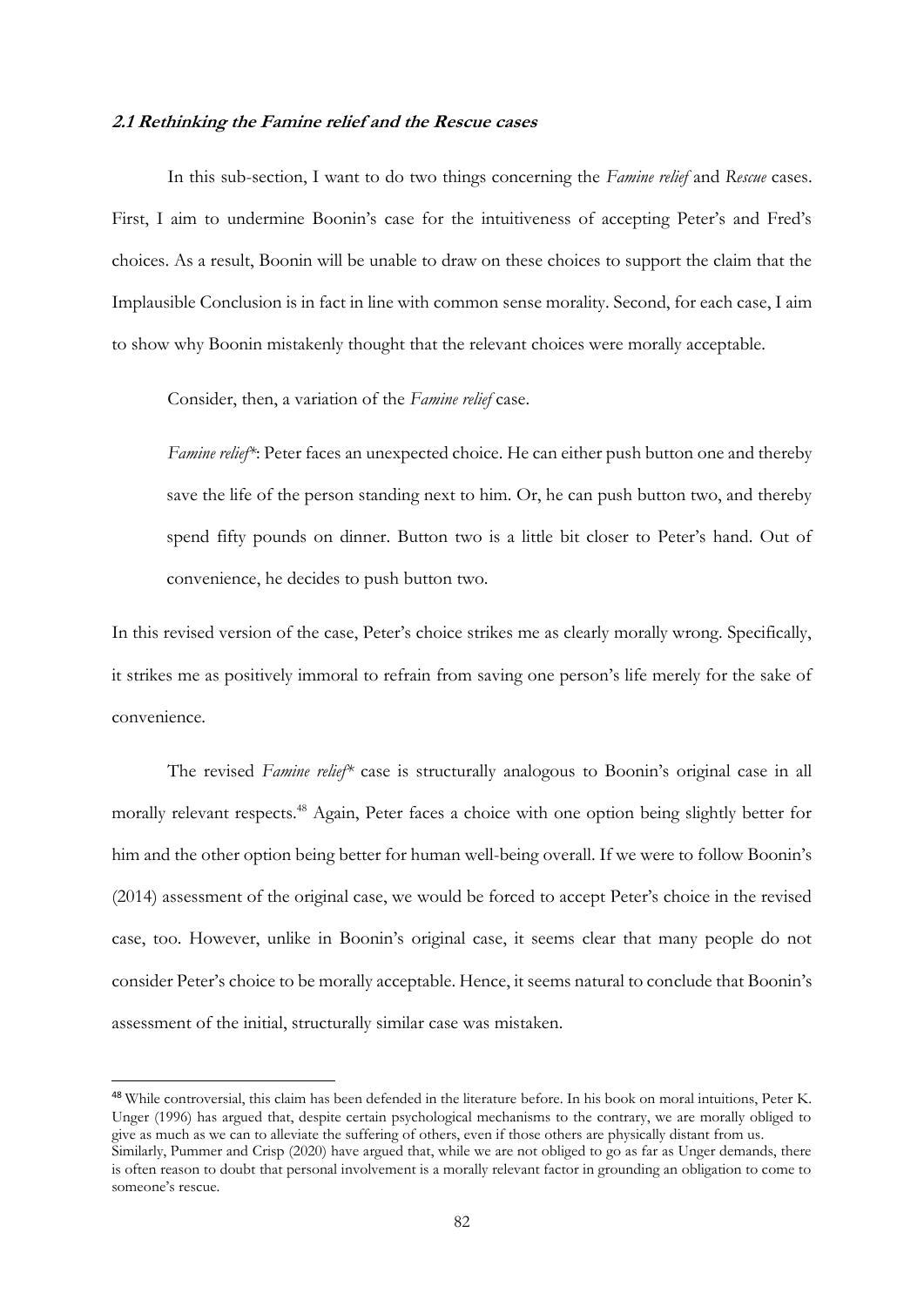#### *2.1 Rethinking the Famine relief and the Rescue cases*

In this sub-section, I want to do two things concerning the *Famine relief* and *Rescue* cases. First, I aim to undermine Boonin's case for the intuitiveness of accepting Peter's and Fred's choices. As a result, Boonin will be unable to draw on these choices to support the claim that the Implausible Conclusion is in fact in line with common sense morality. Second, for each case, I aim to show why Boonin mistakenly thought that the relevant choices were morally acceptable.

Consider, then, a variation of the *Famine relief* case.

> *Famine relief\**: Peter faces an unexpected choice. He can either push button one and thereby save the life of the person standing next to him. Or, he can push button two, and thereby spend fifty pounds on dinner. Button two is a little bit closer to Peter's hand. Out of convenience, he decides to push button two.

In this revised version of the case, Peter's choice strikes me as clearly morally wrong. Specifically, it strikes me as positively immoral to refrain from saving one person's life merely for the sake of convenience.

The revised *Famine relief\** case is structurally analogous to Boonin's original case in all morally relevant respects.[48] Again, Peter faces a choice with one option being slightly better for him and the other option being better for human well-being overall. If we were to follow Boonin's (2014) assessment of the original case, we would be forced to accept Peter's choice in the revised case, too. However, unlike in Boonin's original case, it seems clear that many people do not consider Peter's choice to be morally acceptable. Hence, it seems natural to conclude that Boonin's assessment of the initial, structurally similar case was mistaken.

---

[48] While controversial, this claim has been defended in the literature before. In his book on moral intuitions, Peter K. Unger (1996) has argued that, despite certain psychological mechanisms to the contrary, we are morally obliged to give as much as we can to alleviate the suffering of others, even if those others are physically distant from us. Similarly, Pummer and Crisp (2020) have argued that, while we are not obliged to go as far as Unger demands, there is often reason to doubt that personal involvement is a morally relevant factor in grounding an obligation to come to someone's rescue.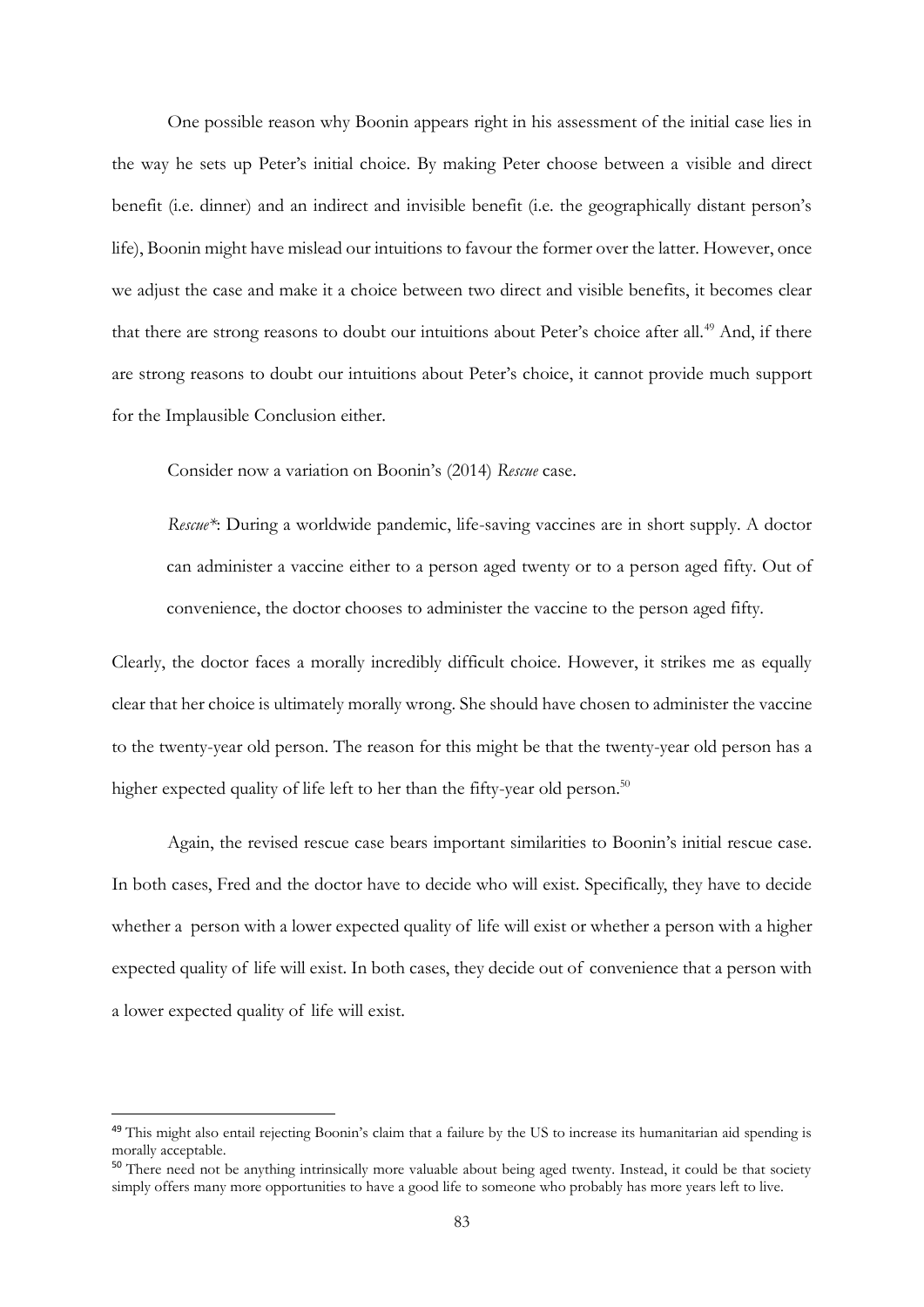One possible reason why Boonin appears right in his assessment of the initial case lies in the way he sets up Peter's initial choice. By making Peter choose between a visible and direct benefit (i.e. dinner) and an indirect and invisible benefit (i.e. the geographically distant person's life), Boonin might have mislead our intuitions to favour the former over the latter. However, once we adjust the case and make it a choice between two direct and visible benefits, it becomes clear that there are strong reasons to doubt our intuitions about Peter's choice after all.[49] And, if there are strong reasons to doubt our intuitions about Peter's choice, it cannot provide much support for the Implausible Conclusion either.

Consider now a variation on Boonin's (2014) *Rescue* case.

> *Rescue\**: During a worldwide pandemic, life-saving vaccines are in short supply. A doctor can administer a vaccine either to a person aged twenty or to a person aged fifty. Out of convenience, the doctor chooses to administer the vaccine to the person aged fifty.

Clearly, the doctor faces a morally incredibly difficult choice. However, it strikes me as equally clear that her choice is ultimately morally wrong. She should have chosen to administer the vaccine to the twenty-year old person. The reason for this might be that the twenty-year old person has a higher expected quality of life left to her than the fifty-year old person.[50]

Again, the revised rescue case bears important similarities to Boonin's initial rescue case. In both cases, Fred and the doctor have to decide who will exist. Specifically, they have to decide whether a person with a lower expected quality of life will exist or whether a person with a higher expected quality of life will exist. In both cases, they decide out of convenience that a person with a lower expected quality of life will exist.

---

[49] This might also entail rejecting Boonin's claim that a failure by the US to increase its humanitarian aid spending is morally acceptable.

[50] There need not be anything intrinsically more valuable about being aged twenty. Instead, it could be that society simply offers many more opportunities to have a good life to someone who probably has more years left to live.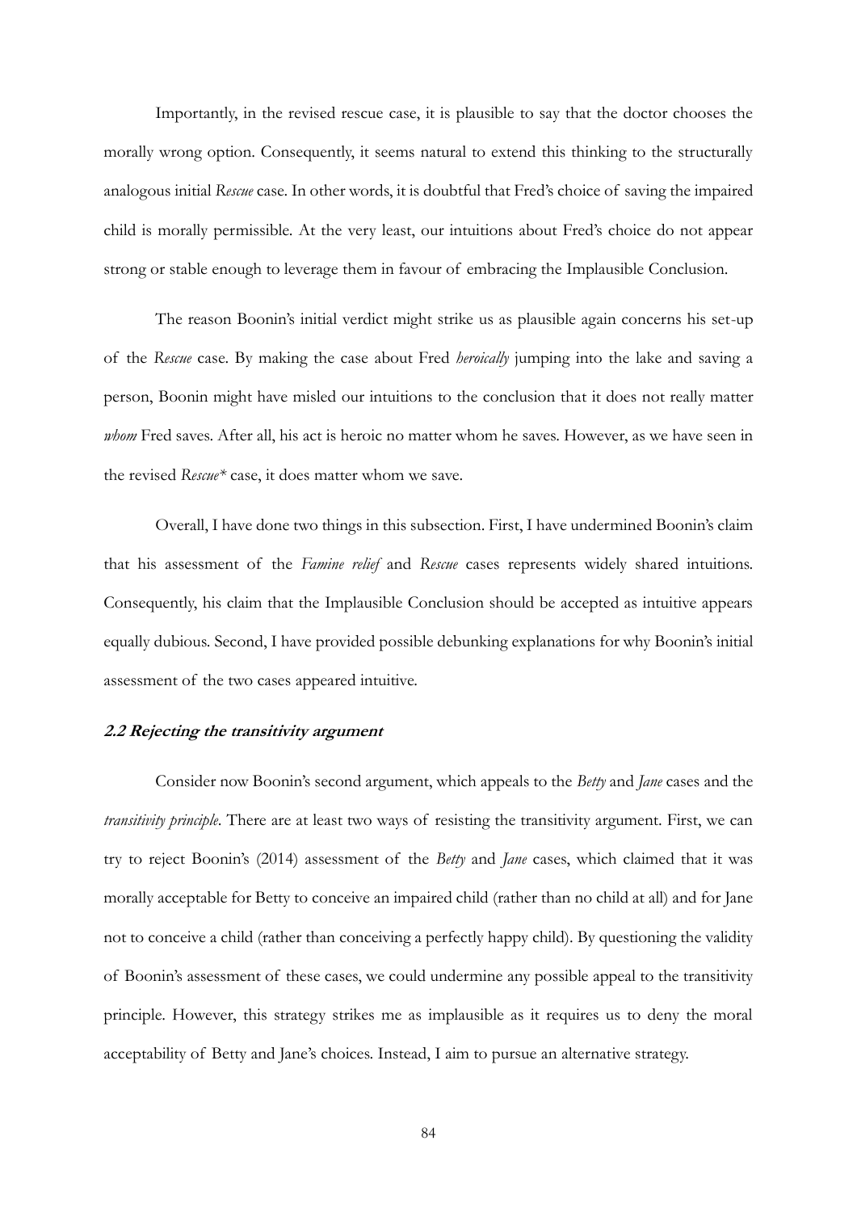Importantly, in the revised rescue case, it is plausible to say that the doctor chooses the morally wrong option. Consequently, it seems natural to extend this thinking to the structurally analogous initial *Rescue* case. In other words, it is doubtful that Fred's choice of saving the impaired child is morally permissible. At the very least, our intuitions about Fred's choice do not appear strong or stable enough to leverage them in favour of embracing the Implausible Conclusion.

The reason Boonin's initial verdict might strike us as plausible again concerns his set-up of the *Rescue* case. By making the case about Fred *heroically* jumping into the lake and saving a person, Boonin might have misled our intuitions to the conclusion that it does not really matter *whom* Fred saves. After all, his act is heroic no matter whom he saves. However, as we have seen in the revised *Rescue\** case, it does matter whom we save.

Overall, I have done two things in this subsection. First, I have undermined Boonin's claim that his assessment of the *Famine relief* and *Rescue* cases represents widely shared intuitions. Consequently, his claim that the Implausible Conclusion should be accepted as intuitive appears equally dubious. Second, I have provided possible debunking explanations for why Boonin's initial assessment of the two cases appeared intuitive.

### 2.2 Rejecting the transitivity argument

Consider now Boonin's second argument, which appeals to the *Betty* and *Jane* cases and the *transitivity principle*. There are at least two ways of resisting the transitivity argument. First, we can try to reject Boonin's (2014) assessment of the *Betty* and *Jane* cases, which claimed that it was morally acceptable for Betty to conceive an impaired child (rather than no child at all) and for Jane not to conceive a child (rather than conceiving a perfectly happy child). By questioning the validity of Boonin's assessment of these cases, we could undermine any possible appeal to the transitivity principle. However, this strategy strikes me as implausible as it requires us to deny the moral acceptability of Betty and Jane's choices. Instead, I aim to pursue an alternative strategy.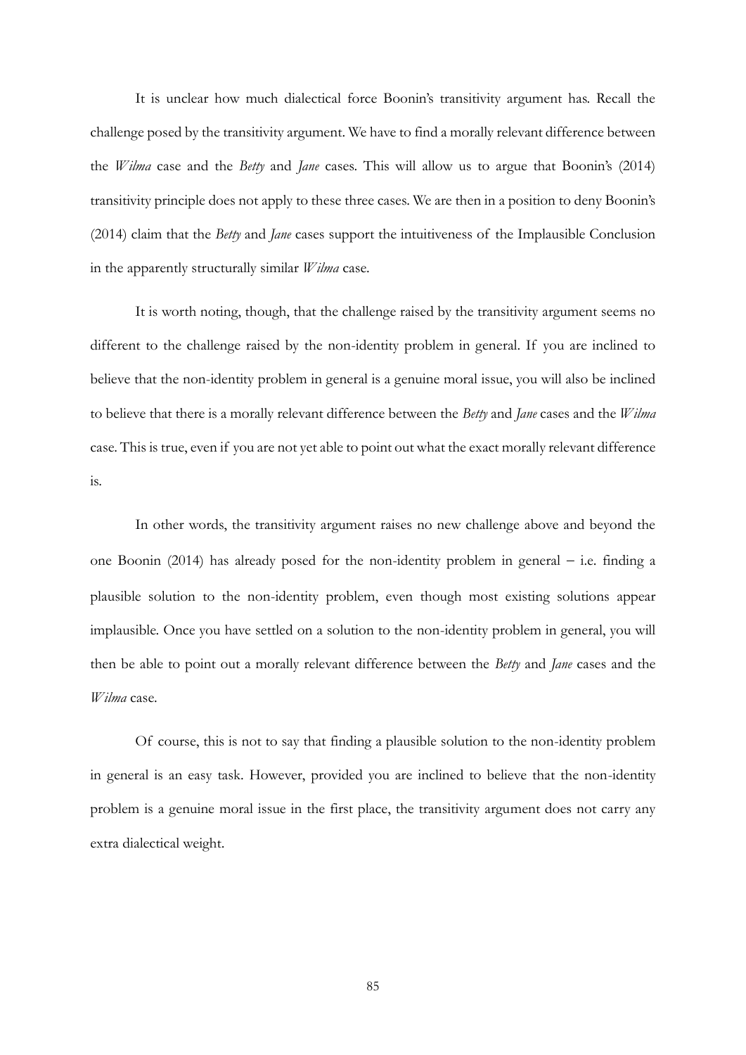It is unclear how much dialectical force Boonin's transitivity argument has. Recall the challenge posed by the transitivity argument. We have to find a morally relevant difference between the *Wilma* case and the *Betty* and *Jane* cases. This will allow us to argue that Boonin's (2014) transitivity principle does not apply to these three cases. We are then in a position to deny Boonin's (2014) claim that the *Betty* and *Jane* cases support the intuitiveness of the Implausible Conclusion in the apparently structurally similar *Wilma* case.

It is worth noting, though, that the challenge raised by the transitivity argument seems no different to the challenge raised by the non-identity problem in general. If you are inclined to believe that the non-identity problem in general is a genuine moral issue, you will also be inclined to believe that there is a morally relevant difference between the *Betty* and *Jane* cases and the *Wilma* case. This is true, even if you are not yet able to point out what the exact morally relevant difference is.

In other words, the transitivity argument raises no new challenge above and beyond the one Boonin (2014) has already posed for the non-identity problem in general – i.e. finding a plausible solution to the non-identity problem, even though most existing solutions appear implausible. Once you have settled on a solution to the non-identity problem in general, you will then be able to point out a morally relevant difference between the *Betty* and *Jane* cases and the *Wilma* case.

Of course, this is not to say that finding a plausible solution to the non-identity problem in general is an easy task. However, provided you are inclined to believe that the non-identity problem is a genuine moral issue in the first place, the transitivity argument does not carry any extra dialectical weight.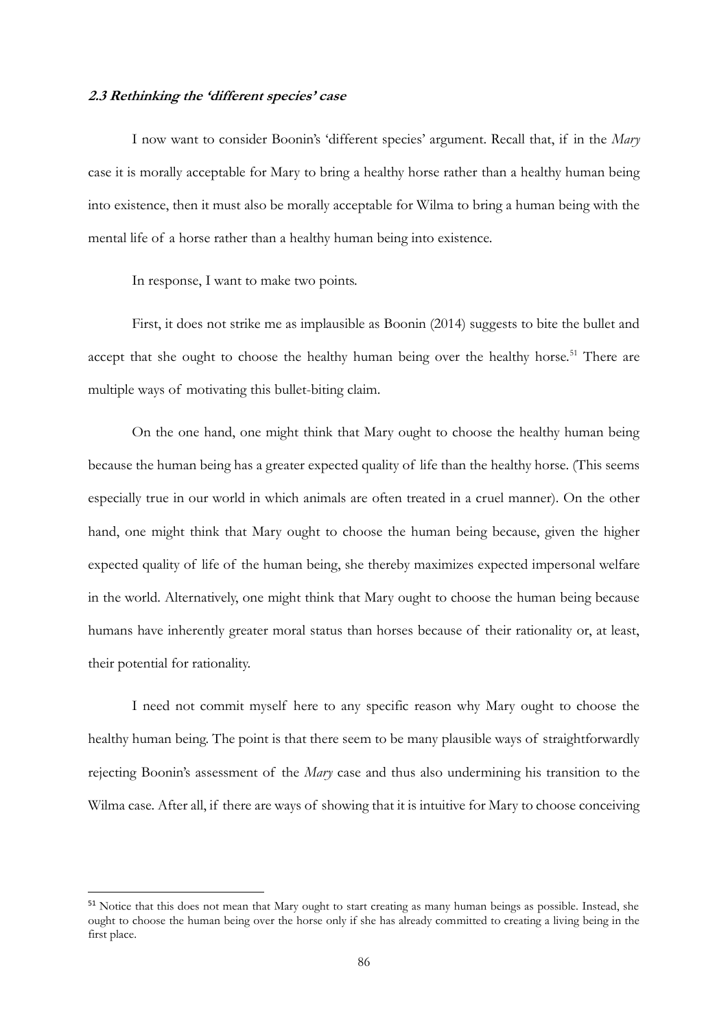### *2.3 Rethinking the 'different species' case*

I now want to consider Boonin's 'different species' argument. Recall that, if in the *Mary* case it is morally acceptable for Mary to bring a healthy horse rather than a healthy human being into existence, then it must also be morally acceptable for Wilma to bring a human being with the mental life of a horse rather than a healthy human being into existence.

In response, I want to make two points.

First, it does not strike me as implausible as Boonin (2014) suggests to bite the bullet and accept that she ought to choose the healthy human being over the healthy horse.[51] There are multiple ways of motivating this bullet-biting claim.

On the one hand, one might think that Mary ought to choose the healthy human being because the human being has a greater expected quality of life than the healthy horse. (This seems especially true in our world in which animals are often treated in a cruel manner). On the other hand, one might think that Mary ought to choose the human being because, given the higher expected quality of life of the human being, she thereby maximizes expected impersonal welfare in the world. Alternatively, one might think that Mary ought to choose the human being because humans have inherently greater moral status than horses because of their rationality or, at least, their potential for rationality.

I need not commit myself here to any specific reason why Mary ought to choose the healthy human being. The point is that there seem to be many plausible ways of straightforwardly rejecting Boonin's assessment of the *Mary* case and thus also undermining his transition to the Wilma case. After all, if there are ways of showing that it is intuitive for Mary to choose conceiving

---

[51] Notice that this does not mean that Mary ought to start creating as many human beings as possible. Instead, she ought to choose the human being over the horse only if she has already committed to creating a living being in the first place.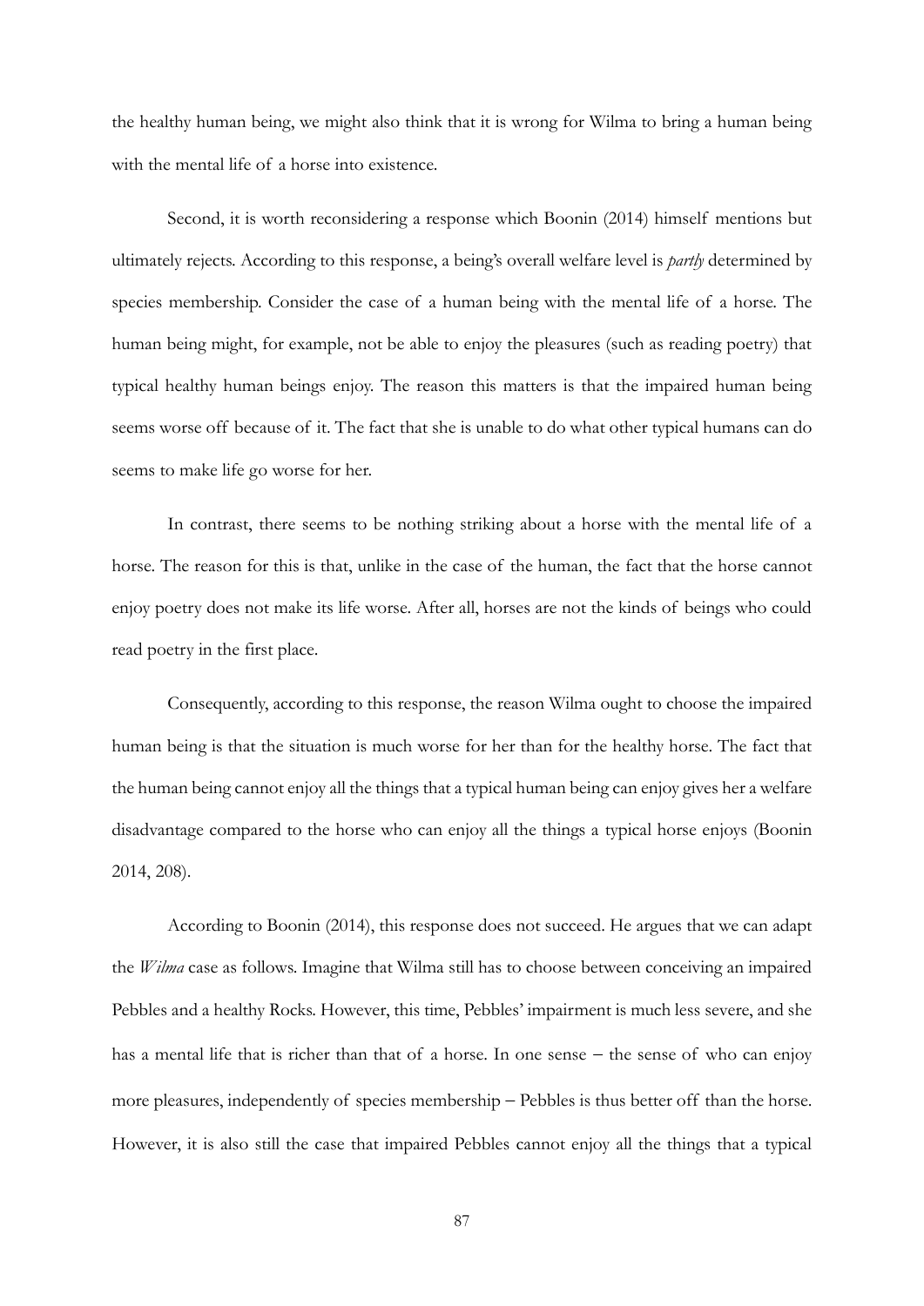the healthy human being, we might also think that it is wrong for Wilma to bring a human being with the mental life of a horse into existence.

Second, it is worth reconsidering a response which Boonin (2014) himself mentions but ultimately rejects. According to this response, a being's overall welfare level is *partly* determined by species membership. Consider the case of a human being with the mental life of a horse. The human being might, for example, not be able to enjoy the pleasures (such as reading poetry) that typical healthy human beings enjoy. The reason this matters is that the impaired human being seems worse off because of it. The fact that she is unable to do what other typical humans can do seems to make life go worse for her.

In contrast, there seems to be nothing striking about a horse with the mental life of a horse. The reason for this is that, unlike in the case of the human, the fact that the horse cannot enjoy poetry does not make its life worse. After all, horses are not the kinds of beings who could read poetry in the first place.

Consequently, according to this response, the reason Wilma ought to choose the impaired human being is that the situation is much worse for her than for the healthy horse. The fact that the human being cannot enjoy all the things that a typical human being can enjoy gives her a welfare disadvantage compared to the horse who can enjoy all the things a typical horse enjoys (Boonin 2014, 208).

According to Boonin (2014), this response does not succeed. He argues that we can adapt the *Wilma* case as follows. Imagine that Wilma still has to choose between conceiving an impaired Pebbles and a healthy Rocks. However, this time, Pebbles' impairment is much less severe, and she has a mental life that is richer than that of a horse. In one sense – the sense of who can enjoy more pleasures, independently of species membership – Pebbles is thus better off than the horse. However, it is also still the case that impaired Pebbles cannot enjoy all the things that a typical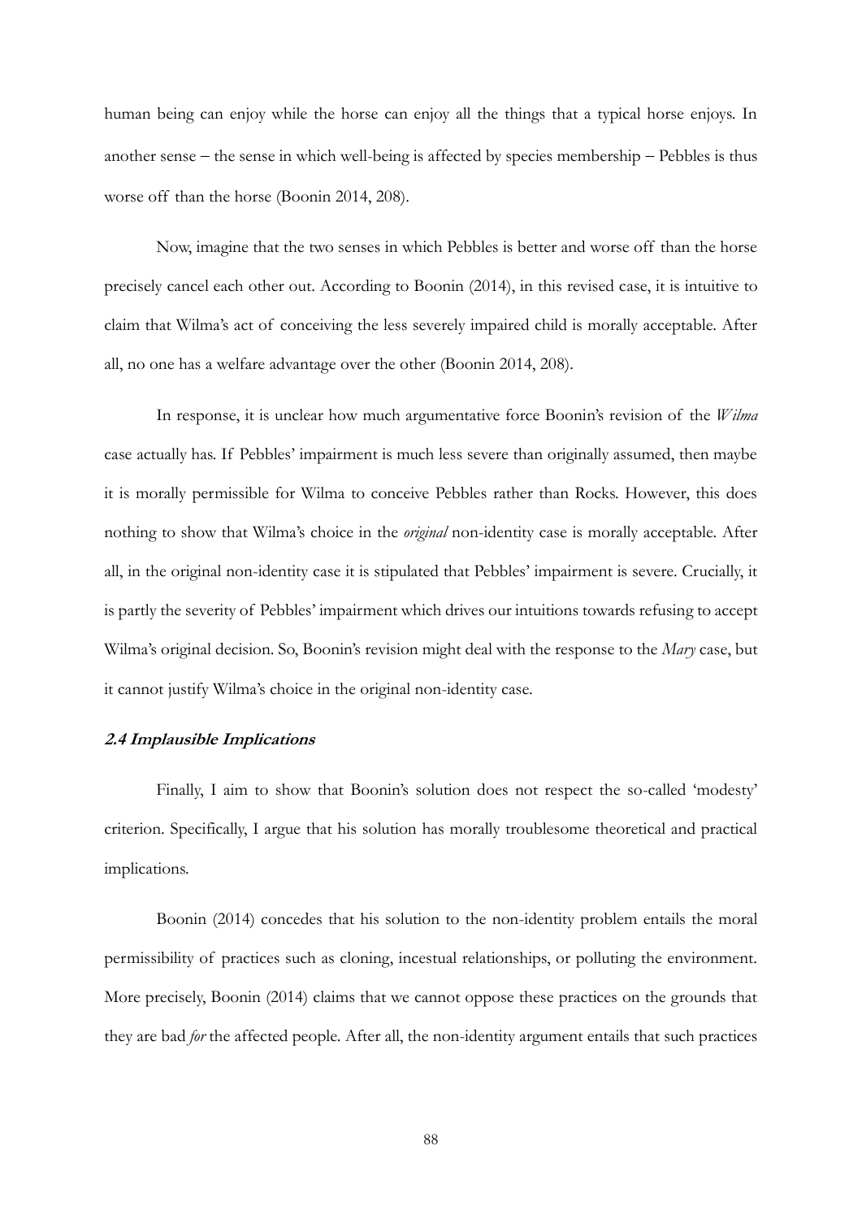human being can enjoy while the horse can enjoy all the things that a typical horse enjoys. In another sense – the sense in which well-being is affected by species membership – Pebbles is thus worse off than the horse (Boonin 2014, 208).

Now, imagine that the two senses in which Pebbles is better and worse off than the horse precisely cancel each other out. According to Boonin (2014), in this revised case, it is intuitive to claim that Wilma's act of conceiving the less severely impaired child is morally acceptable. After all, no one has a welfare advantage over the other (Boonin 2014, 208).

In response, it is unclear how much argumentative force Boonin's revision of the *Wilma* case actually has. If Pebbles' impairment is much less severe than originally assumed, then maybe it is morally permissible for Wilma to conceive Pebbles rather than Rocks. However, this does nothing to show that Wilma's choice in the *original* non-identity case is morally acceptable. After all, in the original non-identity case it is stipulated that Pebbles' impairment is severe. Crucially, it is partly the severity of Pebbles' impairment which drives our intuitions towards refusing to accept Wilma's original decision. So, Boonin's revision might deal with the response to the *Mary* case, but it cannot justify Wilma's choice in the original non-identity case.

### *2.4 Implausible Implications*

Finally, I aim to show that Boonin's solution does not respect the so-called 'modesty' criterion. Specifically, I argue that his solution has morally troublesome theoretical and practical implications.

Boonin (2014) concedes that his solution to the non-identity problem entails the moral permissibility of practices such as cloning, incestual relationships, or polluting the environment. More precisely, Boonin (2014) claims that we cannot oppose these practices on the grounds that they are bad *for* the affected people. After all, the non-identity argument entails that such practices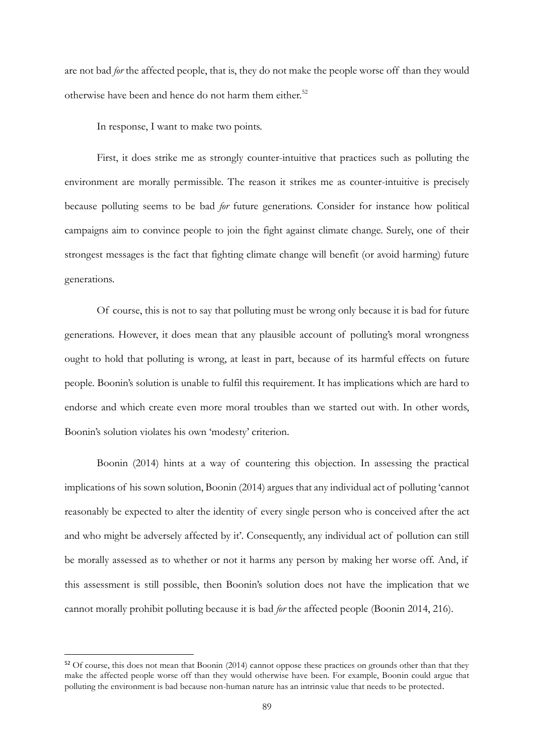are not bad *for* the affected people, that is, they do not make the people worse off than they would otherwise have been and hence do not harm them either.[52]

In response, I want to make two points.

First, it does strike me as strongly counter-intuitive that practices such as polluting the environment are morally permissible. The reason it strikes me as counter-intuitive is precisely because polluting seems to be bad *for* future generations. Consider for instance how political campaigns aim to convince people to join the fight against climate change. Surely, one of their strongest messages is the fact that fighting climate change will benefit (or avoid harming) future generations.

Of course, this is not to say that polluting must be wrong only because it is bad for future generations. However, it does mean that any plausible account of polluting's moral wrongness ought to hold that polluting is wrong, at least in part, because of its harmful effects on future people. Boonin's solution is unable to fulfil this requirement. It has implications which are hard to endorse and which create even more moral troubles than we started out with. In other words, Boonin's solution violates his own 'modesty' criterion.

Boonin (2014) hints at a way of countering this objection. In assessing the practical implications of his sown solution, Boonin (2014) argues that any individual act of polluting 'cannot reasonably be expected to alter the identity of every single person who is conceived after the act and who might be adversely affected by it'. Consequently, any individual act of pollution can still be morally assessed as to whether or not it harms any person by making her worse off. And, if this assessment is still possible, then Boonin's solution does not have the implication that we cannot morally prohibit polluting because it is bad *for* the affected people (Boonin 2014, 216).

---

[52] Of course, this does not mean that Boonin (2014) cannot oppose these practices on grounds other than that they make the affected people worse off than they would otherwise have been. For example, Boonin could argue that polluting the environment is bad because non-human nature has an intrinsic value that needs to be protected.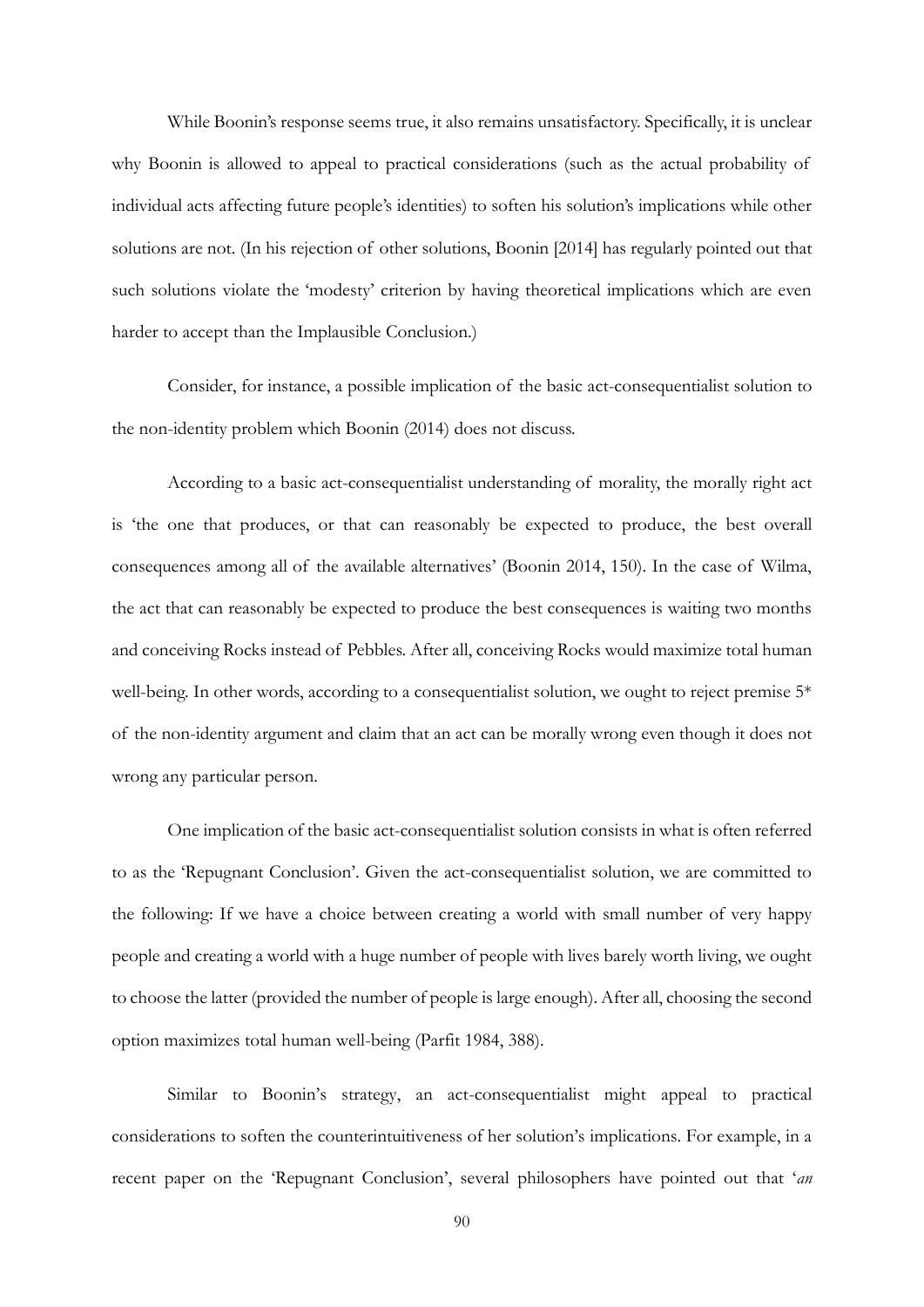While Boonin's response seems true, it also remains unsatisfactory. Specifically, it is unclear why Boonin is allowed to appeal to practical considerations (such as the actual probability of individual acts affecting future people's identities) to soften his solution's implications while other solutions are not. (In his rejection of other solutions, Boonin [2014] has regularly pointed out that such solutions violate the 'modesty' criterion by having theoretical implications which are even harder to accept than the Implausible Conclusion.)

Consider, for instance, a possible implication of the basic act-consequentialist solution to the non-identity problem which Boonin (2014) does not discuss.

According to a basic act-consequentialist understanding of morality, the morally right act is 'the one that produces, or that can reasonably be expected to produce, the best overall consequences among all of the available alternatives' (Boonin 2014, 150). In the case of Wilma, the act that can reasonably be expected to produce the best consequences is waiting two months and conceiving Rocks instead of Pebbles. After all, conceiving Rocks would maximize total human well-being. In other words, according to a consequentialist solution, we ought to reject premise 5* of the non-identity argument and claim that an act can be morally wrong even though it does not wrong any particular person.

One implication of the basic act-consequentialist solution consists in what is often referred to as the 'Repugnant Conclusion'. Given the act-consequentialist solution, we are committed to the following: If we have a choice between creating a world with small number of very happy people and creating a world with a huge number of people with lives barely worth living, we ought to choose the latter (provided the number of people is large enough). After all, choosing the second option maximizes total human well-being (Parfit 1984, 388).

Similar to Boonin's strategy, an act-consequentialist might appeal to practical considerations to soften the counterintuitiveness of her solution's implications. For example, in a recent paper on the 'Repugnant Conclusion', several philosophers have pointed out that '*an*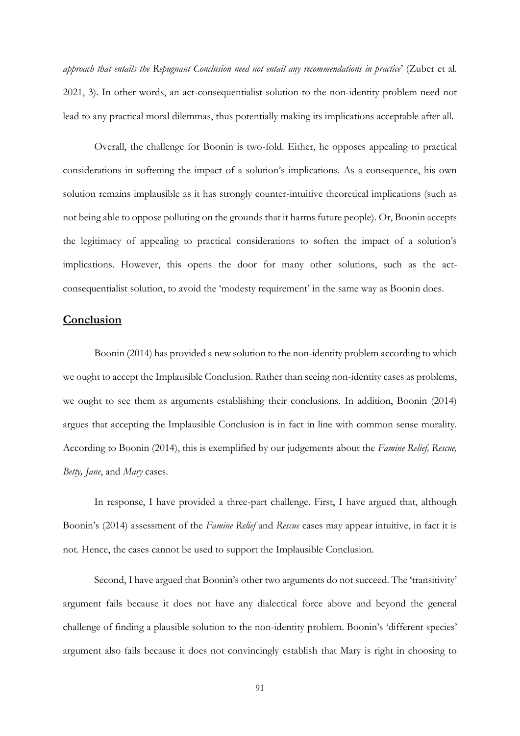*approach that entails the Repugnant Conclusion need not entail any recommendations in practice*' (Zuber et al. 2021, 3). In other words, an act-consequentialist solution to the non-identity problem need not lead to any practical moral dilemmas, thus potentially making its implications acceptable after all.

Overall, the challenge for Boonin is two-fold. Either, he opposes appealing to practical considerations in softening the impact of a solution's implications. As a consequence, his own solution remains implausible as it has strongly counter-intuitive theoretical implications (such as not being able to oppose polluting on the grounds that it harms future people). Or, Boonin accepts the legitimacy of appealing to practical considerations to soften the impact of a solution's implications. However, this opens the door for many other solutions, such as the act-consequentialist solution, to avoid the 'modesty requirement' in the same way as Boonin does.

## Conclusion

Boonin (2014) has provided a new solution to the non-identity problem according to which we ought to accept the Implausible Conclusion. Rather than seeing non-identity cases as problems, we ought to see them as arguments establishing their conclusions. In addition, Boonin (2014) argues that accepting the Implausible Conclusion is in fact in line with common sense morality. According to Boonin (2014), this is exemplified by our judgements about the *Famine Relief, Rescue, Betty, Jane*, and *Mary* cases.

In response, I have provided a three-part challenge. First, I have argued that, although Boonin's (2014) assessment of the *Famine Relief* and *Rescue* cases may appear intuitive, in fact it is not. Hence, the cases cannot be used to support the Implausible Conclusion.

Second, I have argued that Boonin's other two arguments do not succeed. The 'transitivity' argument fails because it does not have any dialectical force above and beyond the general challenge of finding a plausible solution to the non-identity problem. Boonin's 'different species' argument also fails because it does not convincingly establish that Mary is right in choosing to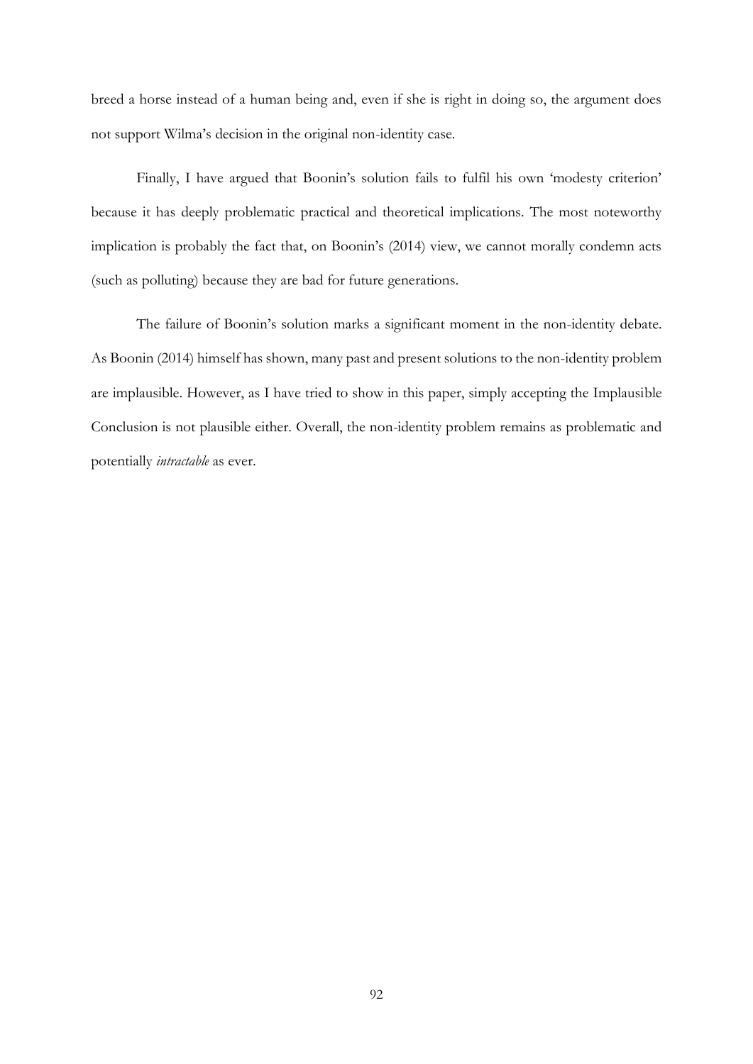breed a horse instead of a human being and, even if she is right in doing so, the argument does not support Wilma's decision in the original non-identity case.

Finally, I have argued that Boonin's solution fails to fulfil his own 'modesty criterion' because it has deeply problematic practical and theoretical implications. The most noteworthy implication is probably the fact that, on Boonin's (2014) view, we cannot morally condemn acts (such as polluting) because they are bad for future generations.

The failure of Boonin's solution marks a significant moment in the non-identity debate. As Boonin (2014) himself has shown, many past and present solutions to the non-identity problem are implausible. However, as I have tried to show in this paper, simply accepting the Implausible Conclusion is not plausible either. Overall, the non-identity problem remains as problematic and potentially *intractable* as ever.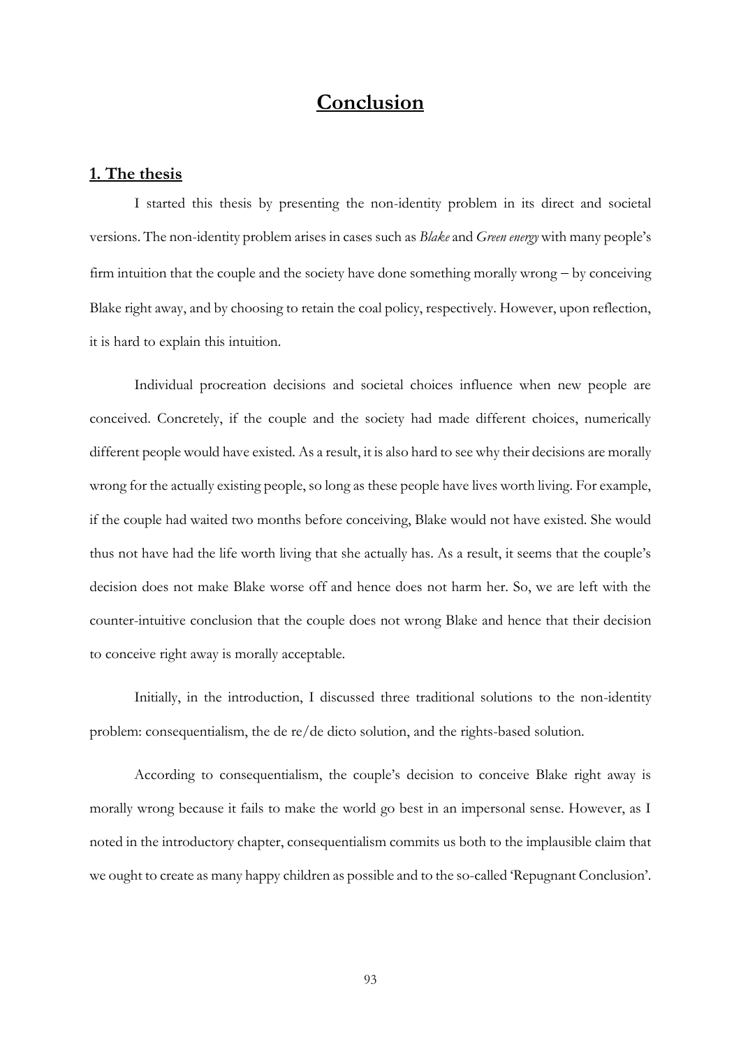# Conclusion

## 1. The thesis

I started this thesis by presenting the non-identity problem in its direct and societal versions. The non-identity problem arises in cases such as *Blake* and *Green energy* with many people's firm intuition that the couple and the society have done something morally wrong – by conceiving Blake right away, and by choosing to retain the coal policy, respectively. However, upon reflection, it is hard to explain this intuition.

Individual procreation decisions and societal choices influence when new people are conceived. Concretely, if the couple and the society had made different choices, numerically different people would have existed. As a result, it is also hard to see why their decisions are morally wrong for the actually existing people, so long as these people have lives worth living. For example, if the couple had waited two months before conceiving, Blake would not have existed. She would thus not have had the life worth living that she actually has. As a result, it seems that the couple's decision does not make Blake worse off and hence does not harm her. So, we are left with the counter-intuitive conclusion that the couple does not wrong Blake and hence that their decision to conceive right away is morally acceptable.

Initially, in the introduction, I discussed three traditional solutions to the non-identity problem: consequentialism, the de re/de dicto solution, and the rights-based solution.

According to consequentialism, the couple's decision to conceive Blake right away is morally wrong because it fails to make the world go best in an impersonal sense. However, as I noted in the introductory chapter, consequentialism commits us both to the implausible claim that we ought to create as many happy children as possible and to the so-called 'Repugnant Conclusion'.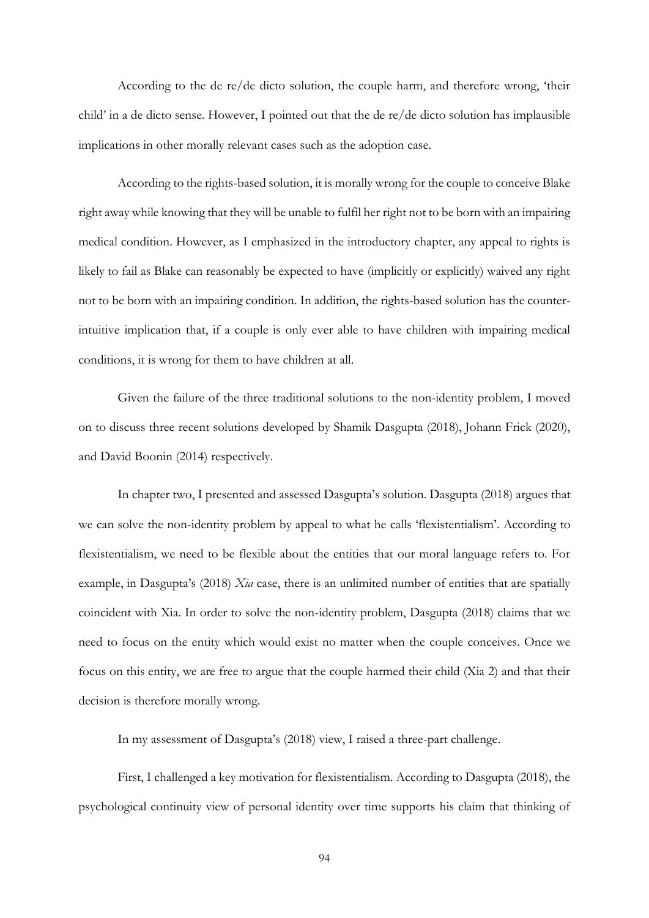According to the de re/de dicto solution, the couple harm, and therefore wrong, 'their child' in a de dicto sense. However, I pointed out that the de re/de dicto solution has implausible implications in other morally relevant cases such as the adoption case.

According to the rights-based solution, it is morally wrong for the couple to conceive Blake right away while knowing that they will be unable to fulfil her right not to be born with an impairing medical condition. However, as I emphasized in the introductory chapter, any appeal to rights is likely to fail as Blake can reasonably be expected to have (implicitly or explicitly) waived any right not to be born with an impairing condition. In addition, the rights-based solution has the counter-intuitive implication that, if a couple is only ever able to have children with impairing medical conditions, it is wrong for them to have children at all.

Given the failure of the three traditional solutions to the non-identity problem, I moved on to discuss three recent solutions developed by Shamik Dasgupta (2018), Johann Frick (2020), and David Boonin (2014) respectively.

In chapter two, I presented and assessed Dasgupta's solution. Dasgupta (2018) argues that we can solve the non-identity problem by appeal to what he calls 'flexistentialism'. According to flexistentialism, we need to be flexible about the entities that our moral language refers to. For example, in Dasgupta's (2018) *Xia* case, there is an unlimited number of entities that are spatially coincident with Xia. In order to solve the non-identity problem, Dasgupta (2018) claims that we need to focus on the entity which would exist no matter when the couple conceives. Once we focus on this entity, we are free to argue that the couple harmed their child (Xia 2) and that their decision is therefore morally wrong.

In my assessment of Dasgupta's (2018) view, I raised a three-part challenge.

First, I challenged a key motivation for flexistentialism. According to Dasgupta (2018), the psychological continuity view of personal identity over time supports his claim that thinking of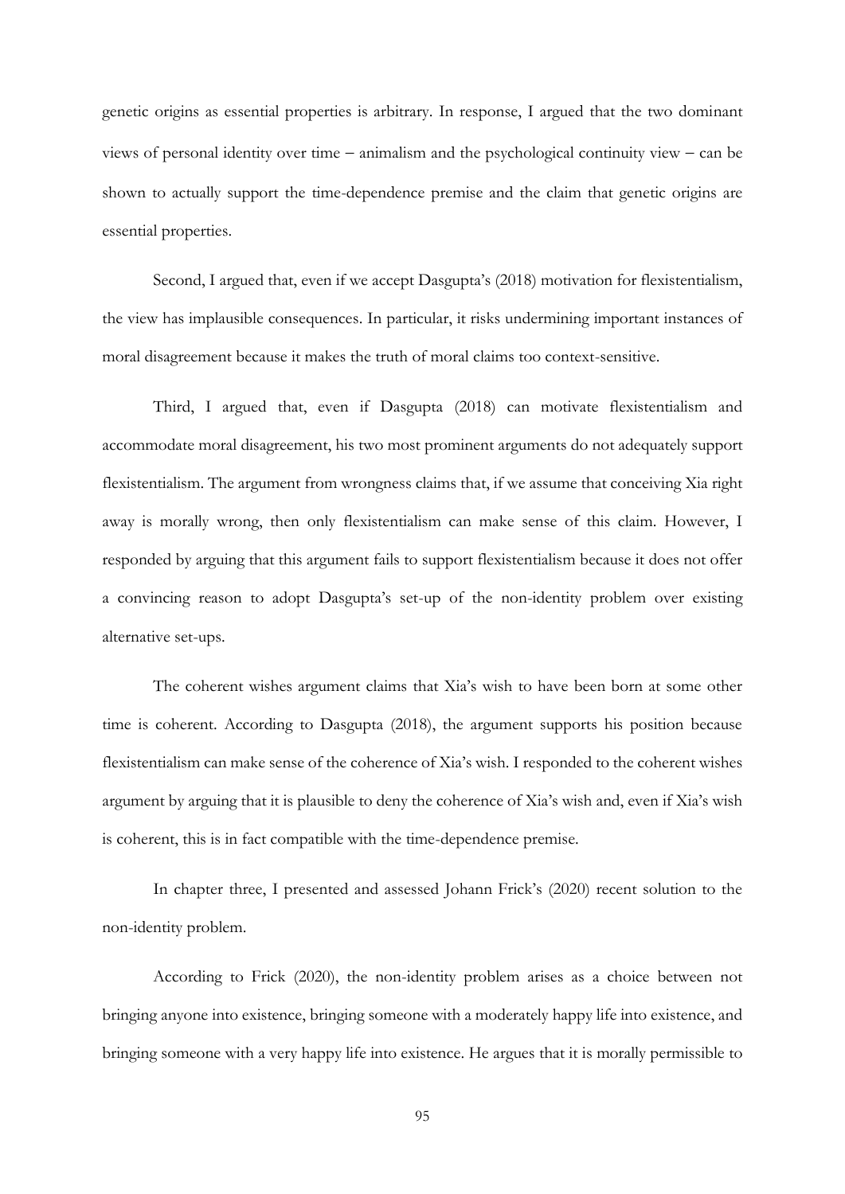genetic origins as essential properties is arbitrary. In response, I argued that the two dominant views of personal identity over time – animalism and the psychological continuity view – can be shown to actually support the time-dependence premise and the claim that genetic origins are essential properties.

Second, I argued that, even if we accept Dasgupta's (2018) motivation for flexistentialism, the view has implausible consequences. In particular, it risks undermining important instances of moral disagreement because it makes the truth of moral claims too context-sensitive.

Third, I argued that, even if Dasgupta (2018) can motivate flexistentialism and accommodate moral disagreement, his two most prominent arguments do not adequately support flexistentialism. The argument from wrongness claims that, if we assume that conceiving Xia right away is morally wrong, then only flexistentialism can make sense of this claim. However, I responded by arguing that this argument fails to support flexistentialism because it does not offer a convincing reason to adopt Dasgupta's set-up of the non-identity problem over existing alternative set-ups.

The coherent wishes argument claims that Xia's wish to have been born at some other time is coherent. According to Dasgupta (2018), the argument supports his position because flexistentialism can make sense of the coherence of Xia's wish. I responded to the coherent wishes argument by arguing that it is plausible to deny the coherence of Xia's wish and, even if Xia's wish is coherent, this is in fact compatible with the time-dependence premise.

In chapter three, I presented and assessed Johann Frick's (2020) recent solution to the non-identity problem.

According to Frick (2020), the non-identity problem arises as a choice between not bringing anyone into existence, bringing someone with a moderately happy life into existence, and bringing someone with a very happy life into existence. He argues that it is morally permissible to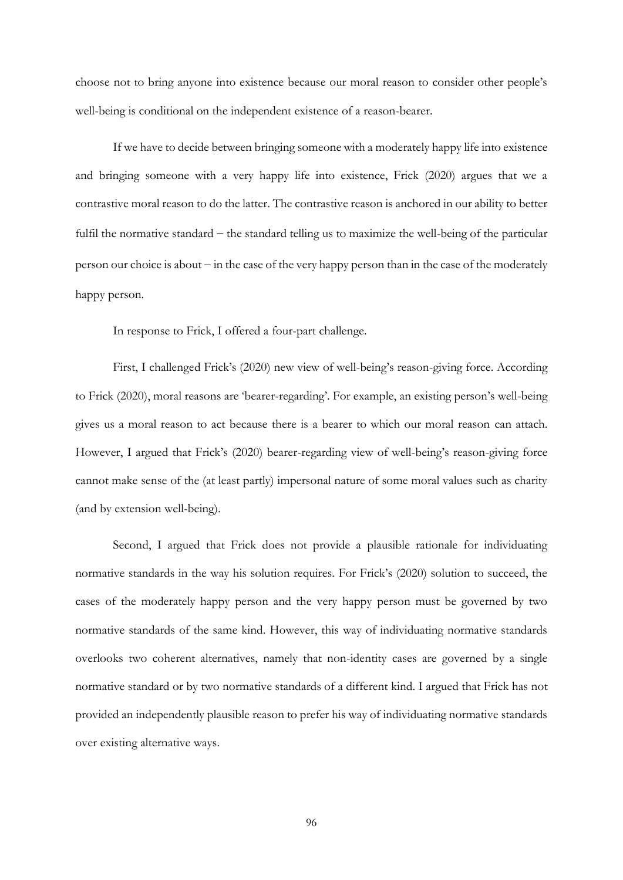choose not to bring anyone into existence because our moral reason to consider other people's well-being is conditional on the independent existence of a reason-bearer.

If we have to decide between bringing someone with a moderately happy life into existence and bringing someone with a very happy life into existence, Frick (2020) argues that we a contrastive moral reason to do the latter. The contrastive reason is anchored in our ability to better fulfil the normative standard – the standard telling us to maximize the well-being of the particular person our choice is about – in the case of the very happy person than in the case of the moderately happy person.

In response to Frick, I offered a four-part challenge.

First, I challenged Frick's (2020) new view of well-being's reason-giving force. According to Frick (2020), moral reasons are 'bearer-regarding'. For example, an existing person's well-being gives us a moral reason to act because there is a bearer to which our moral reason can attach. However, I argued that Frick's (2020) bearer-regarding view of well-being's reason-giving force cannot make sense of the (at least partly) impersonal nature of some moral values such as charity (and by extension well-being).

Second, I argued that Frick does not provide a plausible rationale for individuating normative standards in the way his solution requires. For Frick's (2020) solution to succeed, the cases of the moderately happy person and the very happy person must be governed by two normative standards of the same kind. However, this way of individuating normative standards overlooks two coherent alternatives, namely that non-identity cases are governed by a single normative standard or by two normative standards of a different kind. I argued that Frick has not provided an independently plausible reason to prefer his way of individuating normative standards over existing alternative ways.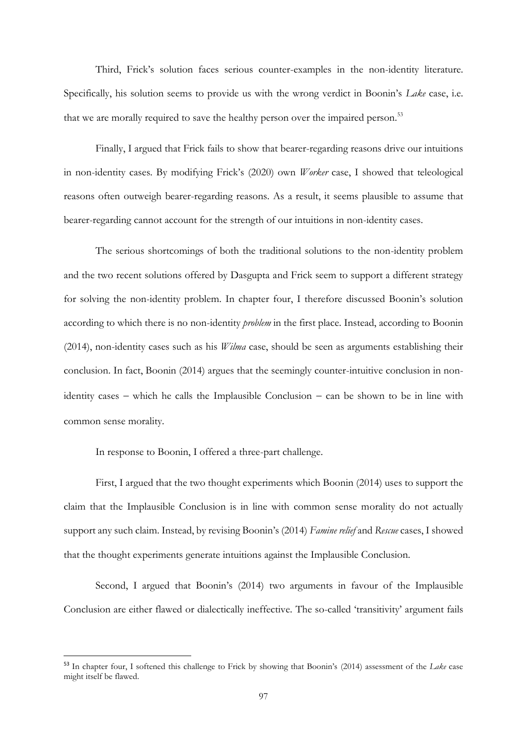Third, Frick's solution faces serious counter-examples in the non-identity literature. Specifically, his solution seems to provide us with the wrong verdict in Boonin's *Lake* case, i.e. that we are morally required to save the healthy person over the impaired person.[53]

Finally, I argued that Frick fails to show that bearer-regarding reasons drive our intuitions in non-identity cases. By modifying Frick's (2020) own *Worker* case, I showed that teleological reasons often outweigh bearer-regarding reasons. As a result, it seems plausible to assume that bearer-regarding cannot account for the strength of our intuitions in non-identity cases.

The serious shortcomings of both the traditional solutions to the non-identity problem and the two recent solutions offered by Dasgupta and Frick seem to support a different strategy for solving the non-identity problem. In chapter four, I therefore discussed Boonin's solution according to which there is no non-identity *problem* in the first place. Instead, according to Boonin (2014), non-identity cases such as his *Wilma* case, should be seen as arguments establishing their conclusion. In fact, Boonin (2014) argues that the seemingly counter-intuitive conclusion in non-identity cases – which he calls the Implausible Conclusion – can be shown to be in line with common sense morality.

In response to Boonin, I offered a three-part challenge.

First, I argued that the two thought experiments which Boonin (2014) uses to support the claim that the Implausible Conclusion is in line with common sense morality do not actually support any such claim. Instead, by revising Boonin's (2014) *Famine relief* and *Rescue* cases, I showed that the thought experiments generate intuitions against the Implausible Conclusion.

Second, I argued that Boonin's (2014) two arguments in favour of the Implausible Conclusion are either flawed or dialectically ineffective. The so-called 'transitivity' argument fails

[53] In chapter four, I softened this challenge to Frick by showing that Boonin's (2014) assessment of the *Lake* case might itself be flawed.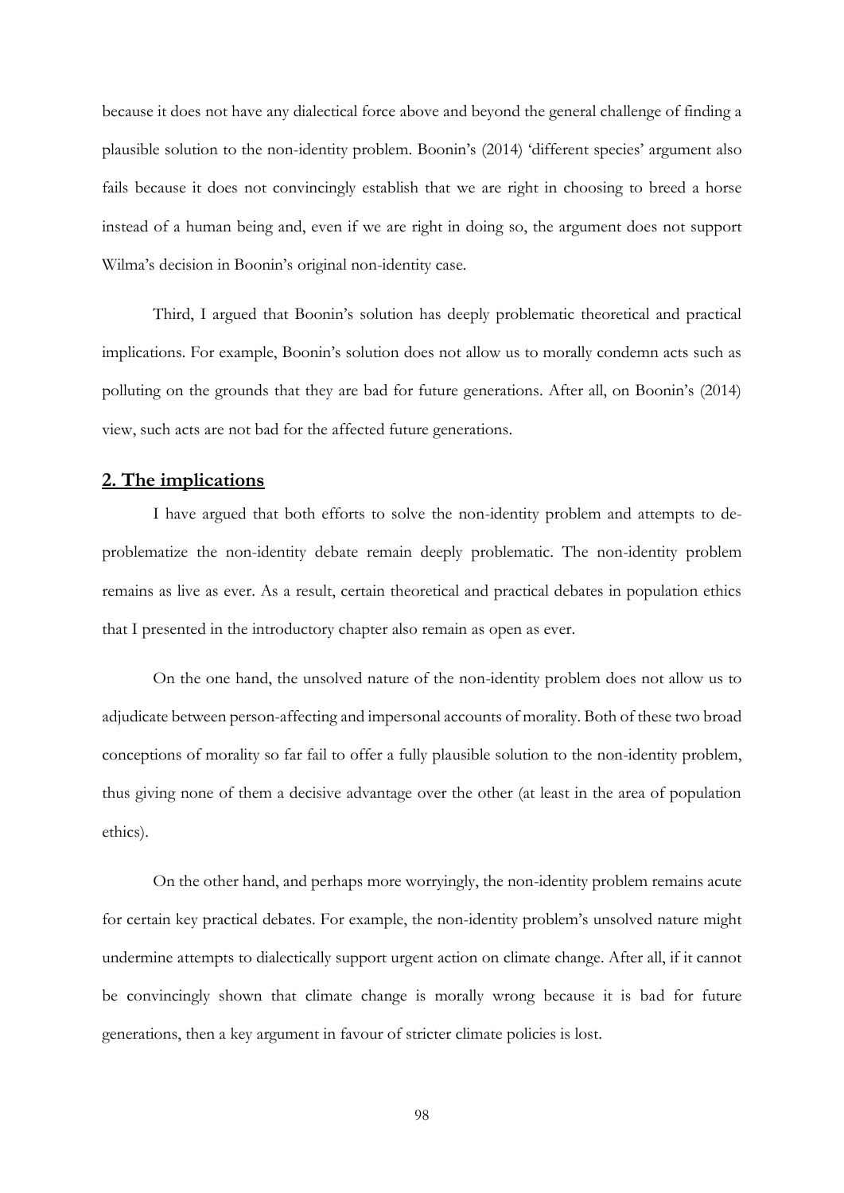because it does not have any dialectical force above and beyond the general challenge of finding a plausible solution to the non-identity problem. Boonin's (2014) 'different species' argument also fails because it does not convincingly establish that we are right in choosing to breed a horse instead of a human being and, even if we are right in doing so, the argument does not support Wilma's decision in Boonin's original non-identity case.

Third, I argued that Boonin's solution has deeply problematic theoretical and practical implications. For example, Boonin's solution does not allow us to morally condemn acts such as polluting on the grounds that they are bad for future generations. After all, on Boonin's (2014) view, such acts are not bad for the affected future generations.

## 2. The implications

I have argued that both efforts to solve the non-identity problem and attempts to de-problematize the non-identity debate remain deeply problematic. The non-identity problem remains as live as ever. As a result, certain theoretical and practical debates in population ethics that I presented in the introductory chapter also remain as open as ever.

On the one hand, the unsolved nature of the non-identity problem does not allow us to adjudicate between person-affecting and impersonal accounts of morality. Both of these two broad conceptions of morality so far fail to offer a fully plausible solution to the non-identity problem, thus giving none of them a decisive advantage over the other (at least in the area of population ethics).

On the other hand, and perhaps more worryingly, the non-identity problem remains acute for certain key practical debates. For example, the non-identity problem's unsolved nature might undermine attempts to dialectically support urgent action on climate change. After all, if it cannot be convincingly shown that climate change is morally wrong because it is bad for future generations, then a key argument in favour of stricter climate policies is lost.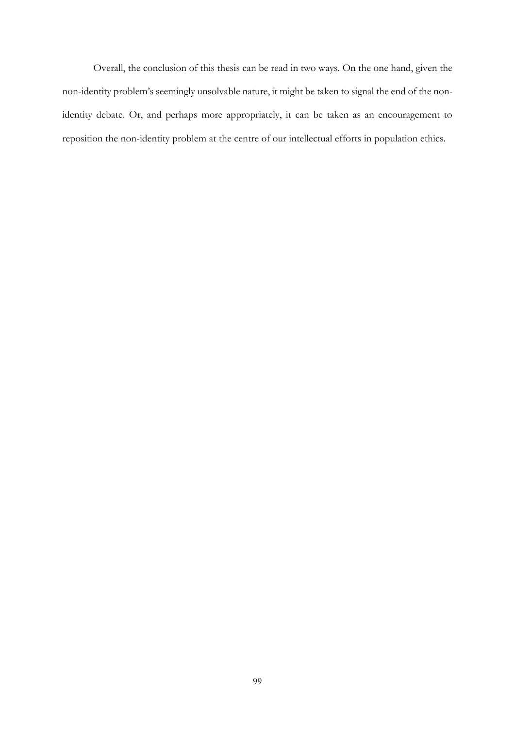Overall, the conclusion of this thesis can be read in two ways. On the one hand, given the non-identity problem's seemingly unsolvable nature, it might be taken to signal the end of the non-identity debate. Or, and perhaps more appropriately, it can be taken as an encouragement to reposition the non-identity problem at the centre of our intellectual efforts in population ethics.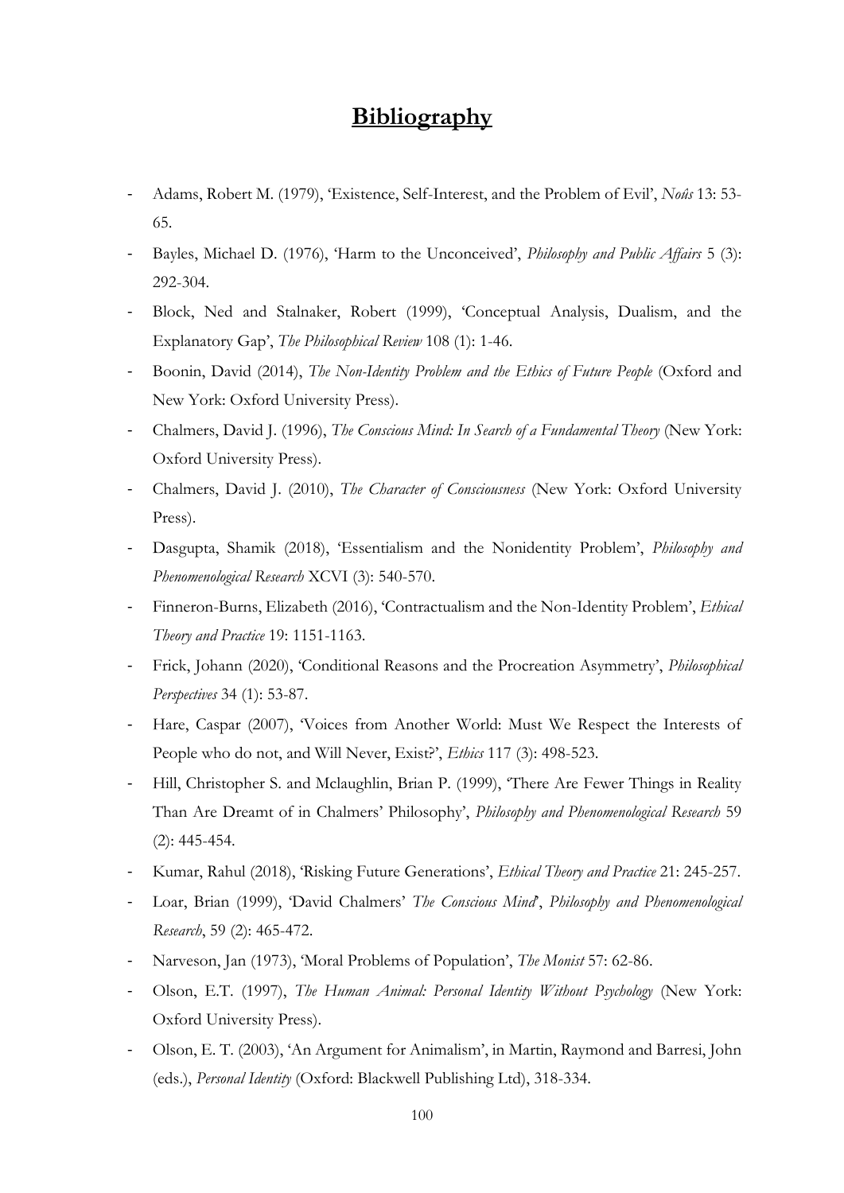# **Bibliography**

- Adams, Robert M. (1979), 'Existence, Self-Interest, and the Problem of Evil', *Noûs* 13: 53-65.
- Bayles, Michael D. (1976), 'Harm to the Unconceived', *Philosophy and Public Affairs* 5 (3): 292-304.
- Block, Ned and Stalnaker, Robert (1999), 'Conceptual Analysis, Dualism, and the Explanatory Gap', *The Philosophical Review* 108 (1): 1-46.
- Boonin, David (2014), *The Non-Identity Problem and the Ethics of Future People* (Oxford and New York: Oxford University Press).
- Chalmers, David J. (1996), *The Conscious Mind: In Search of a Fundamental Theory* (New York: Oxford University Press).
- Chalmers, David J. (2010), *The Character of Consciousness* (New York: Oxford University Press).
- Dasgupta, Shamik (2018), 'Essentialism and the Nonidentity Problem', *Philosophy and Phenomenological Research* XCVI (3): 540-570.
- Finneron-Burns, Elizabeth (2016), 'Contractualism and the Non-Identity Problem', *Ethical Theory and Practice* 19: 1151-1163.
- Frick, Johann (2020), 'Conditional Reasons and the Procreation Asymmetry', *Philosophical Perspectives* 34 (1): 53-87.
- Hare, Caspar (2007), 'Voices from Another World: Must We Respect the Interests of People who do not, and Will Never, Exist?', *Ethics* 117 (3): 498-523.
- Hill, Christopher S. and Mclaughlin, Brian P. (1999), 'There Are Fewer Things in Reality Than Are Dreamt of in Chalmers' Philosophy', *Philosophy and Phenomenological Research* 59 (2): 445-454.
- Kumar, Rahul (2018), 'Risking Future Generations', *Ethical Theory and Practice* 21: 245-257.
- Loar, Brian (1999), 'David Chalmers' *The Conscious Mind*', *Philosophy and Phenomenological Research*, 59 (2): 465-472.
- Narveson, Jan (1973), 'Moral Problems of Population', *The Monist* 57: 62-86.
- Olson, E.T. (1997), *The Human Animal: Personal Identity Without Psychology* (New York: Oxford University Press).
- Olson, E. T. (2003), 'An Argument for Animalism', in Martin, Raymond and Barresi, John (eds.), *Personal Identity* (Oxford: Blackwell Publishing Ltd), 318-334.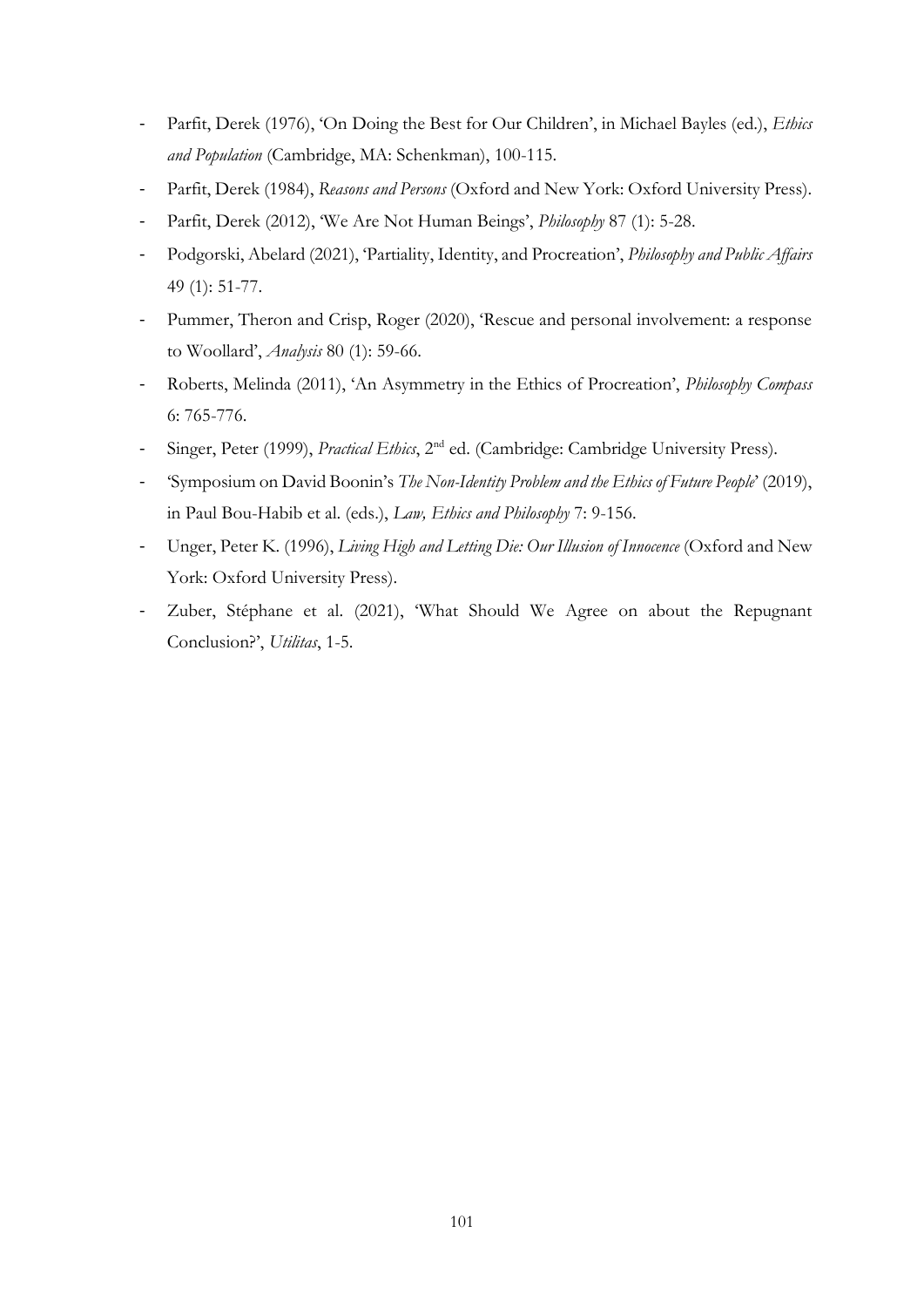- Parfit, Derek (1976), 'On Doing the Best for Our Children', in Michael Bayles (ed.), *Ethics and Population* (Cambridge, MA: Schenkman), 100-115.
- Parfit, Derek (1984), *Reasons and Persons* (Oxford and New York: Oxford University Press).
- Parfit, Derek (2012), 'We Are Not Human Beings', *Philosophy* 87 (1): 5-28.
- Podgorski, Abelard (2021), 'Partiality, Identity, and Procreation', *Philosophy and Public Affairs* 49 (1): 51-77.
- Pummer, Theron and Crisp, Roger (2020), 'Rescue and personal involvement: a response to Woollard', *Analysis* 80 (1): 59-66.
- Roberts, Melinda (2011), 'An Asymmetry in the Ethics of Procreation', *Philosophy Compass* 6: 765-776.
- Singer, Peter (1999), *Practical Ethics*, 2nd ed. (Cambridge: Cambridge University Press).
- 'Symposium on David Boonin's *The Non-Identity Problem and the Ethics of Future People*' (2019), in Paul Bou-Habib et al. (eds.), *Law, Ethics and Philosophy* 7: 9-156.
- Unger, Peter K. (1996), *Living High and Letting Die: Our Illusion of Innocence* (Oxford and New York: Oxford University Press).
- Zuber, Stéphane et al. (2021), 'What Should We Agree on about the Repugnant Conclusion?', *Utilitas*, 1-5.